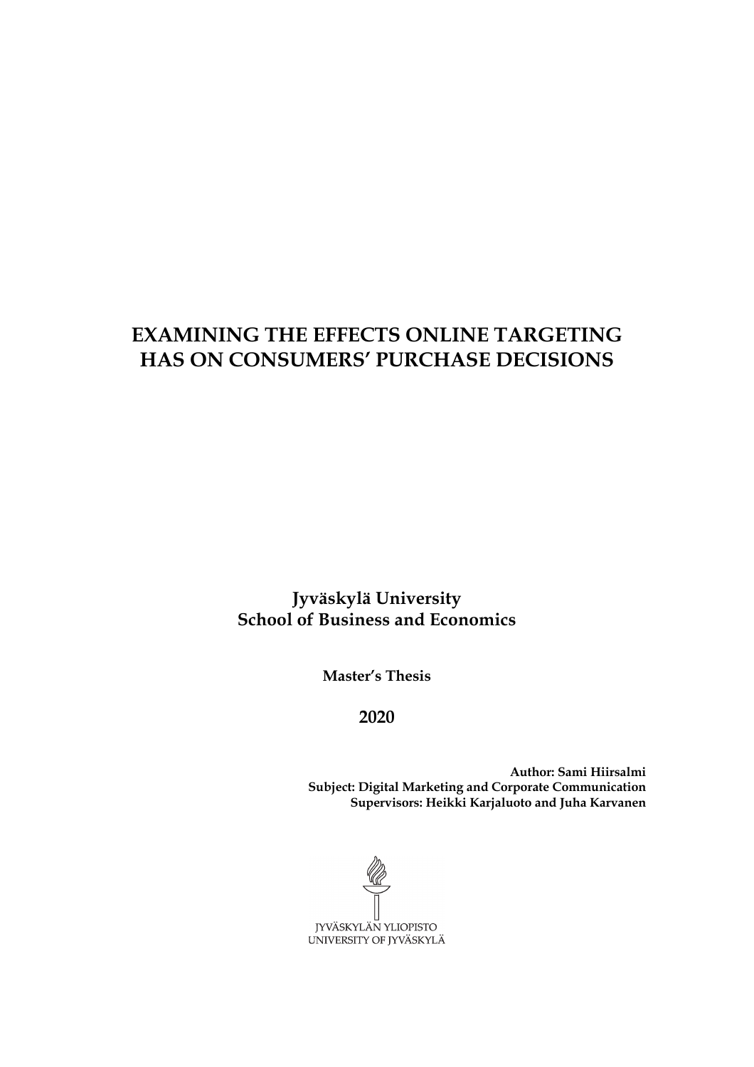# EXAMINING THE EFFECTS ONLINE TARGETING HAS ON CONSUMERS' PURCHASE DECISIONS

**Jyväskylä University**
**School of Business and Economics**

**Master's Thesis**

**2020**

**Author: Sami Hiirsalmi**
**Subject: Digital Marketing and Corporate Communication**
**Supervisors: Heikki Karjaluoto and Juha Karvanen**

JYVÄSKYLÄN YLIOPISTO
UNIVERSITY OF JYVÄSKYLÄ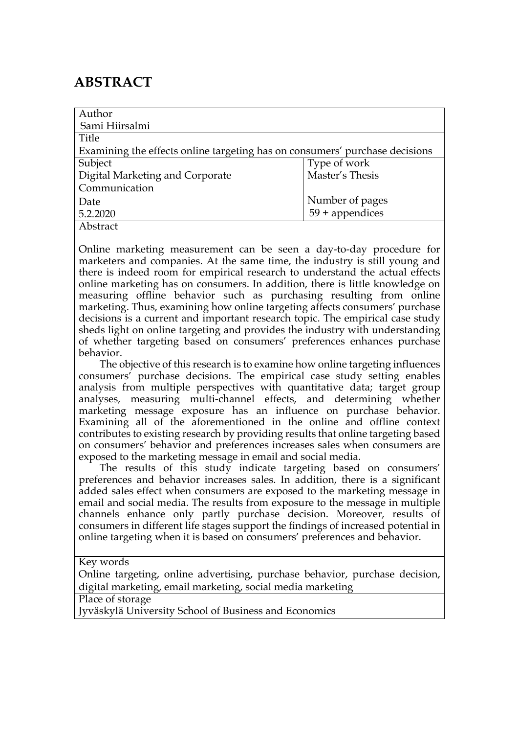# ABSTRACT

| Author | |
|---|---|
| Sami Hiirsalmi | |
| Title | |
| Examining the effects online targeting has on consumers' purchase decisions | |
| Subject | Type of work |
| Digital Marketing and Corporate Communication | Master's Thesis |
| Date | Number of pages |
| 5.2.2020 | 59 + appendices |

Abstract

Online marketing measurement can be seen a day-to-day procedure for marketers and companies. At the same time, the industry is still young and there is indeed room for empirical research to understand the actual effects online marketing has on consumers. In addition, there is little knowledge on measuring offline behavior such as purchasing resulting from online marketing. Thus, examining how online targeting affects consumers' purchase decisions is a current and important research topic. The empirical case study sheds light on online targeting and provides the industry with understanding of whether targeting based on consumers' preferences enhances purchase behavior.

The objective of this research is to examine how online targeting influences consumers' purchase decisions. The empirical case study setting enables analysis from multiple perspectives with quantitative data; target group analyses, measuring multi-channel effects, and determining whether marketing message exposure has an influence on purchase behavior. Examining all of the aforementioned in the online and offline context contributes to existing research by providing results that online targeting based on consumers' behavior and preferences increases sales when consumers are exposed to the marketing message in email and social media.

The results of this study indicate targeting based on consumers' preferences and behavior increases sales. In addition, there is a significant added sales effect when consumers are exposed to the marketing message in email and social media. The results from exposure to the message in multiple channels enhance only partly purchase decision. Moreover, results of consumers in different life stages support the findings of increased potential in online targeting when it is based on consumers' preferences and behavior.

Key words

Online targeting, online advertising, purchase behavior, purchase decision, digital marketing, email marketing, social media marketing

Place of storage

Jyväskylä University School of Business and Economics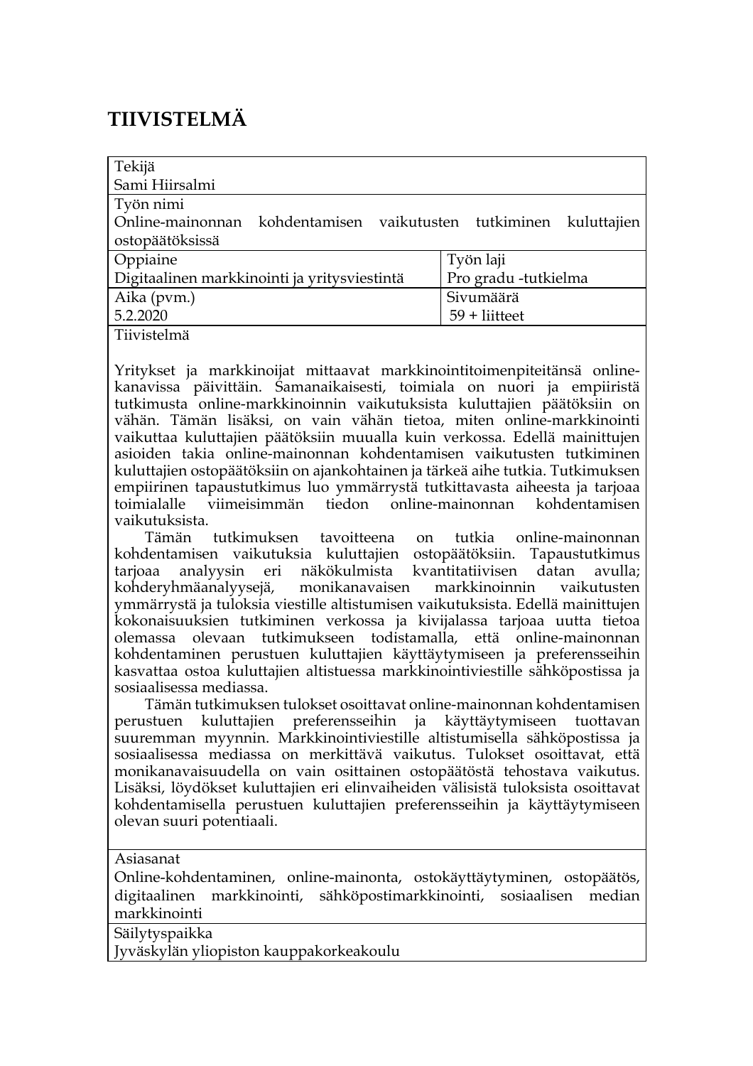# TIIVISTELMÄ

| Tekijä<br>Sami Hiirsalmi | |
|---|---|
| Työn nimi<br>Online-mainonnan kohdentamisen vaikutusten tutkiminen kuluttajien ostopäätöksissä | |
| Oppiaine<br>Digitaalinen markkinointi ja yritysviestintä | Työn laji<br>Pro gradu -tutkielma |
| Aika (pvm.)<br>5.2.2020 | Sivumäärä<br>59 + liitteet |
| Tiivistelmä<br><br>Yritykset ja markkinoijat mittaavat markkinointitoimenpiteitänsä online-kanavissa päivittäin. Samanaikaisesti, toimiala on nuori ja empiiristä tutkimusta online-markkinoinnin vaikutuksista kuluttajien päätöksiin on vähän. Tämän lisäksi, on vain vähän tietoa, miten online-markkinointi vaikuttaa kuluttajien päätöksiin muualla kuin verkossa. Edellä mainittujen asioiden takia online-mainonnan kohdentamisen vaikutusten tutkiminen kuluttajien ostopäätöksiin on ajankohtainen ja tärkeä aihe tutkia. Tutkimuksen empiirinen tapaustutkimus luo ymmärrystä tutkittavasta aiheesta ja tarjoaa toimialalle viimeisimmän tiedon online-mainonnan kohdentamisen vaikutuksista.<br>Tämän tutkimuksen tavoitteena on tutkia online-mainonnan kohdentamisen vaikutuksia kuluttajien ostopäätöksiin. Tapaustutkimus tarjoaa analyysin eri näkökulmista kvantitatiivisen datan avulla; kohderyhmäanalyysejä, monikanavaisen markkinoinnin vaikutusten ymmärrystä ja tuloksia viestille altistumisen vaikutuksista. Edellä mainittujen kokonaisuuksien tutkiminen verkossa ja kivijalassa tarjoaa uutta tietoa olemassa olevaan tutkimukseen todistamalla, että online-mainonnan kohdentaminen perustuen kuluttajien käyttäytymiseen ja preferensseihin kasvattaa ostoa kuluttajien altistuessa markkinointiviestille sähköpostissa ja sosiaalisessa mediassa.<br>Tämän tutkimuksen tulokset osoittavat online-mainonnan kohdentamisen perustuen kuluttajien preferensseihin ja käyttäytymiseen tuottavan suuremman myynnin. Markkinointiviestille altistumisella sähköpostissa ja sosiaalisessa mediassa on merkittävä vaikutus. Tulokset osoittavat, että monikanavaisuudella on vain osittainen ostopäätöstä tehostava vaikutus. Lisäksi, löydökset kuluttajien eri elinvaiheiden välisistä tuloksista osoittavat kohdentamisella perustuen kuluttajien preferensseihin ja käyttäytymiseen olevan suuri potentiaali. | |
| Asiasanat<br>Online-kohdentaminen, online-mainonta, ostokäyttäytyminen, ostopäätös, digitaalinen markkinointi, sähköpostimarkkinointi, sosiaalisen median markkinointi | |
| Säilytyspaikka<br>Jyväskylän yliopiston kauppakorkeakoulu | |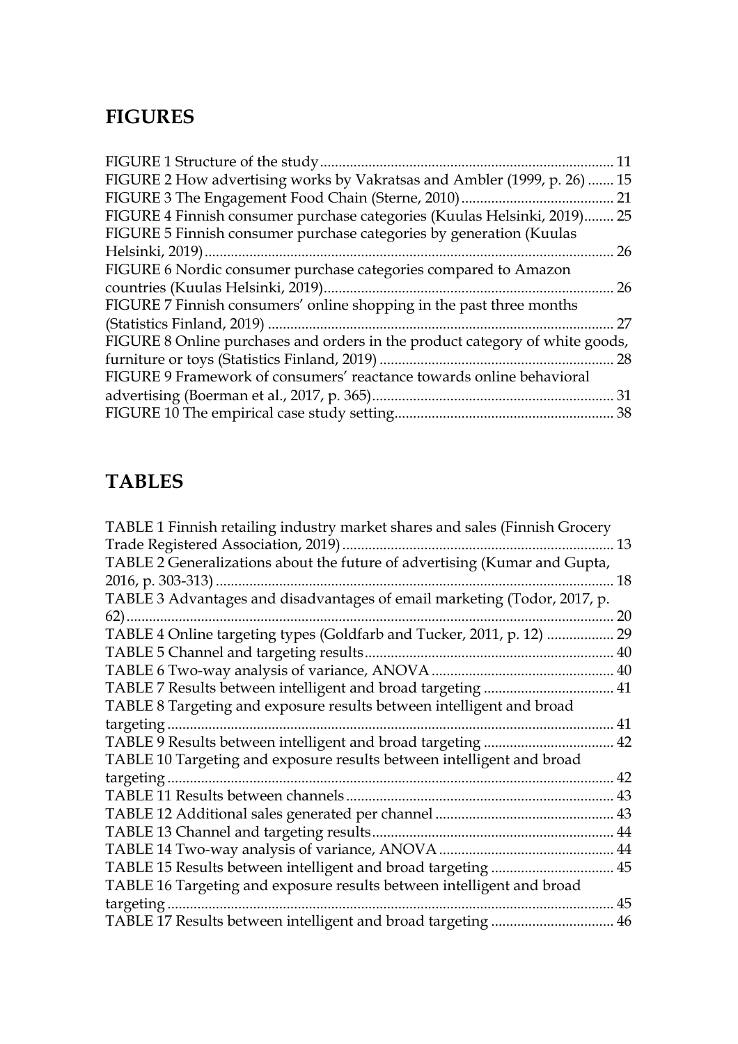# FIGURES

FIGURE 1 Structure of the study ... 11
FIGURE 2 How advertising works by Vakratsas and Ambler (1999, p. 26) ... 15
FIGURE 3 The Engagement Food Chain (Sterne, 2010) ... 21
FIGURE 4 Finnish consumer purchase categories (Kuulas Helsinki, 2019) ... 25
FIGURE 5 Finnish consumer purchase categories by generation (Kuulas Helsinki, 2019) ... 26
FIGURE 6 Nordic consumer purchase categories compared to Amazon countries (Kuulas Helsinki, 2019) ... 26
FIGURE 7 Finnish consumers' online shopping in the past three months (Statistics Finland, 2019) ... 27
FIGURE 8 Online purchases and orders in the product category of white goods, furniture or toys (Statistics Finland, 2019) ... 28
FIGURE 9 Framework of consumers' reactance towards online behavioral advertising (Boerman et al., 2017, p. 365) ... 31
FIGURE 10 The empirical case study setting ... 38

# TABLES

TABLE 1 Finnish retailing industry market shares and sales (Finnish Grocery Trade Registered Association, 2019) ... 13
TABLE 2 Generalizations about the future of advertising (Kumar and Gupta, 2016, p. 303-313) ... 18
TABLE 3 Advantages and disadvantages of email marketing (Todor, 2017, p. 62) ... 20
TABLE 4 Online targeting types (Goldfarb and Tucker, 2011, p. 12) ... 29
TABLE 5 Channel and targeting results ... 40
TABLE 6 Two-way analysis of variance, ANOVA ... 40
TABLE 7 Results between intelligent and broad targeting ... 41
TABLE 8 Targeting and exposure results between intelligent and broad targeting ... 41
TABLE 9 Results between intelligent and broad targeting ... 42
TABLE 10 Targeting and exposure results between intelligent and broad targeting ... 42
TABLE 11 Results between channels ... 43
TABLE 12 Additional sales generated per channel ... 43
TABLE 13 Channel and targeting results ... 44
TABLE 14 Two-way analysis of variance, ANOVA ... 44
TABLE 15 Results between intelligent and broad targeting ... 45
TABLE 16 Targeting and exposure results between intelligent and broad targeting ... 45
TABLE 17 Results between intelligent and broad targeting ... 46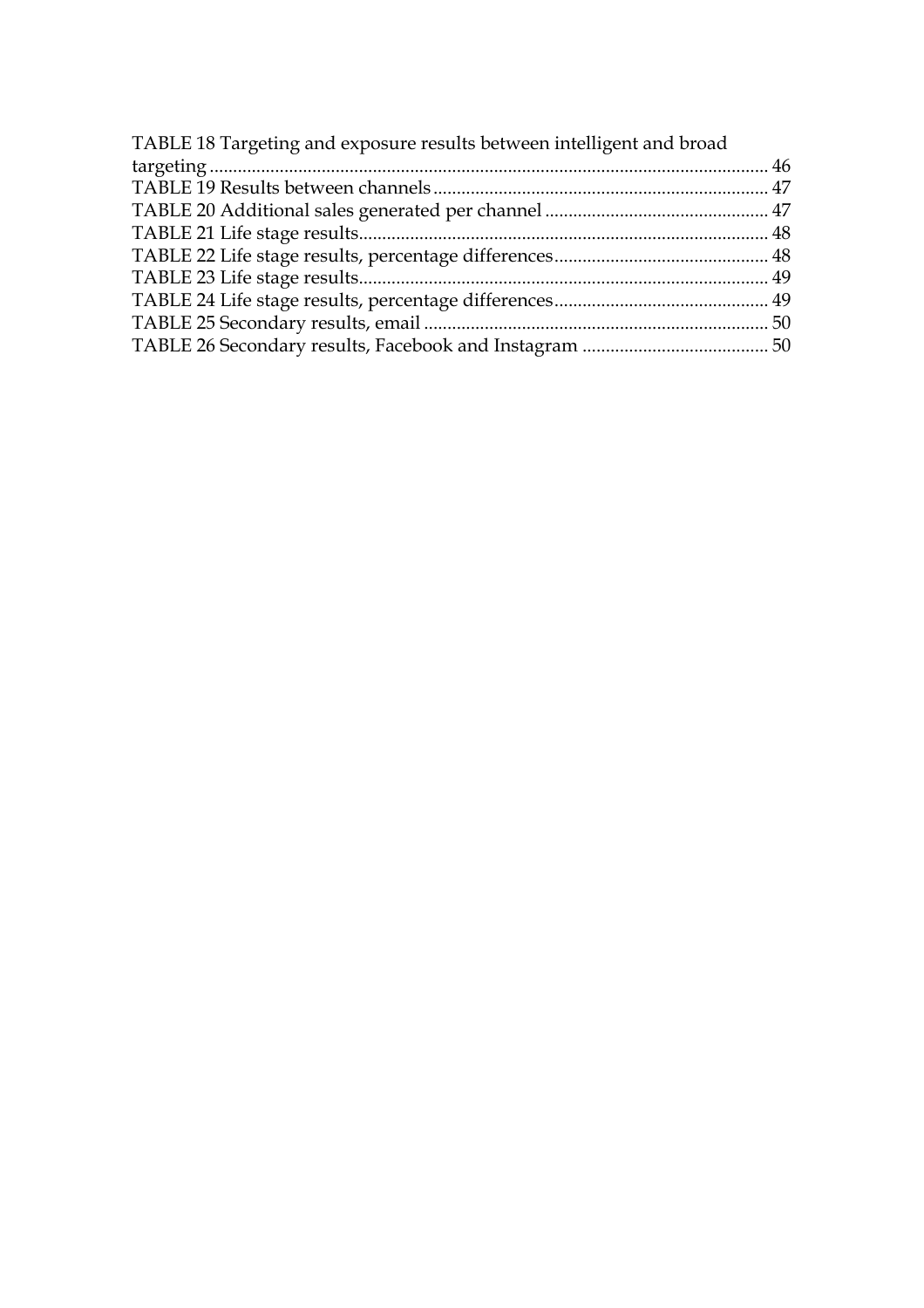TABLE 18 Targeting and exposure results between intelligent and broad targeting ........................................................................................................................ 46
TABLE 19 Results between channels ........................................................................ 47
TABLE 20 Additional sales generated per channel ................................................ 47
TABLE 21 Life stage results........................................................................................ 48
TABLE 22 Life stage results, percentage differences.............................................. 48
TABLE 23 Life stage results........................................................................................ 49
TABLE 24 Life stage results, percentage differences.............................................. 49
TABLE 25 Secondary results, email .......................................................................... 50
TABLE 26 Secondary results, Facebook and Instagram ........................................ 50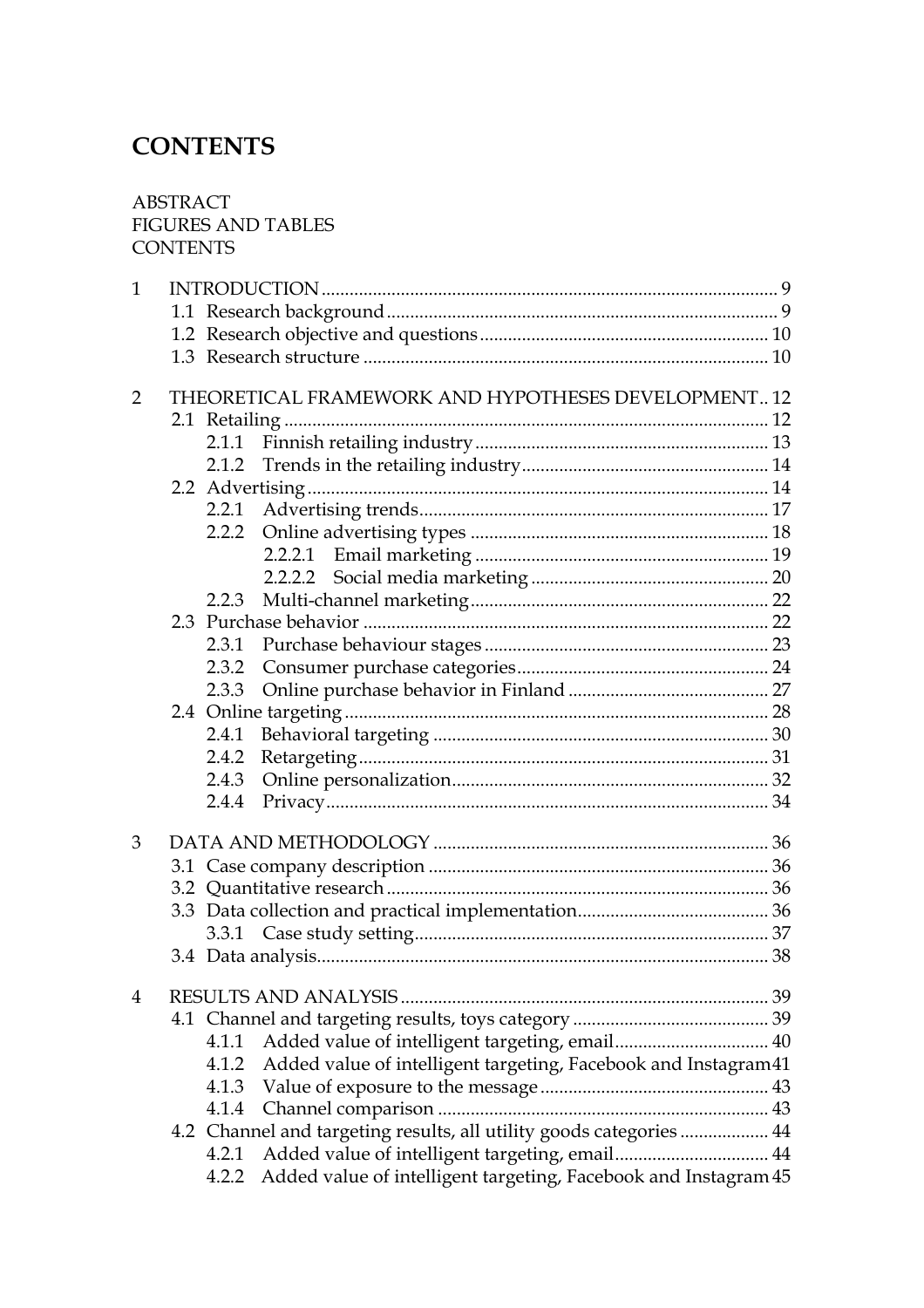# CONTENTS

ABSTRACT
FIGURES AND TABLES
CONTENTS

1 INTRODUCTION ... 9
  1.1 Research background ... 9
  1.2 Research objective and questions ... 10
  1.3 Research structure ... 10

2 THEORETICAL FRAMEWORK AND HYPOTHESES DEVELOPMENT .. 12
  2.1 Retailing ... 12
    2.1.1 Finnish retailing industry ... 13
    2.1.2 Trends in the retailing industry ... 14
  2.2 Advertising ... 14
    2.2.1 Advertising trends ... 17
    2.2.2 Online advertising types ... 18
      2.2.2.1 Email marketing ... 19
      2.2.2.2 Social media marketing ... 20
    2.2.3 Multi-channel marketing ... 22
  2.3 Purchase behavior ... 22
    2.3.1 Purchase behaviour stages ... 23
    2.3.2 Consumer purchase categories ... 24
    2.3.3 Online purchase behavior in Finland ... 27
  2.4 Online targeting ... 28
    2.4.1 Behavioral targeting ... 30
    2.4.2 Retargeting ... 31
    2.4.3 Online personalization ... 32
    2.4.4 Privacy ... 34

3 DATA AND METHODOLOGY ... 36
  3.1 Case company description ... 36
  3.2 Quantitative research ... 36
  3.3 Data collection and practical implementation ... 36
    3.3.1 Case study setting ... 37
  3.4 Data analysis ... 38

4 RESULTS AND ANALYSIS ... 39
  4.1 Channel and targeting results, toys category ... 39
    4.1.1 Added value of intelligent targeting, email ... 40
    4.1.2 Added value of intelligent targeting, Facebook and Instagram 41
    4.1.3 Value of exposure to the message ... 43
    4.1.4 Channel comparison ... 43
  4.2 Channel and targeting results, all utility goods categories ... 44
    4.2.1 Added value of intelligent targeting, email ... 44
    4.2.2 Added value of intelligent targeting, Facebook and Instagram 45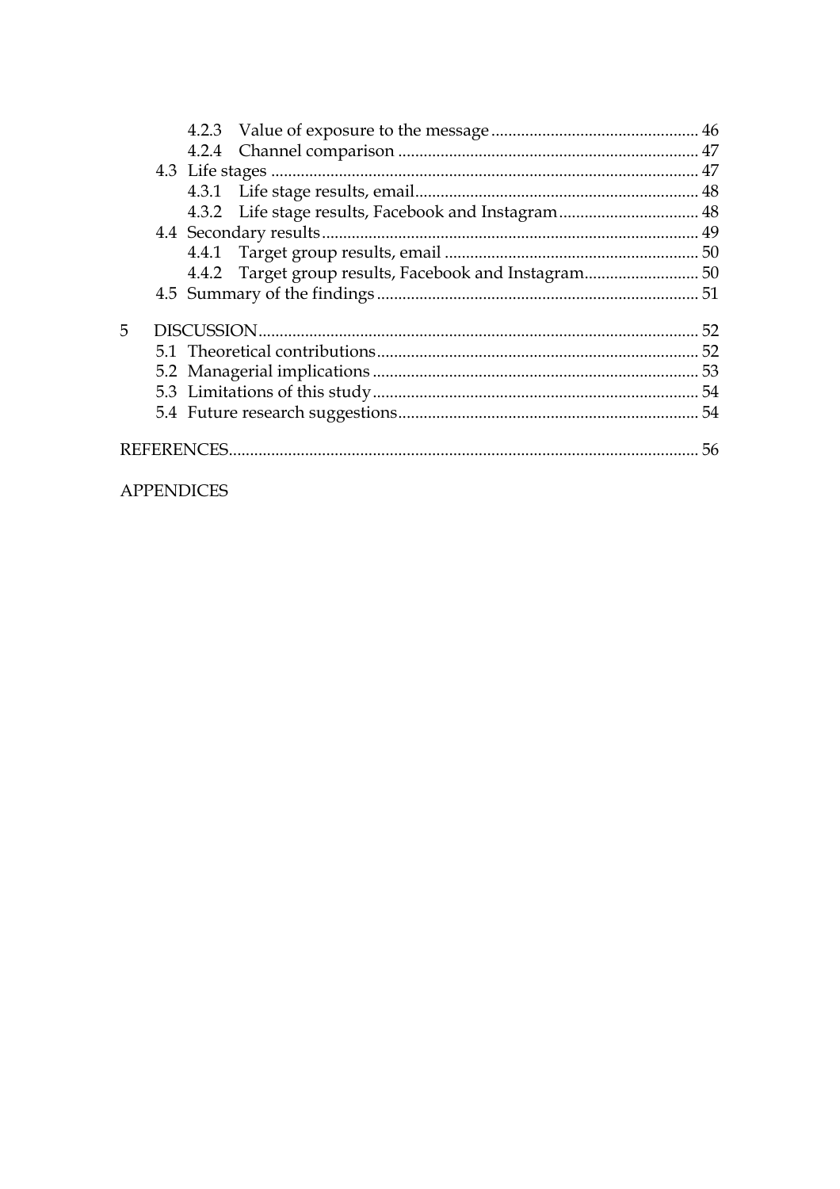4.2.3 Value of exposure to the message ... 46
4.2.4 Channel comparison ... 47
4.3 Life stages ... 47
4.3.1 Life stage results, email ... 48
4.3.2 Life stage results, Facebook and Instagram ... 48
4.4 Secondary results ... 49
4.4.1 Target group results, email ... 50
4.4.2 Target group results, Facebook and Instagram ... 50
4.5 Summary of the findings ... 51

5 DISCUSSION ... 52
5.1 Theoretical contributions ... 52
5.2 Managerial implications ... 53
5.3 Limitations of this study ... 54
5.4 Future research suggestions ... 54

REFERENCES ... 56

APPENDICES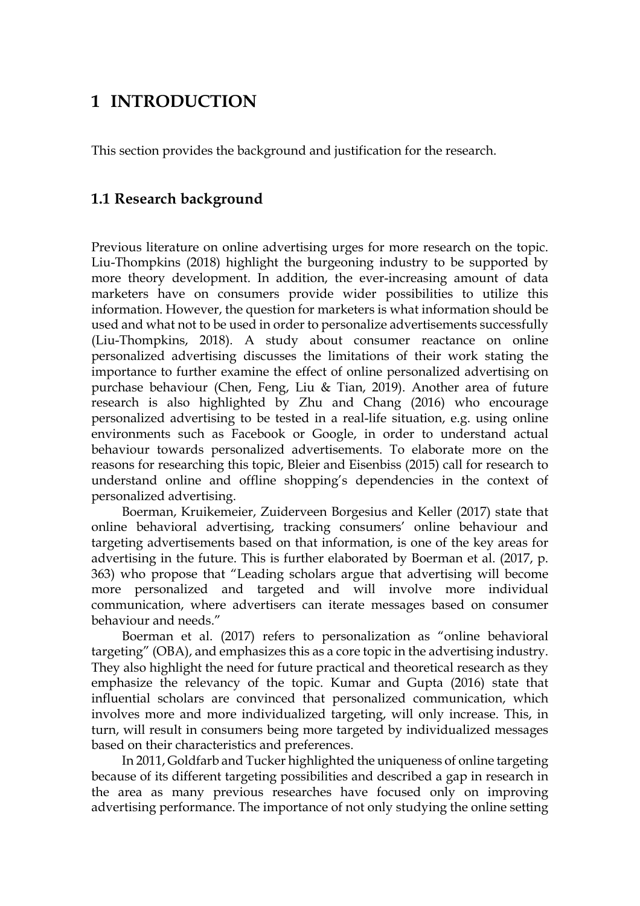# 1 INTRODUCTION

This section provides the background and justification for the research.

## 1.1 Research background

Previous literature on online advertising urges for more research on the topic. Liu-Thompkins (2018) highlight the burgeoning industry to be supported by more theory development. In addition, the ever-increasing amount of data marketers have on consumers provide wider possibilities to utilize this information. However, the question for marketers is what information should be used and what not to be used in order to personalize advertisements successfully (Liu-Thompkins, 2018). A study about consumer reactance on online personalized advertising discusses the limitations of their work stating the importance to further examine the effect of online personalized advertising on purchase behaviour (Chen, Feng, Liu & Tian, 2019). Another area of future research is also highlighted by Zhu and Chang (2016) who encourage personalized advertising to be tested in a real-life situation, e.g. using online environments such as Facebook or Google, in order to understand actual behaviour towards personalized advertisements. To elaborate more on the reasons for researching this topic, Bleier and Eisenbiss (2015) call for research to understand online and offline shopping's dependencies in the context of personalized advertising.

Boerman, Kruikemeier, Zuiderveen Borgesius and Keller (2017) state that online behavioral advertising, tracking consumers' online behaviour and targeting advertisements based on that information, is one of the key areas for advertising in the future. This is further elaborated by Boerman et al. (2017, p. 363) who propose that "Leading scholars argue that advertising will become more personalized and targeted and will involve more individual communication, where advertisers can iterate messages based on consumer behaviour and needs."

Boerman et al. (2017) refers to personalization as "online behavioral targeting" (OBA), and emphasizes this as a core topic in the advertising industry. They also highlight the need for future practical and theoretical research as they emphasize the relevancy of the topic. Kumar and Gupta (2016) state that influential scholars are convinced that personalized communication, which involves more and more individualized targeting, will only increase. This, in turn, will result in consumers being more targeted by individualized messages based on their characteristics and preferences.

In 2011, Goldfarb and Tucker highlighted the uniqueness of online targeting because of its different targeting possibilities and described a gap in research in the area as many previous researches have focused only on improving advertising performance. The importance of not only studying the online setting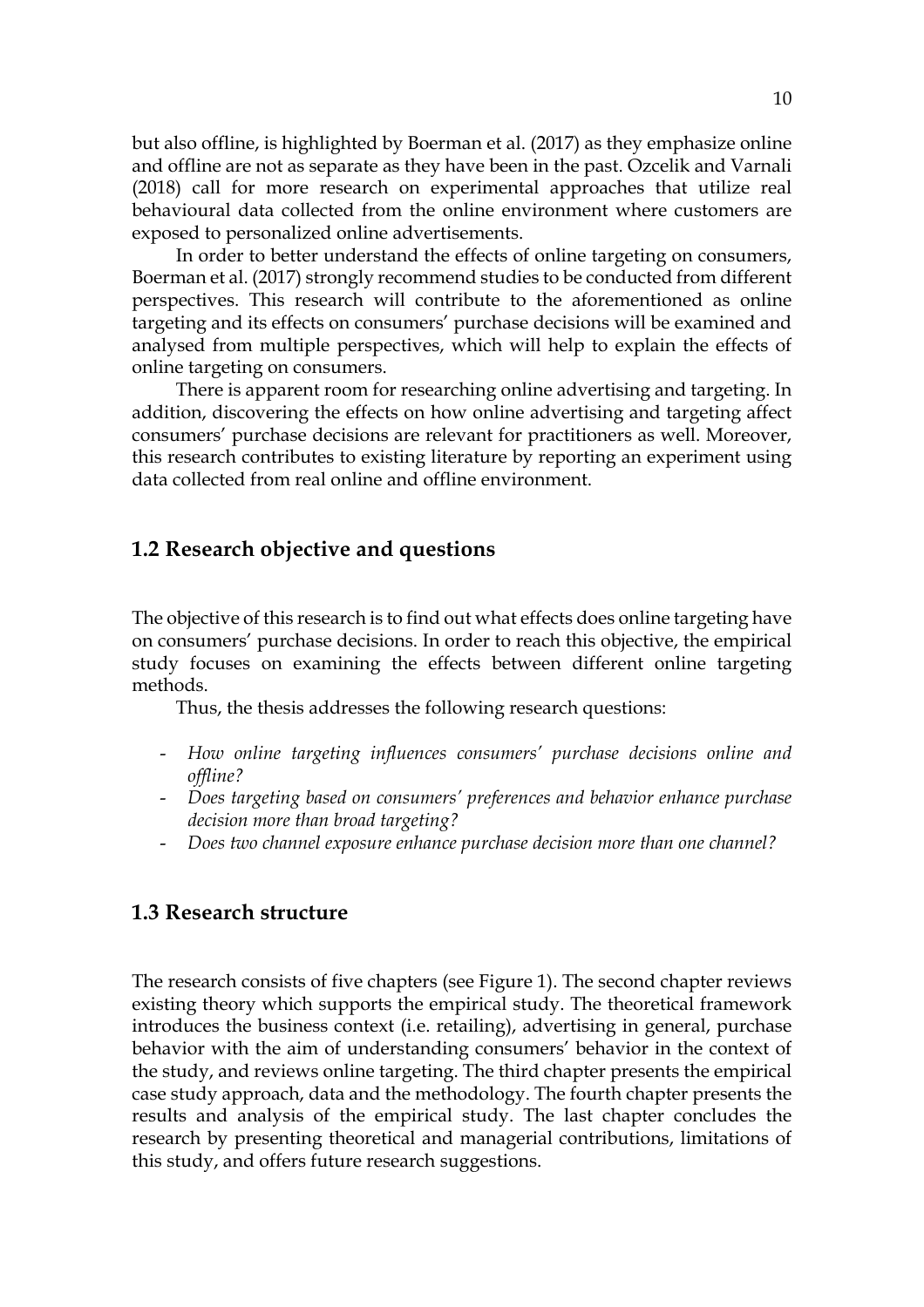but also offline, is highlighted by Boerman et al. (2017) as they emphasize online and offline are not as separate as they have been in the past. Ozcelik and Varnali (2018) call for more research on experimental approaches that utilize real behavioural data collected from the online environment where customers are exposed to personalized online advertisements.

In order to better understand the effects of online targeting on consumers, Boerman et al. (2017) strongly recommend studies to be conducted from different perspectives. This research will contribute to the aforementioned as online targeting and its effects on consumers' purchase decisions will be examined and analysed from multiple perspectives, which will help to explain the effects of online targeting on consumers.

There is apparent room for researching online advertising and targeting. In addition, discovering the effects on how online advertising and targeting affect consumers' purchase decisions are relevant for practitioners as well. Moreover, this research contributes to existing literature by reporting an experiment using data collected from real online and offline environment.

## 1.2 Research objective and questions

The objective of this research is to find out what effects does online targeting have on consumers' purchase decisions. In order to reach this objective, the empirical study focuses on examining the effects between different online targeting methods.

Thus, the thesis addresses the following research questions:

- *How online targeting influences consumers' purchase decisions online and offline?*
- *Does targeting based on consumers' preferences and behavior enhance purchase decision more than broad targeting?*
- *Does two channel exposure enhance purchase decision more than one channel?*

## 1.3 Research structure

The research consists of five chapters (see Figure 1). The second chapter reviews existing theory which supports the empirical study. The theoretical framework introduces the business context (i.e. retailing), advertising in general, purchase behavior with the aim of understanding consumers' behavior in the context of the study, and reviews online targeting. The third chapter presents the empirical case study approach, data and the methodology. The fourth chapter presents the results and analysis of the empirical study. The last chapter concludes the research by presenting theoretical and managerial contributions, limitations of this study, and offers future research suggestions.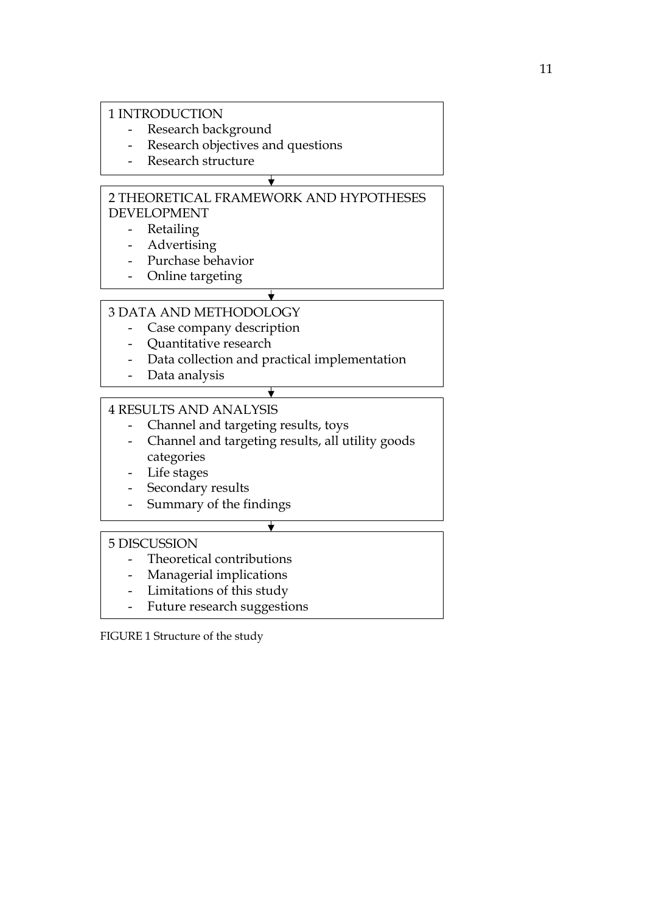1 INTRODUCTION
- Research background
- Research objectives and questions
- Research structure

↓

2 THEORETICAL FRAMEWORK AND HYPOTHESES DEVELOPMENT
- Retailing
- Advertising
- Purchase behavior
- Online targeting

↓

3 DATA AND METHODOLOGY
- Case company description
- Quantitative research
- Data collection and practical implementation
- Data analysis

↓

4 RESULTS AND ANALYSIS
- Channel and targeting results, toys
- Channel and targeting results, all utility goods categories
- Life stages
- Secondary results
- Summary of the findings

↓

5 DISCUSSION
- Theoretical contributions
- Managerial implications
- Limitations of this study
- Future research suggestions

FIGURE 1 Structure of the study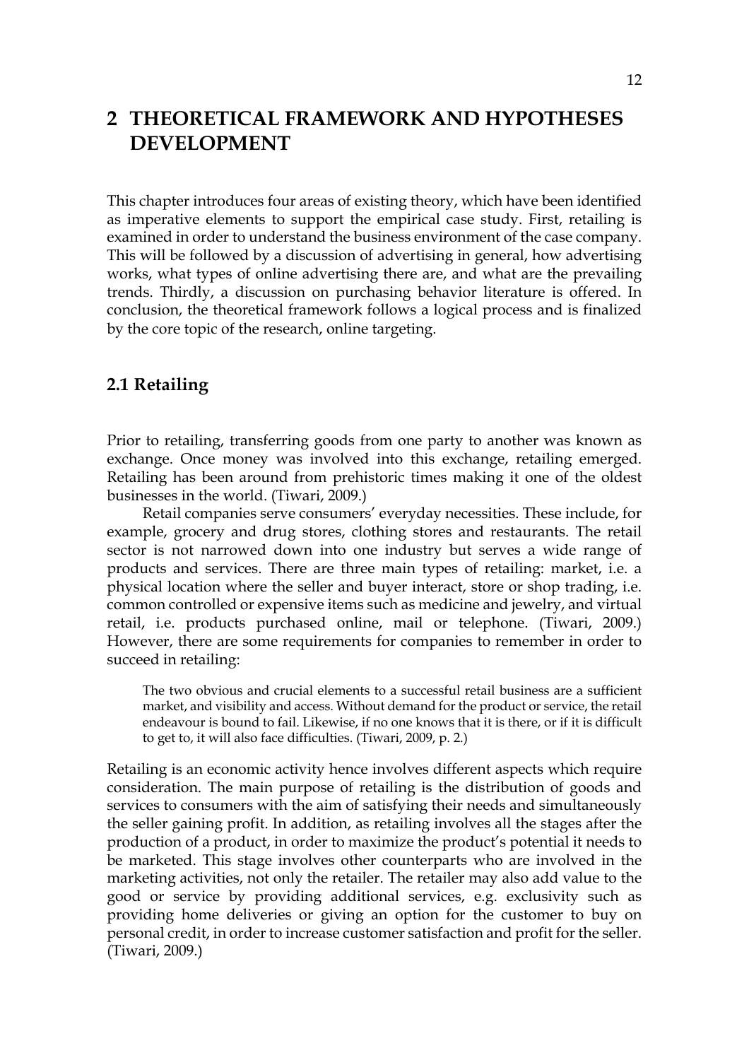# 2 THEORETICAL FRAMEWORK AND HYPOTHESES DEVELOPMENT

This chapter introduces four areas of existing theory, which have been identified as imperative elements to support the empirical case study. First, retailing is examined in order to understand the business environment of the case company. This will be followed by a discussion of advertising in general, how advertising works, what types of online advertising there are, and what are the prevailing trends. Thirdly, a discussion on purchasing behavior literature is offered. In conclusion, the theoretical framework follows a logical process and is finalized by the core topic of the research, online targeting.

## 2.1 Retailing

Prior to retailing, transferring goods from one party to another was known as exchange. Once money was involved into this exchange, retailing emerged. Retailing has been around from prehistoric times making it one of the oldest businesses in the world. (Tiwari, 2009.)

Retail companies serve consumers' everyday necessities. These include, for example, grocery and drug stores, clothing stores and restaurants. The retail sector is not narrowed down into one industry but serves a wide range of products and services. There are three main types of retailing: market, i.e. a physical location where the seller and buyer interact, store or shop trading, i.e. common controlled or expensive items such as medicine and jewelry, and virtual retail, i.e. products purchased online, mail or telephone. (Tiwari, 2009.) However, there are some requirements for companies to remember in order to succeed in retailing:

> The two obvious and crucial elements to a successful retail business are a sufficient market, and visibility and access. Without demand for the product or service, the retail endeavour is bound to fail. Likewise, if no one knows that it is there, or if it is difficult to get to, it will also face difficulties. (Tiwari, 2009, p. 2.)

Retailing is an economic activity hence involves different aspects which require consideration. The main purpose of retailing is the distribution of goods and services to consumers with the aim of satisfying their needs and simultaneously the seller gaining profit. In addition, as retailing involves all the stages after the production of a product, in order to maximize the product's potential it needs to be marketed. This stage involves other counterparts who are involved in the marketing activities, not only the retailer. The retailer may also add value to the good or service by providing additional services, e.g. exclusivity such as providing home deliveries or giving an option for the customer to buy on personal credit, in order to increase customer satisfaction and profit for the seller. (Tiwari, 2009.)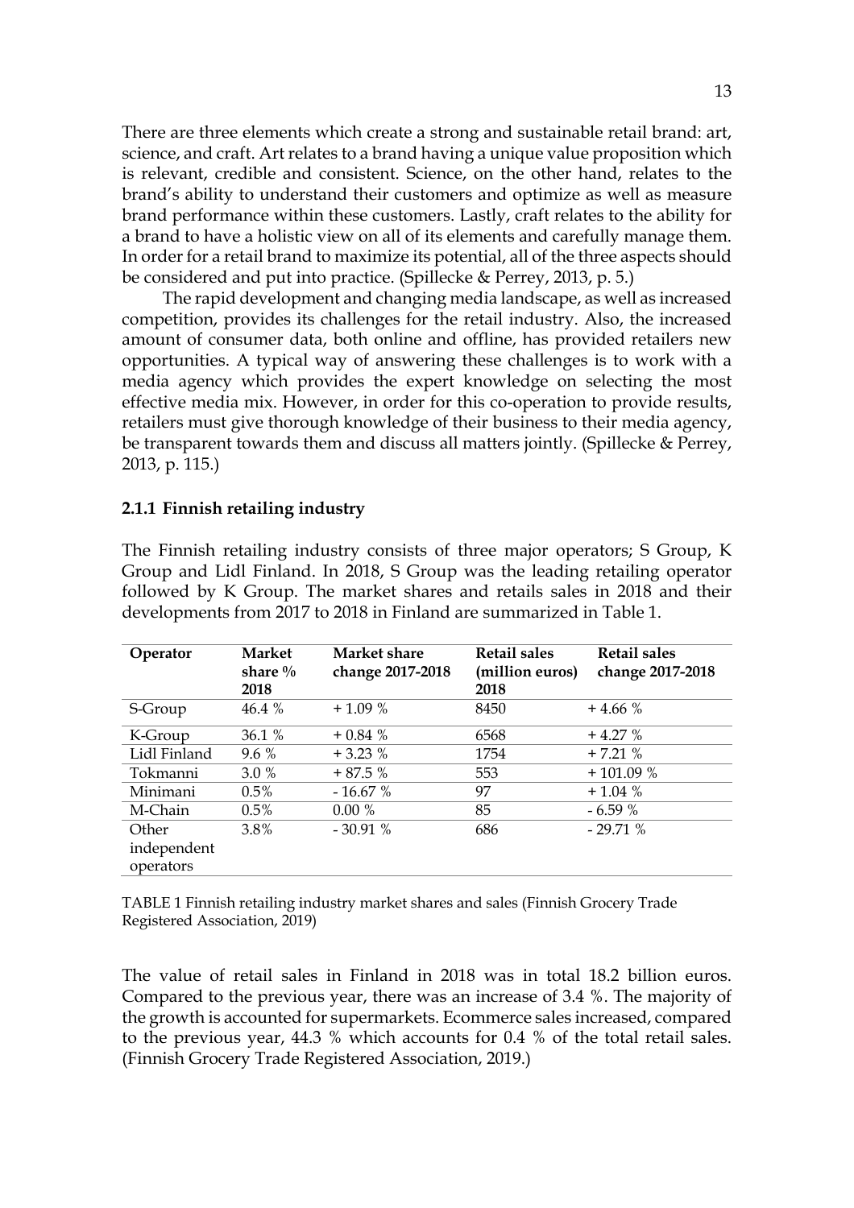There are three elements which create a strong and sustainable retail brand: art, science, and craft. Art relates to a brand having a unique value proposition which is relevant, credible and consistent. Science, on the other hand, relates to the brand's ability to understand their customers and optimize as well as measure brand performance within these customers. Lastly, craft relates to the ability for a brand to have a holistic view on all of its elements and carefully manage them. In order for a retail brand to maximize its potential, all of the three aspects should be considered and put into practice. (Spillecke & Perrey, 2013, p. 5.)

The rapid development and changing media landscape, as well as increased competition, provides its challenges for the retail industry. Also, the increased amount of consumer data, both online and offline, has provided retailers new opportunities. A typical way of answering these challenges is to work with a media agency which provides the expert knowledge on selecting the most effective media mix. However, in order for this co-operation to provide results, retailers must give thorough knowledge of their business to their media agency, be transparent towards them and discuss all matters jointly. (Spillecke & Perrey, 2013, p. 115.)

### 2.1.1 Finnish retailing industry

The Finnish retailing industry consists of three major operators; S Group, K Group and Lidl Finland. In 2018, S Group was the leading retailing operator followed by K Group. The market shares and retails sales in 2018 and their developments from 2017 to 2018 in Finland are summarized in Table 1.

| Operator | Market share % 2018 | Market share change 2017-2018 | Retail sales (million euros) 2018 | Retail sales change 2017-2018 |
|---|---|---|---|---|
| S-Group | 46.4 % | + 1.09 % | 8450 | + 4.66 % |
| K-Group | 36.1 % | + 0.84 % | 6568 | + 4.27 % |
| Lidl Finland | 9.6 % | + 3.23 % | 1754 | + 7.21 % |
| Tokmanni | 3.0 % | + 87.5 % | 553 | + 101.09 % |
| Minimani | 0.5% | - 16.67 % | 97 | + 1.04 % |
| M-Chain | 0.5% | 0.00 % | 85 | - 6.59 % |
| Other independent operators | 3.8% | - 30.91 % | 686 | - 29.71 % |

TABLE 1 Finnish retailing industry market shares and sales (Finnish Grocery Trade Registered Association, 2019)

The value of retail sales in Finland in 2018 was in total 18.2 billion euros. Compared to the previous year, there was an increase of 3.4 %. The majority of the growth is accounted for supermarkets. Ecommerce sales increased, compared to the previous year, 44.3 % which accounts for 0.4 % of the total retail sales. (Finnish Grocery Trade Registered Association, 2019.)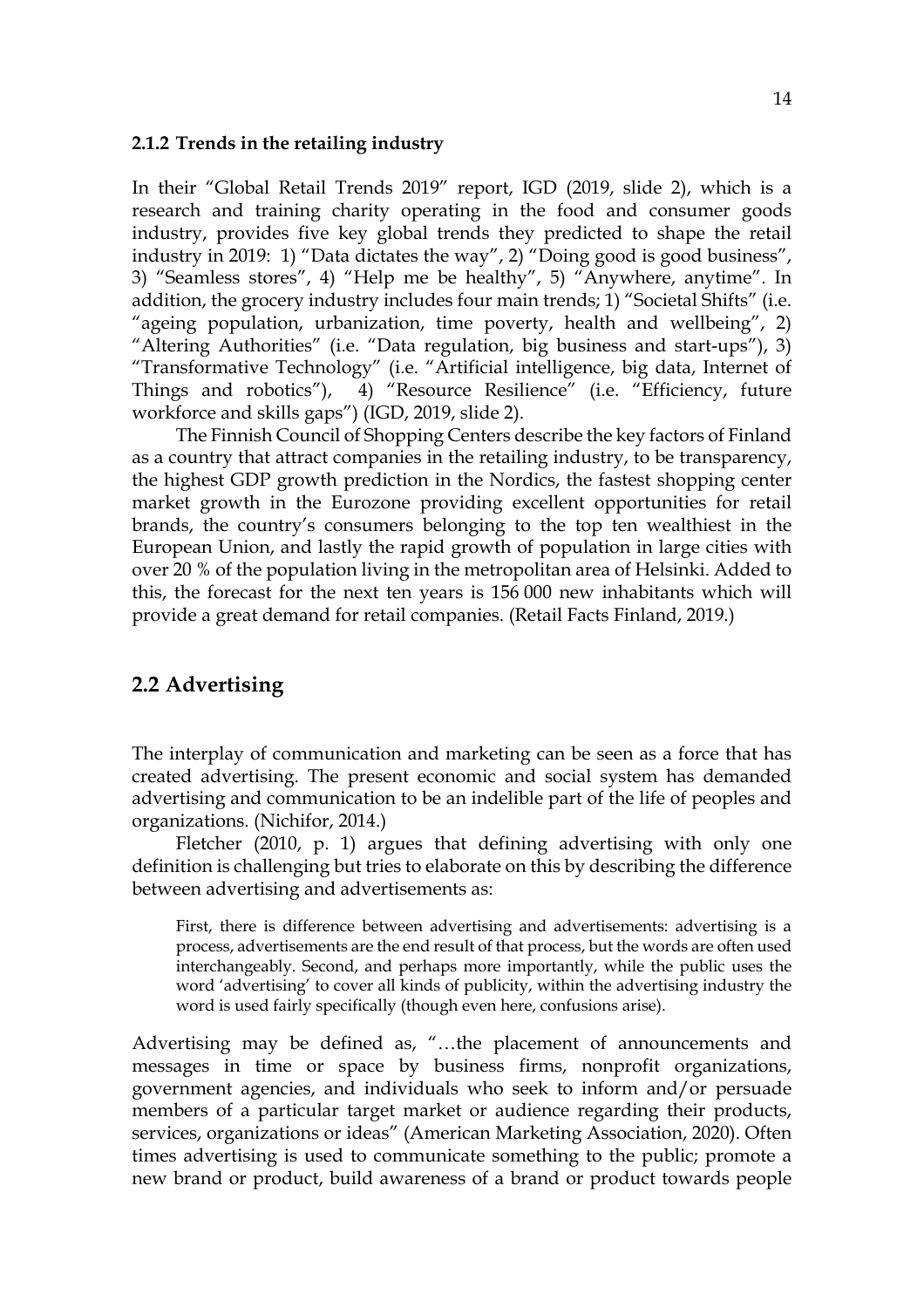### 2.1.2 Trends in the retailing industry

In their "Global Retail Trends 2019" report, IGD (2019, slide 2), which is a research and training charity operating in the food and consumer goods industry, provides five key global trends they predicted to shape the retail industry in 2019: 1) "Data dictates the way", 2) "Doing good is good business", 3) "Seamless stores", 4) "Help me be healthy", 5) "Anywhere, anytime". In addition, the grocery industry includes four main trends; 1) "Societal Shifts" (i.e. "ageing population, urbanization, time poverty, health and wellbeing", 2) "Altering Authorities" (i.e. "Data regulation, big business and start-ups"), 3) "Transformative Technology" (i.e. "Artificial intelligence, big data, Internet of Things and robotics"), 4) "Resource Resilience" (i.e. "Efficiency, future workforce and skills gaps") (IGD, 2019, slide 2).

The Finnish Council of Shopping Centers describe the key factors of Finland as a country that attract companies in the retailing industry, to be transparency, the highest GDP growth prediction in the Nordics, the fastest shopping center market growth in the Eurozone providing excellent opportunities for retail brands, the country's consumers belonging to the top ten wealthiest in the European Union, and lastly the rapid growth of population in large cities with over 20 % of the population living in the metropolitan area of Helsinki. Added to this, the forecast for the next ten years is 156 000 new inhabitants which will provide a great demand for retail companies. (Retail Facts Finland, 2019.)

## 2.2 Advertising

The interplay of communication and marketing can be seen as a force that has created advertising. The present economic and social system has demanded advertising and communication to be an indelible part of the life of peoples and organizations. (Nichifor, 2014.)

Fletcher (2010, p. 1) argues that defining advertising with only one definition is challenging but tries to elaborate on this by describing the difference between advertising and advertisements as:

> First, there is difference between advertising and advertisements: advertising is a process, advertisements are the end result of that process, but the words are often used interchangeably. Second, and perhaps more importantly, while the public uses the word 'advertising' to cover all kinds of publicity, within the advertising industry the word is used fairly specifically (though even here, confusions arise).

Advertising may be defined as, "…the placement of announcements and messages in time or space by business firms, nonprofit organizations, government agencies, and individuals who seek to inform and/or persuade members of a particular target market or audience regarding their products, services, organizations or ideas" (American Marketing Association, 2020). Often times advertising is used to communicate something to the public; promote a new brand or product, build awareness of a brand or product towards people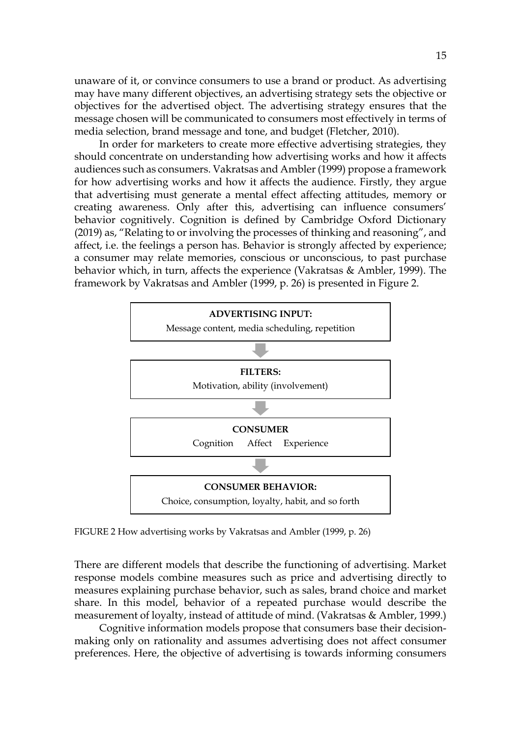unaware of it, or convince consumers to use a brand or product. As advertising may have many different objectives, an advertising strategy sets the objective or objectives for the advertised object. The advertising strategy ensures that the message chosen will be communicated to consumers most effectively in terms of media selection, brand message and tone, and budget (Fletcher, 2010).

In order for marketers to create more effective advertising strategies, they should concentrate on understanding how advertising works and how it affects audiences such as consumers. Vakratsas and Ambler (1999) propose a framework for how advertising works and how it affects the audience. Firstly, they argue that advertising must generate a mental effect affecting attitudes, memory or creating awareness. Only after this, advertising can influence consumers' behavior cognitively. Cognition is defined by Cambridge Oxford Dictionary (2019) as, "Relating to or involving the processes of thinking and reasoning", and affect, i.e. the feelings a person has. Behavior is strongly affected by experience; a consumer may relate memories, conscious or unconscious, to past purchase behavior which, in turn, affects the experience (Vakratsas & Ambler, 1999). The framework by Vakratsas and Ambler (1999, p. 26) is presented in Figure 2.

**ADVERTISING INPUT:**
Message content, media scheduling, repetition

↓

**FILTERS:**
Motivation, ability (involvement)

↓

**CONSUMER**
Cognition Affect Experience

↓

**CONSUMER BEHAVIOR:**
Choice, consumption, loyalty, habit, and so forth

FIGURE 2 How advertising works by Vakratsas and Ambler (1999, p. 26)

There are different models that describe the functioning of advertising. Market response models combine measures such as price and advertising directly to measures explaining purchase behavior, such as sales, brand choice and market share. In this model, behavior of a repeated purchase would describe the measurement of loyalty, instead of attitude of mind. (Vakratsas & Ambler, 1999.)

Cognitive information models propose that consumers base their decision-making only on rationality and assumes advertising does not affect consumer preferences. Here, the objective of advertising is towards informing consumers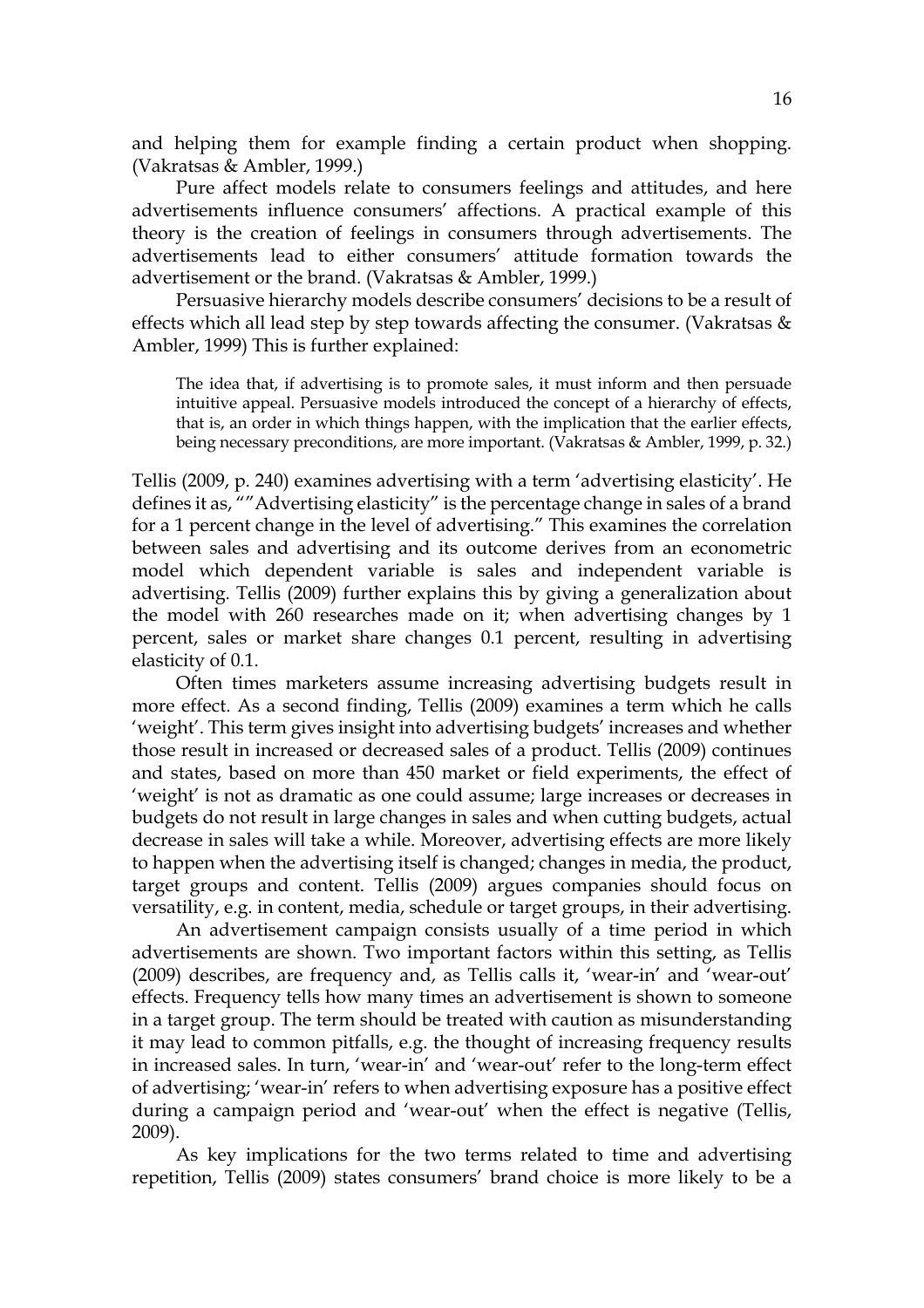and helping them for example finding a certain product when shopping. (Vakratsas & Ambler, 1999.)

Pure affect models relate to consumers feelings and attitudes, and here advertisements influence consumers' affections. A practical example of this theory is the creation of feelings in consumers through advertisements. The advertisements lead to either consumers' attitude formation towards the advertisement or the brand. (Vakratsas & Ambler, 1999.)

Persuasive hierarchy models describe consumers' decisions to be a result of effects which all lead step by step towards affecting the consumer. (Vakratsas & Ambler, 1999) This is further explained:

> The idea that, if advertising is to promote sales, it must inform and then persuade intuitive appeal. Persuasive models introduced the concept of a hierarchy of effects, that is, an order in which things happen, with the implication that the earlier effects, being necessary preconditions, are more important. (Vakratsas & Ambler, 1999, p. 32.)

Tellis (2009, p. 240) examines advertising with a term 'advertising elasticity'. He defines it as, ""Advertising elasticity" is the percentage change in sales of a brand for a 1 percent change in the level of advertising." This examines the correlation between sales and advertising and its outcome derives from an econometric model which dependent variable is sales and independent variable is advertising. Tellis (2009) further explains this by giving a generalization about the model with 260 researches made on it; when advertising changes by 1 percent, sales or market share changes 0.1 percent, resulting in advertising elasticity of 0.1.

Often times marketers assume increasing advertising budgets result in more effect. As a second finding, Tellis (2009) examines a term which he calls 'weight'. This term gives insight into advertising budgets' increases and whether those result in increased or decreased sales of a product. Tellis (2009) continues and states, based on more than 450 market or field experiments, the effect of 'weight' is not as dramatic as one could assume; large increases or decreases in budgets do not result in large changes in sales and when cutting budgets, actual decrease in sales will take a while. Moreover, advertising effects are more likely to happen when the advertising itself is changed; changes in media, the product, target groups and content. Tellis (2009) argues companies should focus on versatility, e.g. in content, media, schedule or target groups, in their advertising.

An advertisement campaign consists usually of a time period in which advertisements are shown. Two important factors within this setting, as Tellis (2009) describes, are frequency and, as Tellis calls it, 'wear-in' and 'wear-out' effects. Frequency tells how many times an advertisement is shown to someone in a target group. The term should be treated with caution as misunderstanding it may lead to common pitfalls, e.g. the thought of increasing frequency results in increased sales. In turn, 'wear-in' and 'wear-out' refer to the long-term effect of advertising; 'wear-in' refers to when advertising exposure has a positive effect during a campaign period and 'wear-out' when the effect is negative (Tellis, 2009).

As key implications for the two terms related to time and advertising repetition, Tellis (2009) states consumers' brand choice is more likely to be a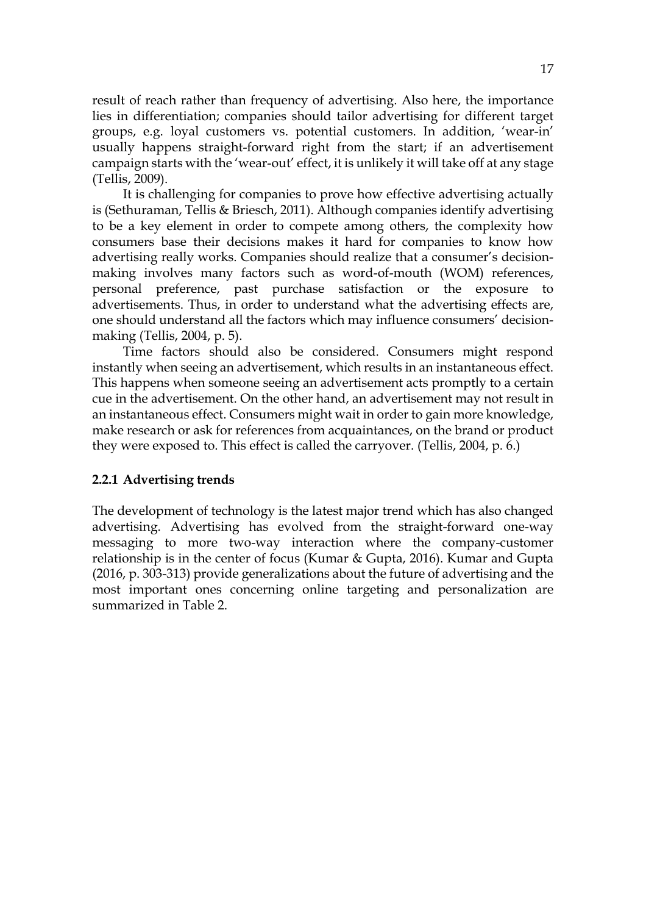result of reach rather than frequency of advertising. Also here, the importance lies in differentiation; companies should tailor advertising for different target groups, e.g. loyal customers vs. potential customers. In addition, 'wear-in' usually happens straight-forward right from the start; if an advertisement campaign starts with the 'wear-out' effect, it is unlikely it will take off at any stage (Tellis, 2009).

It is challenging for companies to prove how effective advertising actually is (Sethuraman, Tellis & Briesch, 2011). Although companies identify advertising to be a key element in order to compete among others, the complexity how consumers base their decisions makes it hard for companies to know how advertising really works. Companies should realize that a consumer's decision-making involves many factors such as word-of-mouth (WOM) references, personal preference, past purchase satisfaction or the exposure to advertisements. Thus, in order to understand what the advertising effects are, one should understand all the factors which may influence consumers' decision-making (Tellis, 2004, p. 5).

Time factors should also be considered. Consumers might respond instantly when seeing an advertisement, which results in an instantaneous effect. This happens when someone seeing an advertisement acts promptly to a certain cue in the advertisement. On the other hand, an advertisement may not result in an instantaneous effect. Consumers might wait in order to gain more knowledge, make research or ask for references from acquaintances, on the brand or product they were exposed to. This effect is called the carryover. (Tellis, 2004, p. 6.)

### 2.2.1 Advertising trends

The development of technology is the latest major trend which has also changed advertising. Advertising has evolved from the straight-forward one-way messaging to more two-way interaction where the company-customer relationship is in the center of focus (Kumar & Gupta, 2016). Kumar and Gupta (2016, p. 303-313) provide generalizations about the future of advertising and the most important ones concerning online targeting and personalization are summarized in Table 2.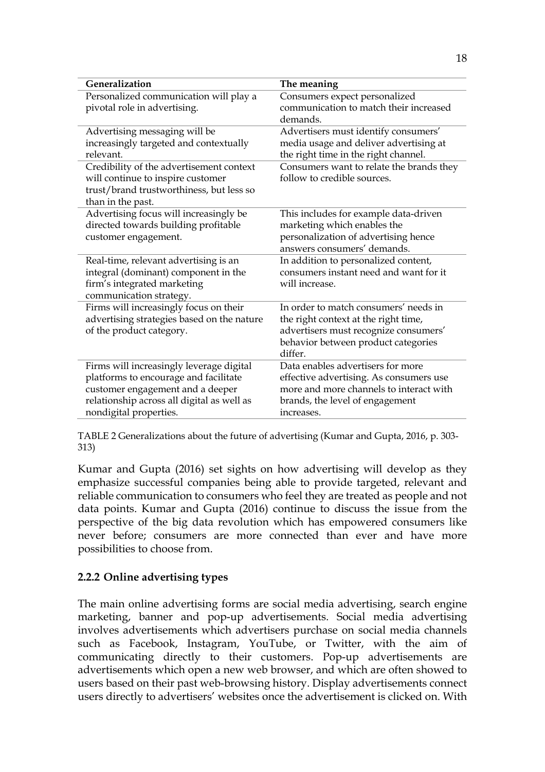| Generalization | The meaning |
|---|---|
| Personalized communication will play a pivotal role in advertising. | Consumers expect personalized communication to match their increased demands. |
| Advertising messaging will be increasingly targeted and contextually relevant. | Advertisers must identify consumers' media usage and deliver advertising at the right time in the right channel. |
| Credibility of the advertisement context will continue to inspire customer trust/brand trustworthiness, but less so than in the past. | Consumers want to relate the brands they follow to credible sources. |
| Advertising focus will increasingly be directed towards building profitable customer engagement. | This includes for example data-driven marketing which enables the personalization of advertising hence answers consumers' demands. |
| Real-time, relevant advertising is an integral (dominant) component in the firm's integrated marketing communication strategy. | In addition to personalized content, consumers instant need and want for it will increase. |
| Firms will increasingly focus on their advertising strategies based on the nature of the product category. | In order to match consumers' needs in the right context at the right time, advertisers must recognize consumers' behavior between product categories differ. |
| Firms will increasingly leverage digital platforms to encourage and facilitate customer engagement and a deeper relationship across all digital as well as nondigital properties. | Data enables advertisers for more effective advertising. As consumers use more and more channels to interact with brands, the level of engagement increases. |

TABLE 2 Generalizations about the future of advertising (Kumar and Gupta, 2016, p. 303-313)

Kumar and Gupta (2016) set sights on how advertising will develop as they emphasize successful companies being able to provide targeted, relevant and reliable communication to consumers who feel they are treated as people and not data points. Kumar and Gupta (2016) continue to discuss the issue from the perspective of the big data revolution which has empowered consumers like never before; consumers are more connected than ever and have more possibilities to choose from.

### 2.2.2 Online advertising types

The main online advertising forms are social media advertising, search engine marketing, banner and pop-up advertisements. Social media advertising involves advertisements which advertisers purchase on social media channels such as Facebook, Instagram, YouTube, or Twitter, with the aim of communicating directly to their customers. Pop-up advertisements are advertisements which open a new web browser, and which are often showed to users based on their past web-browsing history. Display advertisements connect users directly to advertisers' websites once the advertisement is clicked on. With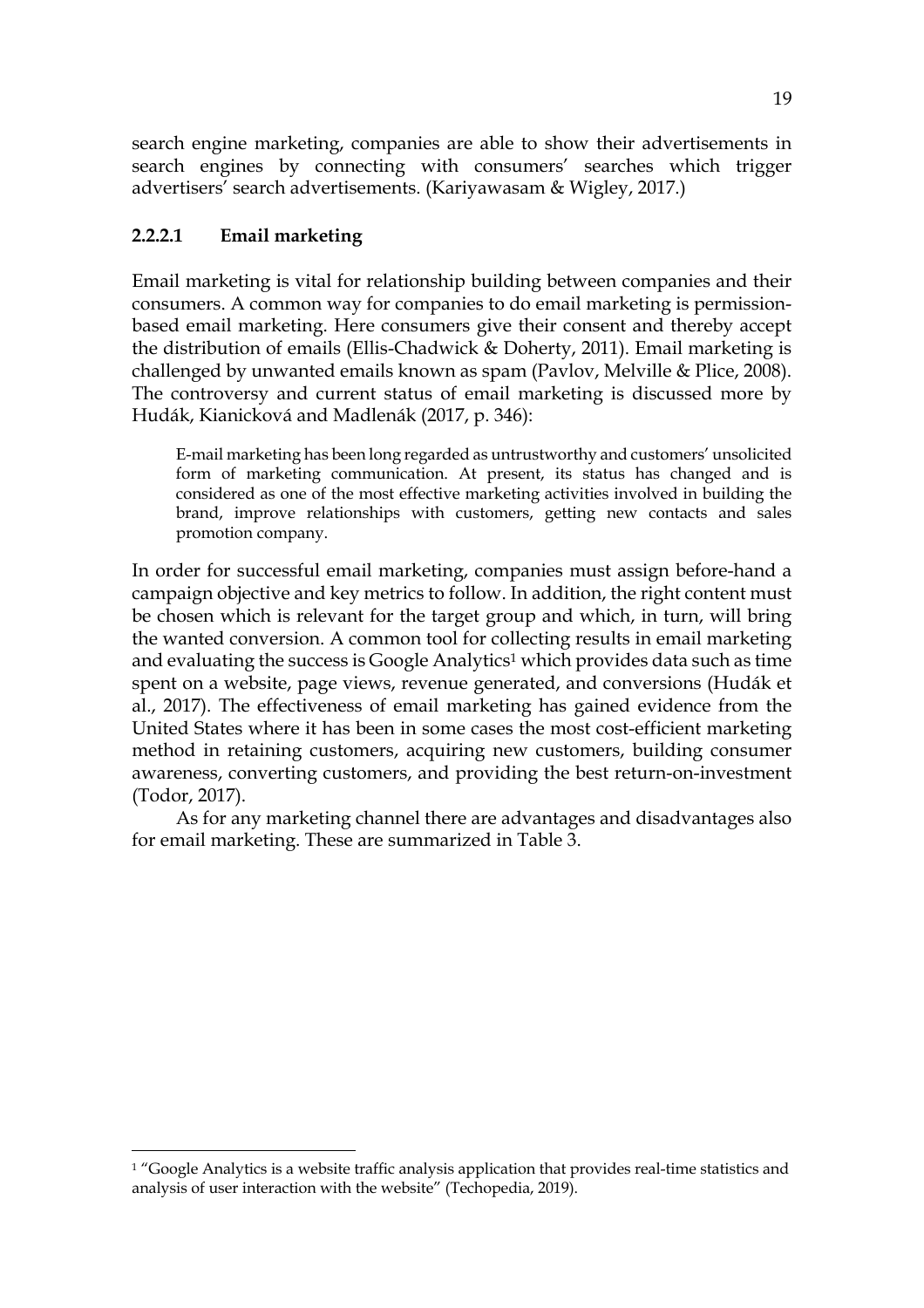search engine marketing, companies are able to show their advertisements in search engines by connecting with consumers' searches which trigger advertisers' search advertisements. (Kariyawasam & Wigley, 2017.)

#### 2.2.2.1 Email marketing

Email marketing is vital for relationship building between companies and their consumers. A common way for companies to do email marketing is permission-based email marketing. Here consumers give their consent and thereby accept the distribution of emails (Ellis-Chadwick & Doherty, 2011). Email marketing is challenged by unwanted emails known as spam (Pavlov, Melville & Plice, 2008). The controversy and current status of email marketing is discussed more by Hudák, Kianicková and Madlenák (2017, p. 346):

> E-mail marketing has been long regarded as untrustworthy and customers' unsolicited form of marketing communication. At present, its status has changed and is considered as one of the most effective marketing activities involved in building the brand, improve relationships with customers, getting new contacts and sales promotion company.

In order for successful email marketing, companies must assign before-hand a campaign objective and key metrics to follow. In addition, the right content must be chosen which is relevant for the target group and which, in turn, will bring the wanted conversion. A common tool for collecting results in email marketing and evaluating the success is Google Analytics[1] which provides data such as time spent on a website, page views, revenue generated, and conversions (Hudák et al., 2017). The effectiveness of email marketing has gained evidence from the United States where it has been in some cases the most cost-efficient marketing method in retaining customers, acquiring new customers, building consumer awareness, converting customers, and providing the best return-on-investment (Todor, 2017).

As for any marketing channel there are advantages and disadvantages also for email marketing. These are summarized in Table 3.

---

[1] "Google Analytics is a website traffic analysis application that provides real-time statistics and analysis of user interaction with the website" (Techopedia, 2019).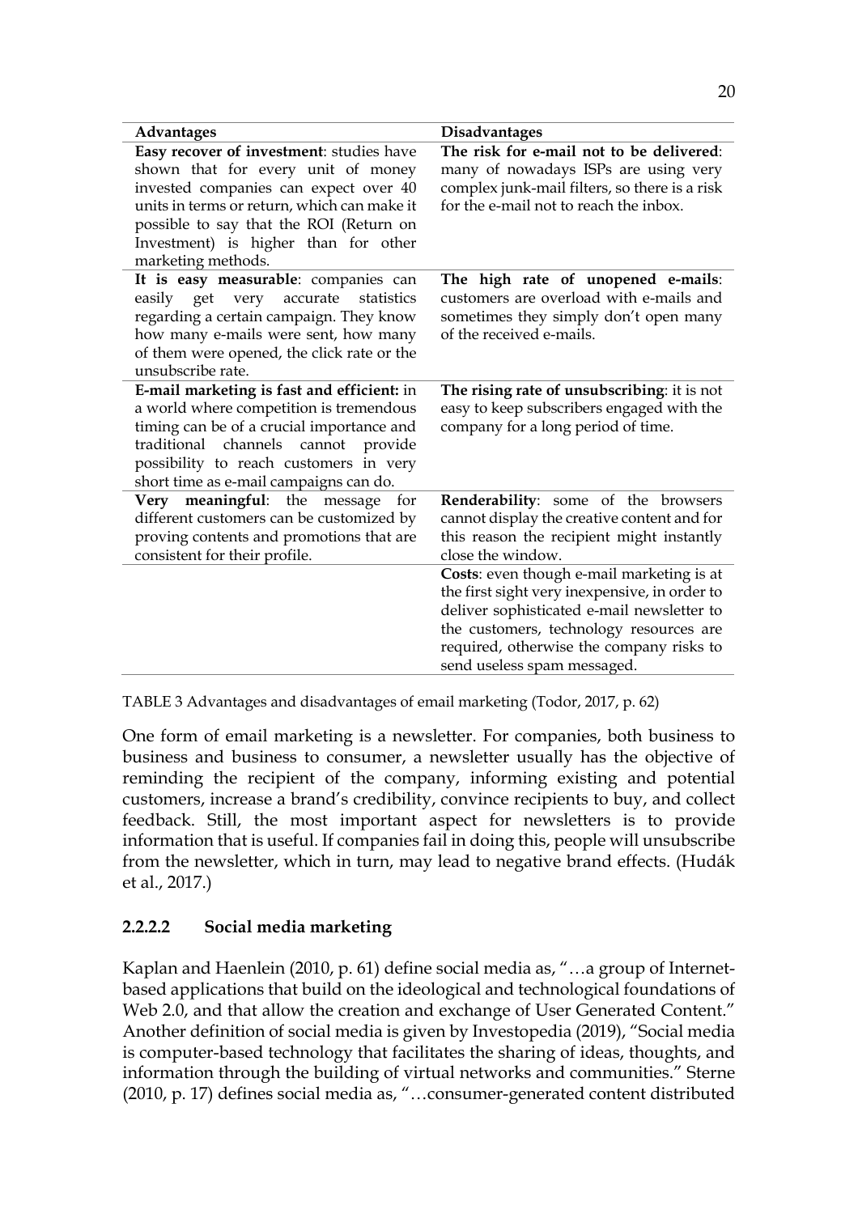| Advantages | Disadvantages |
|---|---|
| **Easy recover of investment**: studies have shown that for every unit of money invested companies can expect over 40 units in terms or return, which can make it possible to say that the ROI (Return on Investment) is higher than for other marketing methods. | **The risk for e-mail not to be delivered**: many of nowadays ISPs are using very complex junk-mail filters, so there is a risk for the e-mail not to reach the inbox. |
| **It is easy measurable**: companies can easily get very accurate statistics regarding a certain campaign. They know how many e-mails were sent, how many of them were opened, the click rate or the unsubscribe rate. | **The high rate of unopened e-mails**: customers are overload with e-mails and sometimes they simply don't open many of the received e-mails. |
| **E-mail marketing is fast and efficient:** in a world where competition is tremendous timing can be of a crucial importance and traditional channels cannot provide possibility to reach customers in very short time as e-mail campaigns can do. | **The rising rate of unsubscribing**: it is not easy to keep subscribers engaged with the company for a long period of time. |
| **Very meaningful**: the message for different customers can be customized by proving contents and promotions that are consistent for their profile. | **Renderability**: some of the browsers cannot display the creative content and for this reason the recipient might instantly close the window. |
| | **Costs**: even though e-mail marketing is at the first sight very inexpensive, in order to deliver sophisticated e-mail newsletter to the customers, technology resources are required, otherwise the company risks to send useless spam messaged. |

TABLE 3 Advantages and disadvantages of email marketing (Todor, 2017, p. 62)

One form of email marketing is a newsletter. For companies, both business to business and business to consumer, a newsletter usually has the objective of reminding the recipient of the company, informing existing and potential customers, increase a brand's credibility, convince recipients to buy, and collect feedback. Still, the most important aspect for newsletters is to provide information that is useful. If companies fail in doing this, people will unsubscribe from the newsletter, which in turn, may lead to negative brand effects. (Hudák et al., 2017.)

#### 2.2.2.2 Social media marketing

Kaplan and Haenlein (2010, p. 61) define social media as, "…a group of Internet-based applications that build on the ideological and technological foundations of Web 2.0, and that allow the creation and exchange of User Generated Content." Another definition of social media is given by Investopedia (2019), "Social media is computer-based technology that facilitates the sharing of ideas, thoughts, and information through the building of virtual networks and communities." Sterne (2010, p. 17) defines social media as, "…consumer-generated content distributed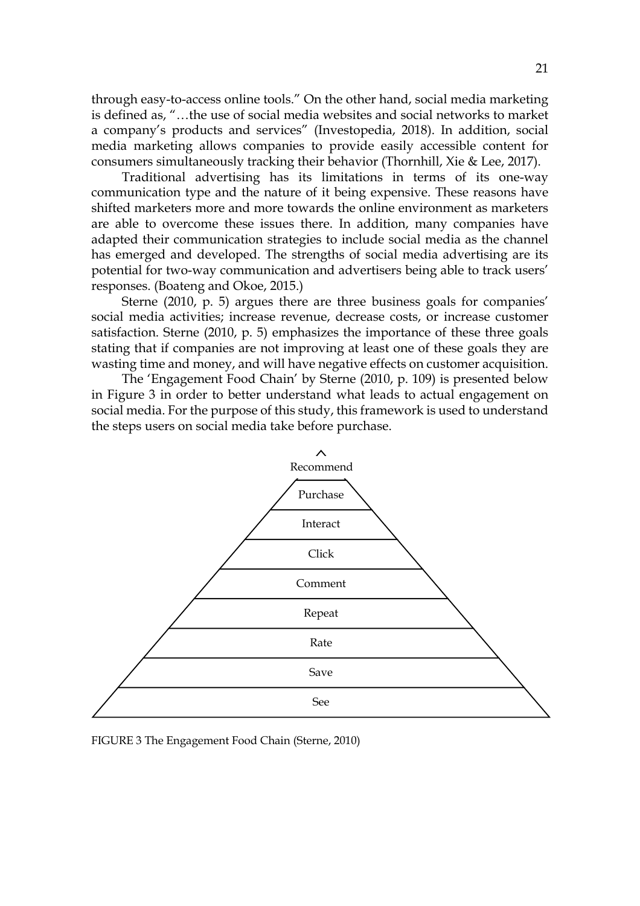through easy-to-access online tools." On the other hand, social media marketing is defined as, "…the use of social media websites and social networks to market a company's products and services" (Investopedia, 2018). In addition, social media marketing allows companies to provide easily accessible content for consumers simultaneously tracking their behavior (Thornhill, Xie & Lee, 2017).

Traditional advertising has its limitations in terms of its one-way communication type and the nature of it being expensive. These reasons have shifted marketers more and more towards the online environment as marketers are able to overcome these issues there. In addition, many companies have adapted their communication strategies to include social media as the channel has emerged and developed. The strengths of social media advertising are its potential for two-way communication and advertisers being able to track users' responses. (Boateng and Okoe, 2015.)

Sterne (2010, p. 5) argues there are three business goals for companies' social media activities; increase revenue, decrease costs, or increase customer satisfaction. Sterne (2010, p. 5) emphasizes the importance of these three goals stating that if companies are not improving at least one of these goals they are wasting time and money, and will have negative effects on customer acquisition.

The 'Engagement Food Chain' by Sterne (2010, p. 109) is presented below in Figure 3 in order to better understand what leads to actual engagement on social media. For the purpose of this study, this framework is used to understand the steps users on social media take before purchase.

- Recommend
- Purchase
- Interact
- Click
- Comment
- Repeat
- Rate
- Save
- See

FIGURE 3 The Engagement Food Chain (Sterne, 2010)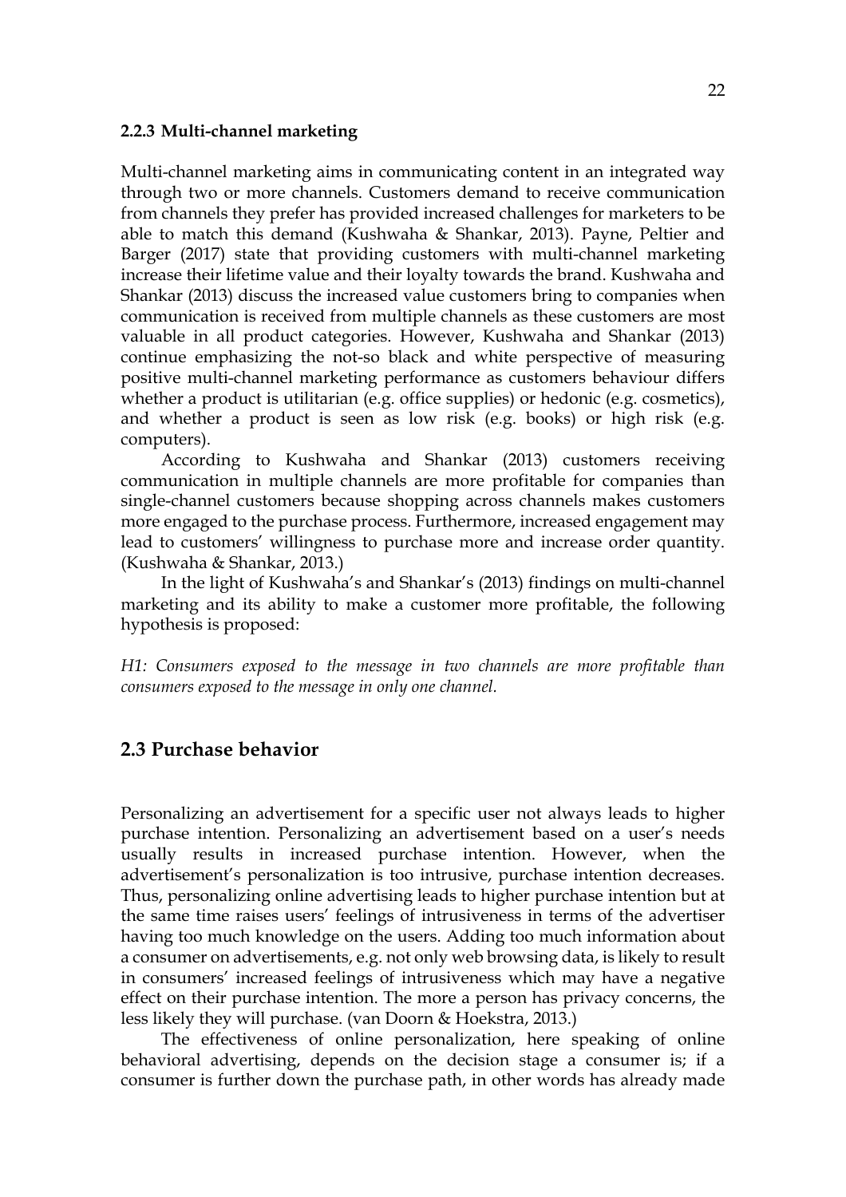### 2.2.3 Multi-channel marketing

Multi-channel marketing aims in communicating content in an integrated way through two or more channels. Customers demand to receive communication from channels they prefer has provided increased challenges for marketers to be able to match this demand (Kushwaha & Shankar, 2013). Payne, Peltier and Barger (2017) state that providing customers with multi-channel marketing increase their lifetime value and their loyalty towards the brand. Kushwaha and Shankar (2013) discuss the increased value customers bring to companies when communication is received from multiple channels as these customers are most valuable in all product categories. However, Kushwaha and Shankar (2013) continue emphasizing the not-so black and white perspective of measuring positive multi-channel marketing performance as customers behaviour differs whether a product is utilitarian (e.g. office supplies) or hedonic (e.g. cosmetics), and whether a product is seen as low risk (e.g. books) or high risk (e.g. computers).

According to Kushwaha and Shankar (2013) customers receiving communication in multiple channels are more profitable for companies than single-channel customers because shopping across channels makes customers more engaged to the purchase process. Furthermore, increased engagement may lead to customers' willingness to purchase more and increase order quantity. (Kushwaha & Shankar, 2013.)

In the light of Kushwaha's and Shankar's (2013) findings on multi-channel marketing and its ability to make a customer more profitable, the following hypothesis is proposed:

*H1: Consumers exposed to the message in two channels are more profitable than consumers exposed to the message in only one channel.*

## 2.3 Purchase behavior

Personalizing an advertisement for a specific user not always leads to higher purchase intention. Personalizing an advertisement based on a user's needs usually results in increased purchase intention. However, when the advertisement's personalization is too intrusive, purchase intention decreases. Thus, personalizing online advertising leads to higher purchase intention but at the same time raises users' feelings of intrusiveness in terms of the advertiser having too much knowledge on the users. Adding too much information about a consumer on advertisements, e.g. not only web browsing data, is likely to result in consumers' increased feelings of intrusiveness which may have a negative effect on their purchase intention. The more a person has privacy concerns, the less likely they will purchase. (van Doorn & Hoekstra, 2013.)

The effectiveness of online personalization, here speaking of online behavioral advertising, depends on the decision stage a consumer is; if a consumer is further down the purchase path, in other words has already made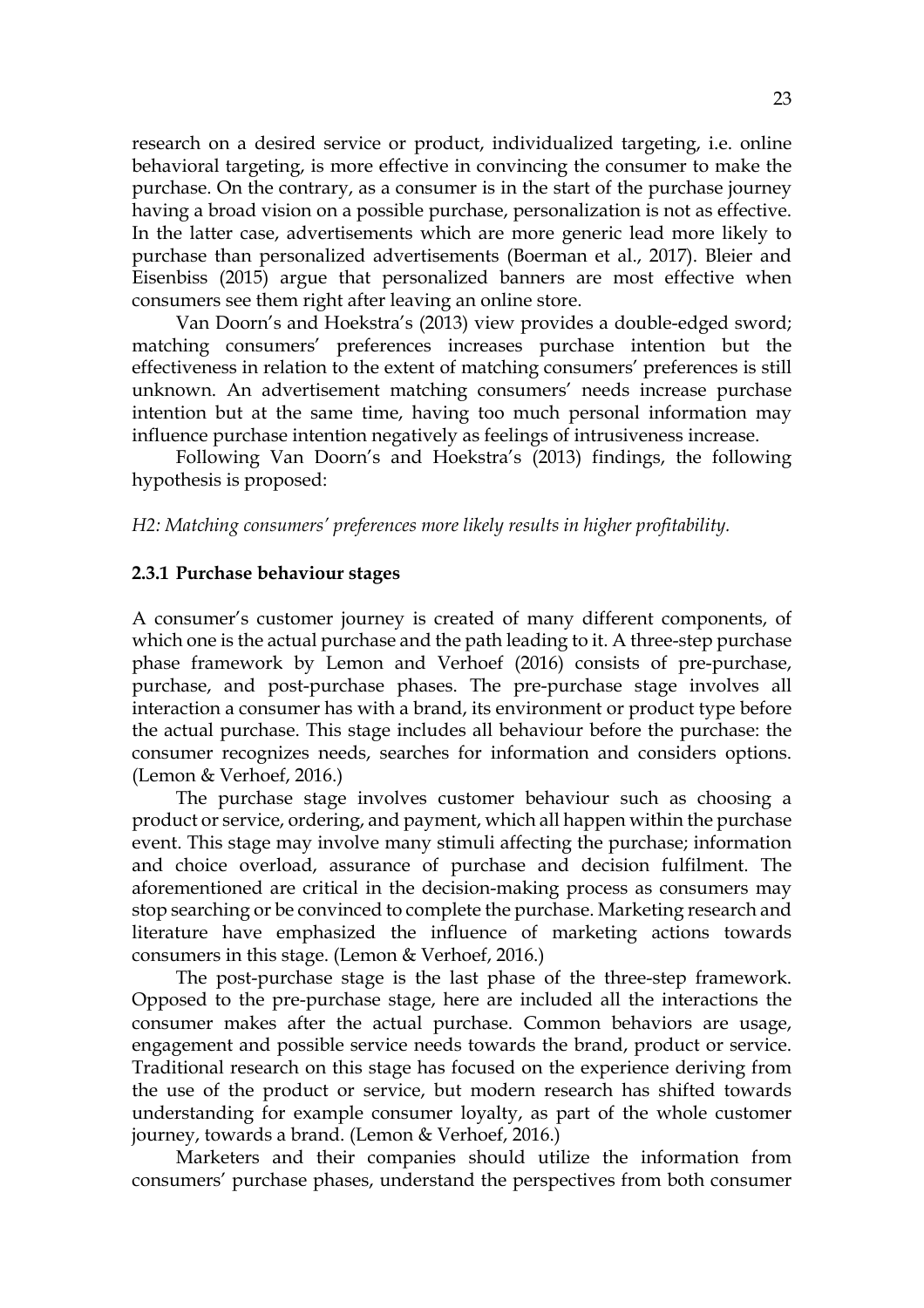research on a desired service or product, individualized targeting, i.e. online behavioral targeting, is more effective in convincing the consumer to make the purchase. On the contrary, as a consumer is in the start of the purchase journey having a broad vision on a possible purchase, personalization is not as effective. In the latter case, advertisements which are more generic lead more likely to purchase than personalized advertisements (Boerman et al., 2017). Bleier and Eisenbiss (2015) argue that personalized banners are most effective when consumers see them right after leaving an online store.

Van Doorn's and Hoekstra's (2013) view provides a double-edged sword; matching consumers' preferences increases purchase intention but the effectiveness in relation to the extent of matching consumers' preferences is still unknown. An advertisement matching consumers' needs increase purchase intention but at the same time, having too much personal information may influence purchase intention negatively as feelings of intrusiveness increase.

Following Van Doorn's and Hoekstra's (2013) findings, the following hypothesis is proposed:

*H2: Matching consumers' preferences more likely results in higher profitability.*

### 2.3.1 Purchase behaviour stages

A consumer's customer journey is created of many different components, of which one is the actual purchase and the path leading to it. A three-step purchase phase framework by Lemon and Verhoef (2016) consists of pre-purchase, purchase, and post-purchase phases. The pre-purchase stage involves all interaction a consumer has with a brand, its environment or product type before the actual purchase. This stage includes all behaviour before the purchase: the consumer recognizes needs, searches for information and considers options. (Lemon & Verhoef, 2016.)

The purchase stage involves customer behaviour such as choosing a product or service, ordering, and payment, which all happen within the purchase event. This stage may involve many stimuli affecting the purchase; information and choice overload, assurance of purchase and decision fulfilment. The aforementioned are critical in the decision-making process as consumers may stop searching or be convinced to complete the purchase. Marketing research and literature have emphasized the influence of marketing actions towards consumers in this stage. (Lemon & Verhoef, 2016.)

The post-purchase stage is the last phase of the three-step framework. Opposed to the pre-purchase stage, here are included all the interactions the consumer makes after the actual purchase. Common behaviors are usage, engagement and possible service needs towards the brand, product or service. Traditional research on this stage has focused on the experience deriving from the use of the product or service, but modern research has shifted towards understanding for example consumer loyalty, as part of the whole customer journey, towards a brand. (Lemon & Verhoef, 2016.)

Marketers and their companies should utilize the information from consumers' purchase phases, understand the perspectives from both consumer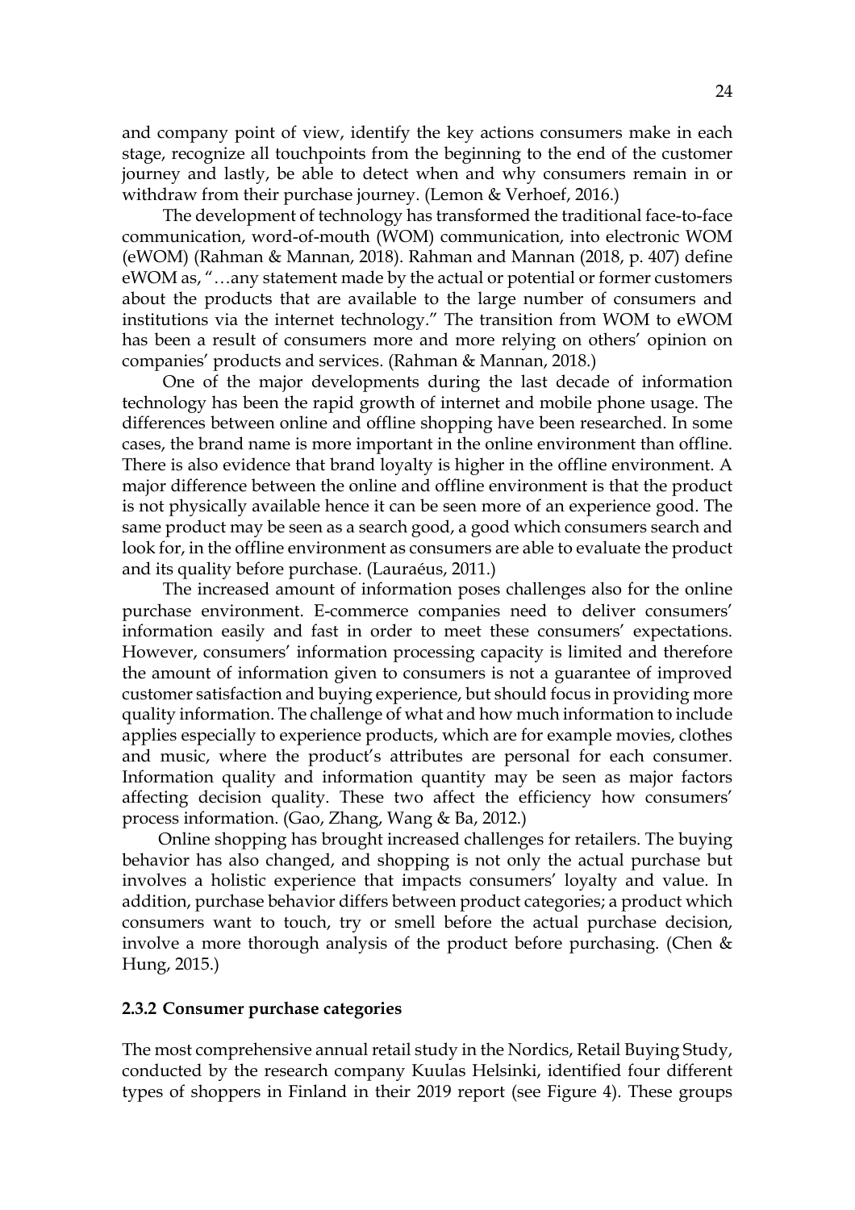and company point of view, identify the key actions consumers make in each stage, recognize all touchpoints from the beginning to the end of the customer journey and lastly, be able to detect when and why consumers remain in or withdraw from their purchase journey. (Lemon & Verhoef, 2016.)

The development of technology has transformed the traditional face-to-face communication, word-of-mouth (WOM) communication, into electronic WOM (eWOM) (Rahman & Mannan, 2018). Rahman and Mannan (2018, p. 407) define eWOM as, "…any statement made by the actual or potential or former customers about the products that are available to the large number of consumers and institutions via the internet technology." The transition from WOM to eWOM has been a result of consumers more and more relying on others' opinion on companies' products and services. (Rahman & Mannan, 2018.)

One of the major developments during the last decade of information technology has been the rapid growth of internet and mobile phone usage. The differences between online and offline shopping have been researched. In some cases, the brand name is more important in the online environment than offline. There is also evidence that brand loyalty is higher in the offline environment. A major difference between the online and offline environment is that the product is not physically available hence it can be seen more of an experience good. The same product may be seen as a search good, a good which consumers search and look for, in the offline environment as consumers are able to evaluate the product and its quality before purchase. (Lauraéus, 2011.)

The increased amount of information poses challenges also for the online purchase environment. E-commerce companies need to deliver consumers' information easily and fast in order to meet these consumers' expectations. However, consumers' information processing capacity is limited and therefore the amount of information given to consumers is not a guarantee of improved customer satisfaction and buying experience, but should focus in providing more quality information. The challenge of what and how much information to include applies especially to experience products, which are for example movies, clothes and music, where the product's attributes are personal for each consumer. Information quality and information quantity may be seen as major factors affecting decision quality. These two affect the efficiency how consumers' process information. (Gao, Zhang, Wang & Ba, 2012.)

Online shopping has brought increased challenges for retailers. The buying behavior has also changed, and shopping is not only the actual purchase but involves a holistic experience that impacts consumers' loyalty and value. In addition, purchase behavior differs between product categories; a product which consumers want to touch, try or smell before the actual purchase decision, involve a more thorough analysis of the product before purchasing. (Chen & Hung, 2015.)

### 2.3.2 Consumer purchase categories

The most comprehensive annual retail study in the Nordics, Retail Buying Study, conducted by the research company Kuulas Helsinki, identified four different types of shoppers in Finland in their 2019 report (see Figure 4). These groups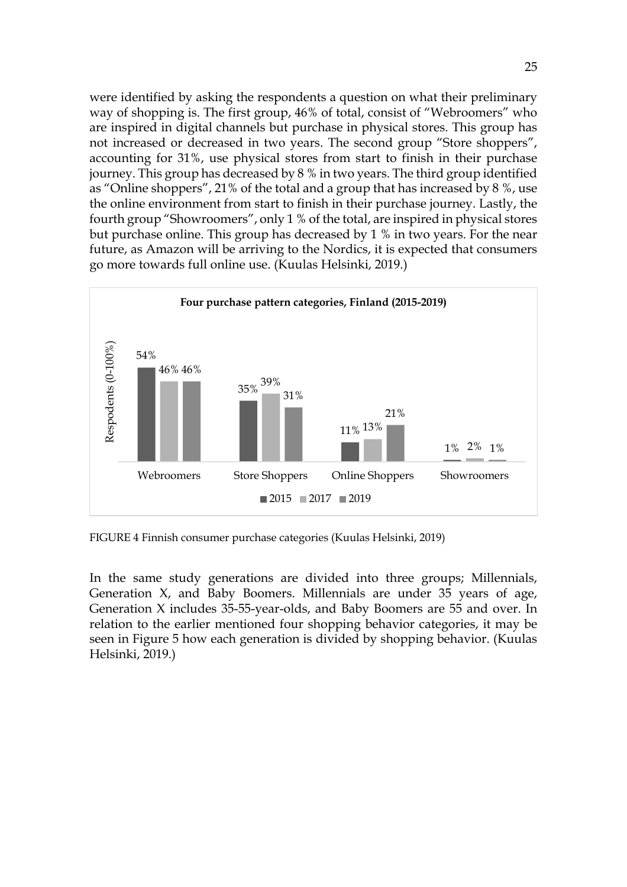were identified by asking the respondents a question on what their preliminary way of shopping is. The first group, 46% of total, consist of "Webroomers" who are inspired in digital channels but purchase in physical stores. This group has not increased or decreased in two years. The second group "Store shoppers", accounting for 31%, use physical stores from start to finish in their purchase journey. This group has decreased by 8 % in two years. The third group identified as "Online shoppers", 21% of the total and a group that has increased by 8 %, use the online environment from start to finish in their purchase journey. Lastly, the fourth group "Showroomers", only 1 % of the total, are inspired in physical stores but purchase online. This group has decreased by 1 % in two years. For the near future, as Amazon will be arriving to the Nordics, it is expected that consumers go more towards full online use. (Kuulas Helsinki, 2019.)

**Four purchase pattern categories, Finland (2015-2019)**

| Respodents (0-100%) | 2015 | 2017 | 2019 |
|---|---|---|---|
| Webroomers | 54% | 46% | 46% |
| Store Shoppers | 35% | 39% | 31% |
| Online Shoppers | 11% | 13% | 21% |
| Showroomers | 1% | 2% | 1% |

FIGURE 4 Finnish consumer purchase categories (Kuulas Helsinki, 2019)

In the same study generations are divided into three groups; Millennials, Generation X, and Baby Boomers. Millennials are under 35 years of age, Generation X includes 35-55-year-olds, and Baby Boomers are 55 and over. In relation to the earlier mentioned four shopping behavior categories, it may be seen in Figure 5 how each generation is divided by shopping behavior. (Kuulas Helsinki, 2019.)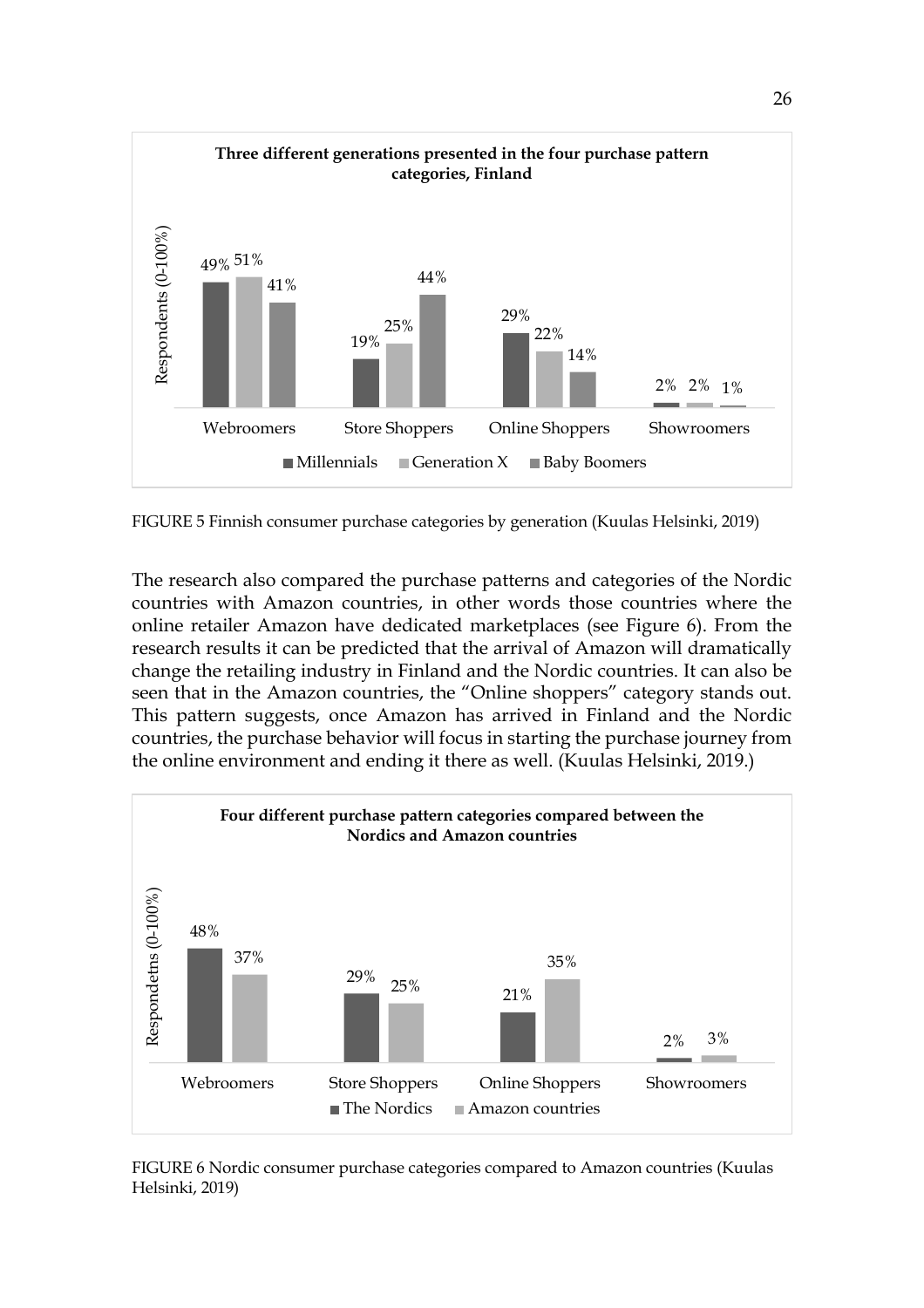FIGURE 5 Finnish consumer purchase categories by generation (Kuulas Helsinki, 2019)

The research also compared the purchase patterns and categories of the Nordic countries with Amazon countries, in other words those countries where the online retailer Amazon have dedicated marketplaces (see Figure 6). From the research results it can be predicted that the arrival of Amazon will dramatically change the retailing industry in Finland and the Nordic countries. It can also be seen that in the Amazon countries, the "Online shoppers" category stands out. This pattern suggests, once Amazon has arrived in Finland and the Nordic countries, the purchase behavior will focus in starting the purchase journey from the online environment and ending it there as well. (Kuulas Helsinki, 2019.)

FIGURE 6 Nordic consumer purchase categories compared to Amazon countries (Kuulas Helsinki, 2019)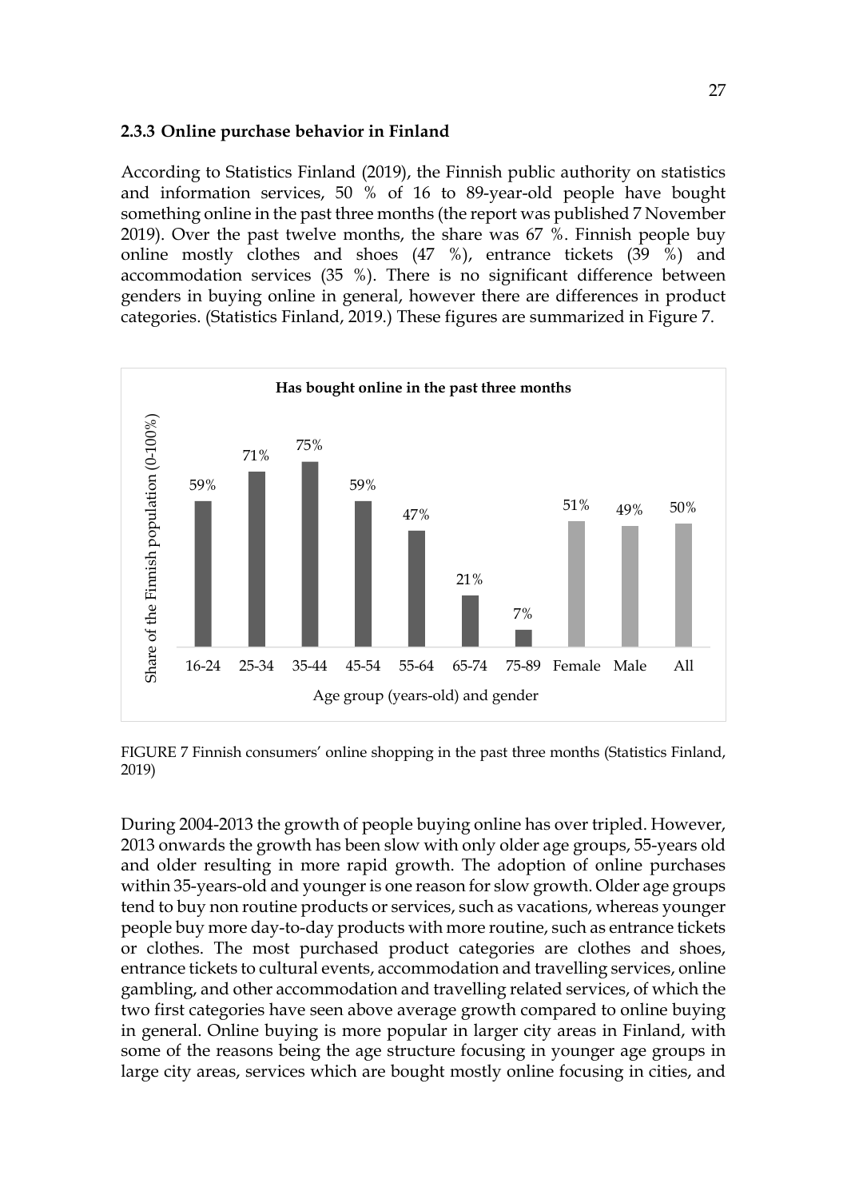### 2.3.3 Online purchase behavior in Finland

According to Statistics Finland (2019), the Finnish public authority on statistics and information services, 50 % of 16 to 89-year-old people have bought something online in the past three months (the report was published 7 November 2019). Over the past twelve months, the share was 67 %. Finnish people buy online mostly clothes and shoes (47 %), entrance tickets (39 %) and accommodation services (35 %). There is no significant difference between genders in buying online in general, however there are differences in product categories. (Statistics Finland, 2019.) These figures are summarized in Figure 7.

**Has bought online in the past three months**

| Age group (years-old) and gender | Share of the Finnish population (0-100%) |
| --- | --- |
| 16-24 | 59% |
| 25-34 | 71% |
| 35-44 | 75% |
| 45-54 | 59% |
| 55-64 | 47% |
| 65-74 | 21% |
| 75-89 | 7% |
| Female | 51% |
| Male | 49% |
| All | 50% |

FIGURE 7 Finnish consumers' online shopping in the past three months (Statistics Finland, 2019)

During 2004-2013 the growth of people buying online has over tripled. However, 2013 onwards the growth has been slow with only older age groups, 55-years old and older resulting in more rapid growth. The adoption of online purchases within 35-years-old and younger is one reason for slow growth. Older age groups tend to buy non routine products or services, such as vacations, whereas younger people buy more day-to-day products with more routine, such as entrance tickets or clothes. The most purchased product categories are clothes and shoes, entrance tickets to cultural events, accommodation and travelling services, online gambling, and other accommodation and travelling related services, of which the two first categories have seen above average growth compared to online buying in general. Online buying is more popular in larger city areas in Finland, with some of the reasons being the age structure focusing in younger age groups in large city areas, services which are bought mostly online focusing in cities, and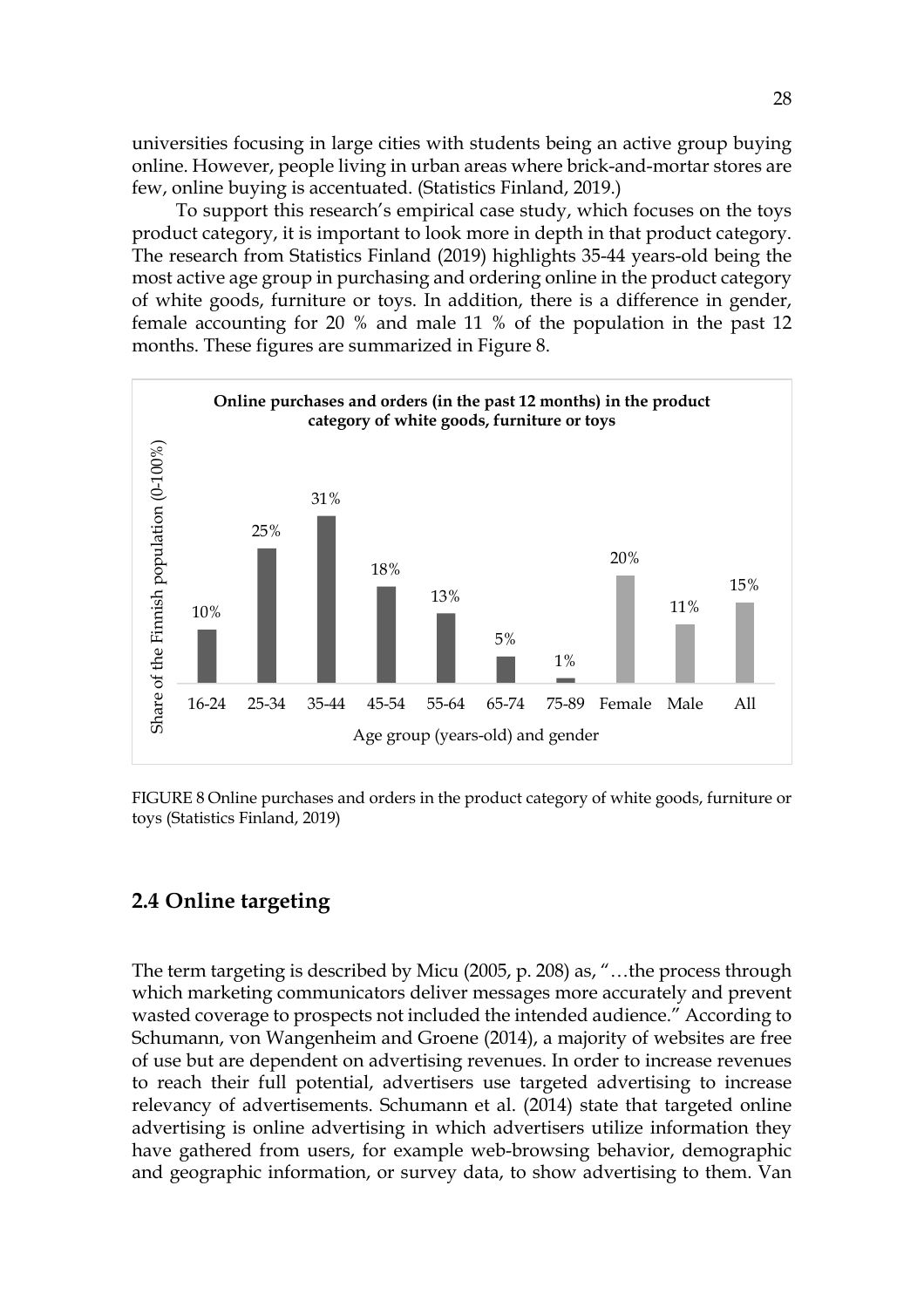universities focusing in large cities with students being an active group buying online. However, people living in urban areas where brick-and-mortar stores are few, online buying is accentuated. (Statistics Finland, 2019.)

To support this research's empirical case study, which focuses on the toys product category, it is important to look more in depth in that product category. The research from Statistics Finland (2019) highlights 35-44 years-old being the most active age group in purchasing and ordering online in the product category of white goods, furniture or toys. In addition, there is a difference in gender, female accounting for 20 % and male 11 % of the population in the past 12 months. These figures are summarized in Figure 8.

**Online purchases and orders (in the past 12 months) in the product category of white goods, furniture or toys**

| Age group (years-old) and gender | Share of the Finnish population (0-100%) |
|---|---|
| 16-24 | 10% |
| 25-34 | 25% |
| 35-44 | 31% |
| 45-54 | 18% |
| 55-64 | 13% |
| 65-74 | 5% |
| 75-89 | 1% |
| Female | 20% |
| Male | 11% |
| All | 15% |

FIGURE 8 Online purchases and orders in the product category of white goods, furniture or toys (Statistics Finland, 2019)

## 2.4 Online targeting

The term targeting is described by Micu (2005, p. 208) as, "…the process through which marketing communicators deliver messages more accurately and prevent wasted coverage to prospects not included the intended audience." According to Schumann, von Wangenheim and Groene (2014), a majority of websites are free of use but are dependent on advertising revenues. In order to increase revenues to reach their full potential, advertisers use targeted advertising to increase relevancy of advertisements. Schumann et al. (2014) state that targeted online advertising is online advertising in which advertisers utilize information they have gathered from users, for example web-browsing behavior, demographic and geographic information, or survey data, to show advertising to them. Van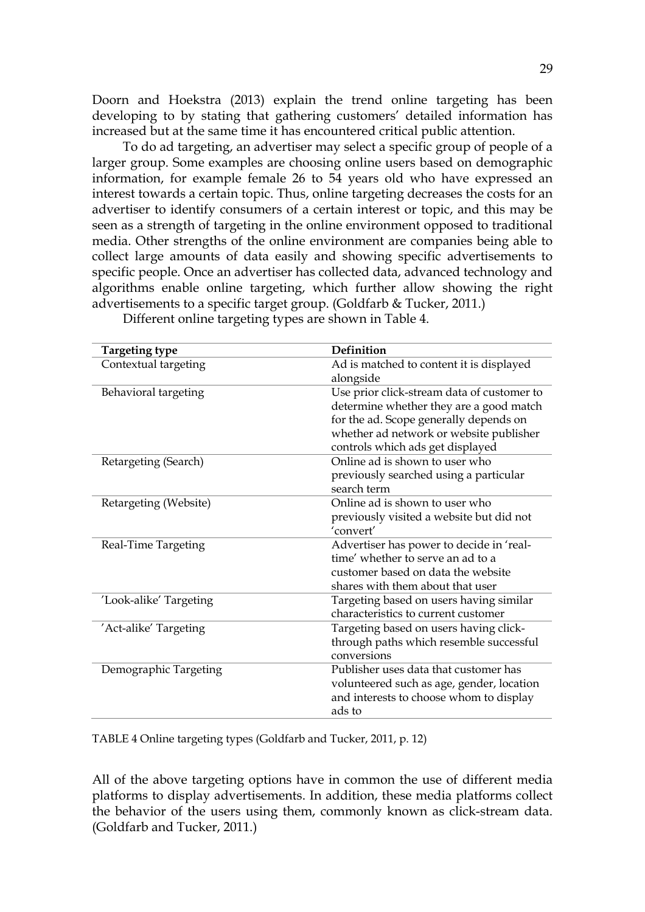Doorn and Hoekstra (2013) explain the trend online targeting has been developing to by stating that gathering customers' detailed information has increased but at the same time it has encountered critical public attention.

To do ad targeting, an advertiser may select a specific group of people of a larger group. Some examples are choosing online users based on demographic information, for example female 26 to 54 years old who have expressed an interest towards a certain topic. Thus, online targeting decreases the costs for an advertiser to identify consumers of a certain interest or topic, and this may be seen as a strength of targeting in the online environment opposed to traditional media. Other strengths of the online environment are companies being able to collect large amounts of data easily and showing specific advertisements to specific people. Once an advertiser has collected data, advanced technology and algorithms enable online targeting, which further allow showing the right advertisements to a specific target group. (Goldfarb & Tucker, 2011.)

Different online targeting types are shown in Table 4.

| Targeting type | Definition |
| --- | --- |
| Contextual targeting | Ad is matched to content it is displayed alongside |
| Behavioral targeting | Use prior click-stream data of customer to determine whether they are a good match for the ad. Scope generally depends on whether ad network or website publisher controls which ads get displayed |
| Retargeting (Search) | Online ad is shown to user who previously searched using a particular search term |
| Retargeting (Website) | Online ad is shown to user who previously visited a website but did not 'convert' |
| Real-Time Targeting | Advertiser has power to decide in 'real-time' whether to serve an ad to a customer based on data the website shares with them about that user |
| 'Look-alike' Targeting | Targeting based on users having similar characteristics to current customer |
| 'Act-alike' Targeting | Targeting based on users having click-through paths which resemble successful conversions |
| Demographic Targeting | Publisher uses data that customer has volunteered such as age, gender, location and interests to choose whom to display ads to |

TABLE 4 Online targeting types (Goldfarb and Tucker, 2011, p. 12)

All of the above targeting options have in common the use of different media platforms to display advertisements. In addition, these media platforms collect the behavior of the users using them, commonly known as click-stream data. (Goldfarb and Tucker, 2011.)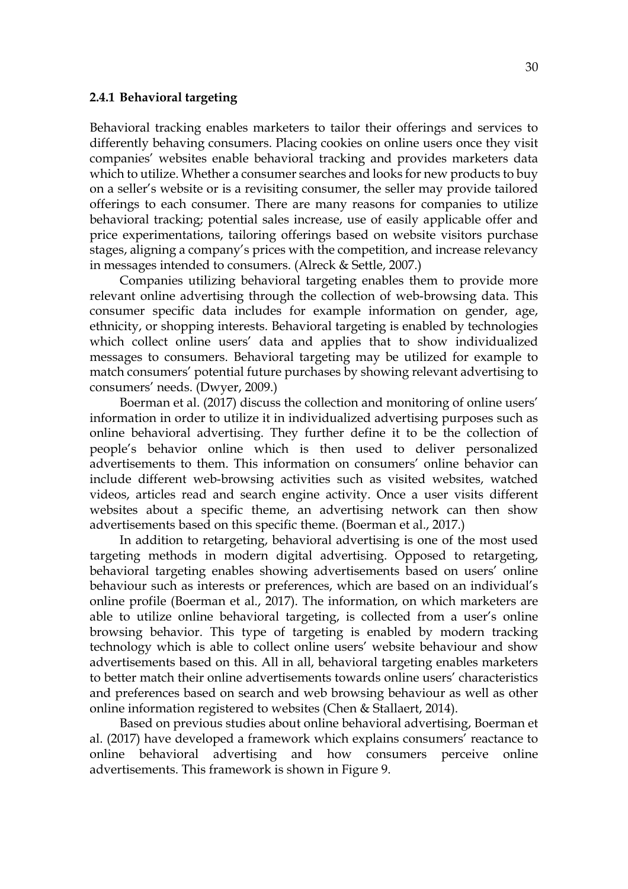### 2.4.1 Behavioral targeting

Behavioral tracking enables marketers to tailor their offerings and services to differently behaving consumers. Placing cookies on online users once they visit companies' websites enable behavioral tracking and provides marketers data which to utilize. Whether a consumer searches and looks for new products to buy on a seller's website or is a revisiting consumer, the seller may provide tailored offerings to each consumer. There are many reasons for companies to utilize behavioral tracking; potential sales increase, use of easily applicable offer and price experimentations, tailoring offerings based on website visitors purchase stages, aligning a company's prices with the competition, and increase relevancy in messages intended to consumers. (Alreck & Settle, 2007.)

Companies utilizing behavioral targeting enables them to provide more relevant online advertising through the collection of web-browsing data. This consumer specific data includes for example information on gender, age, ethnicity, or shopping interests. Behavioral targeting is enabled by technologies which collect online users' data and applies that to show individualized messages to consumers. Behavioral targeting may be utilized for example to match consumers' potential future purchases by showing relevant advertising to consumers' needs. (Dwyer, 2009.)

Boerman et al. (2017) discuss the collection and monitoring of online users' information in order to utilize it in individualized advertising purposes such as online behavioral advertising. They further define it to be the collection of people's behavior online which is then used to deliver personalized advertisements to them. This information on consumers' online behavior can include different web-browsing activities such as visited websites, watched videos, articles read and search engine activity. Once a user visits different websites about a specific theme, an advertising network can then show advertisements based on this specific theme. (Boerman et al., 2017.)

In addition to retargeting, behavioral advertising is one of the most used targeting methods in modern digital advertising. Opposed to retargeting, behavioral targeting enables showing advertisements based on users' online behaviour such as interests or preferences, which are based on an individual's online profile (Boerman et al., 2017). The information, on which marketers are able to utilize online behavioral targeting, is collected from a user's online browsing behavior. This type of targeting is enabled by modern tracking technology which is able to collect online users' website behaviour and show advertisements based on this. All in all, behavioral targeting enables marketers to better match their online advertisements towards online users' characteristics and preferences based on search and web browsing behaviour as well as other online information registered to websites (Chen & Stallaert, 2014).

Based on previous studies about online behavioral advertising, Boerman et al. (2017) have developed a framework which explains consumers' reactance to online behavioral advertising and how consumers perceive online advertisements. This framework is shown in Figure 9.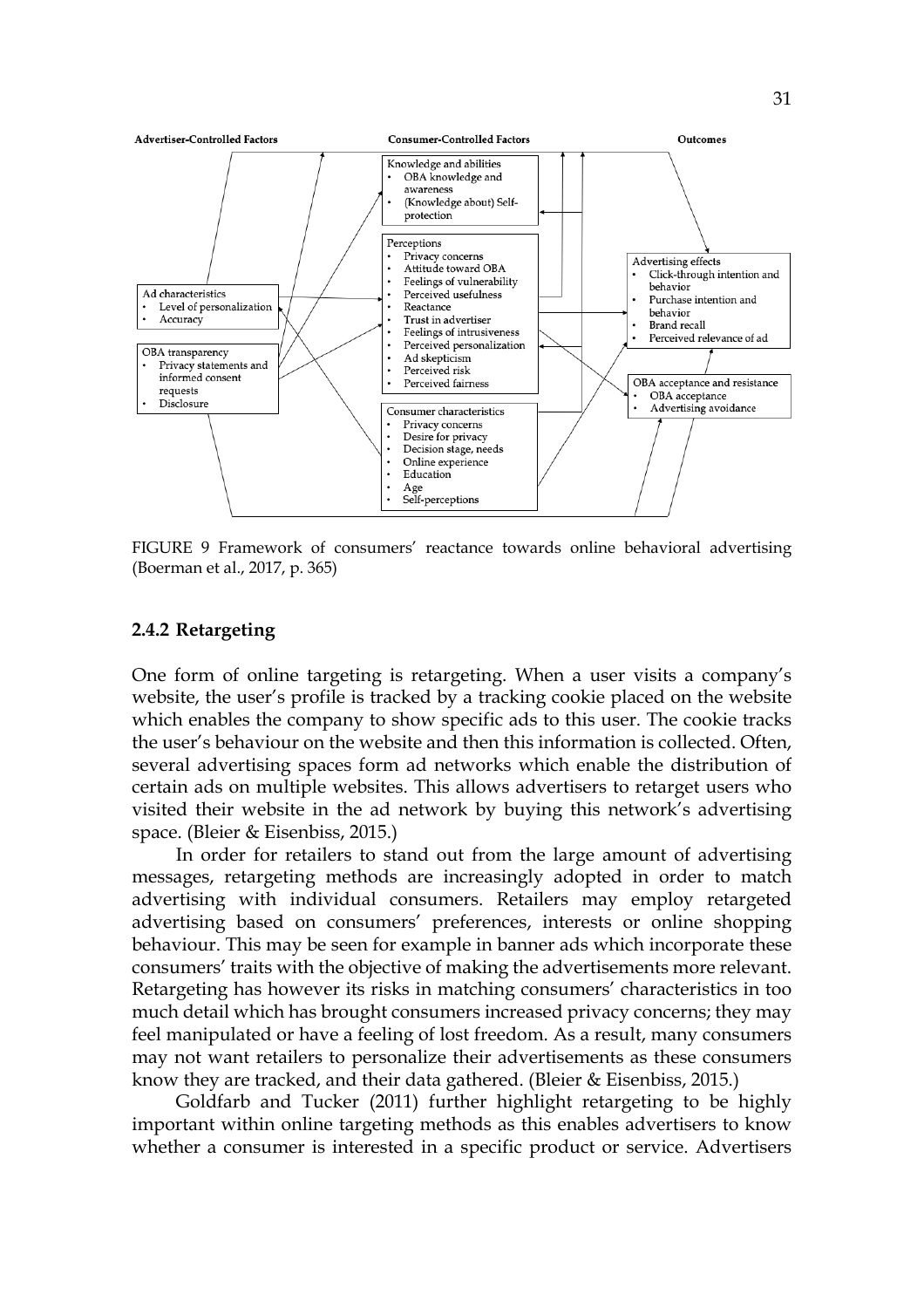**Advertiser-Controlled Factors** | **Consumer-Controlled Factors** | **Outcomes**

Ad characteristics
- Level of personalization
- Accuracy

OBA transparency
- Privacy statements and informed consent requests
- Disclosure

Knowledge and abilities
- OBA knowledge and awareness
- (Knowledge about) Self-protection

Perceptions
- Privacy concerns
- Attitude toward OBA
- Feelings of vulnerability
- Perceived usefulness
- Reactance
- Trust in advertiser
- Feelings of intrusiveness
- Perceived personalization
- Ad skepticism
- Perceived risk
- Perceived fairness

Consumer characteristics
- Privacy concerns
- Desire for privacy
- Decision stage, needs
- Online experience
- Education
- Age
- Self-perceptions

Advertising effects
- Click-through intention and behavior
- Purchase intention and behavior
- Brand recall
- Perceived relevance of ad

OBA acceptance and resistance
- OBA acceptance
- Advertising avoidance

FIGURE 9 Framework of consumers' reactance towards online behavioral advertising (Boerman et al., 2017, p. 365)

### 2.4.2 Retargeting

One form of online targeting is retargeting. When a user visits a company's website, the user's profile is tracked by a tracking cookie placed on the website which enables the company to show specific ads to this user. The cookie tracks the user's behaviour on the website and then this information is collected. Often, several advertising spaces form ad networks which enable the distribution of certain ads on multiple websites. This allows advertisers to retarget users who visited their website in the ad network by buying this network's advertising space. (Bleier & Eisenbiss, 2015.)

In order for retailers to stand out from the large amount of advertising messages, retargeting methods are increasingly adopted in order to match advertising with individual consumers. Retailers may employ retargeted advertising based on consumers' preferences, interests or online shopping behaviour. This may be seen for example in banner ads which incorporate these consumers' traits with the objective of making the advertisements more relevant. Retargeting has however its risks in matching consumers' characteristics in too much detail which has brought consumers increased privacy concerns; they may feel manipulated or have a feeling of lost freedom. As a result, many consumers may not want retailers to personalize their advertisements as these consumers know they are tracked, and their data gathered. (Bleier & Eisenbiss, 2015.)

Goldfarb and Tucker (2011) further highlight retargeting to be highly important within online targeting methods as this enables advertisers to know whether a consumer is interested in a specific product or service. Advertisers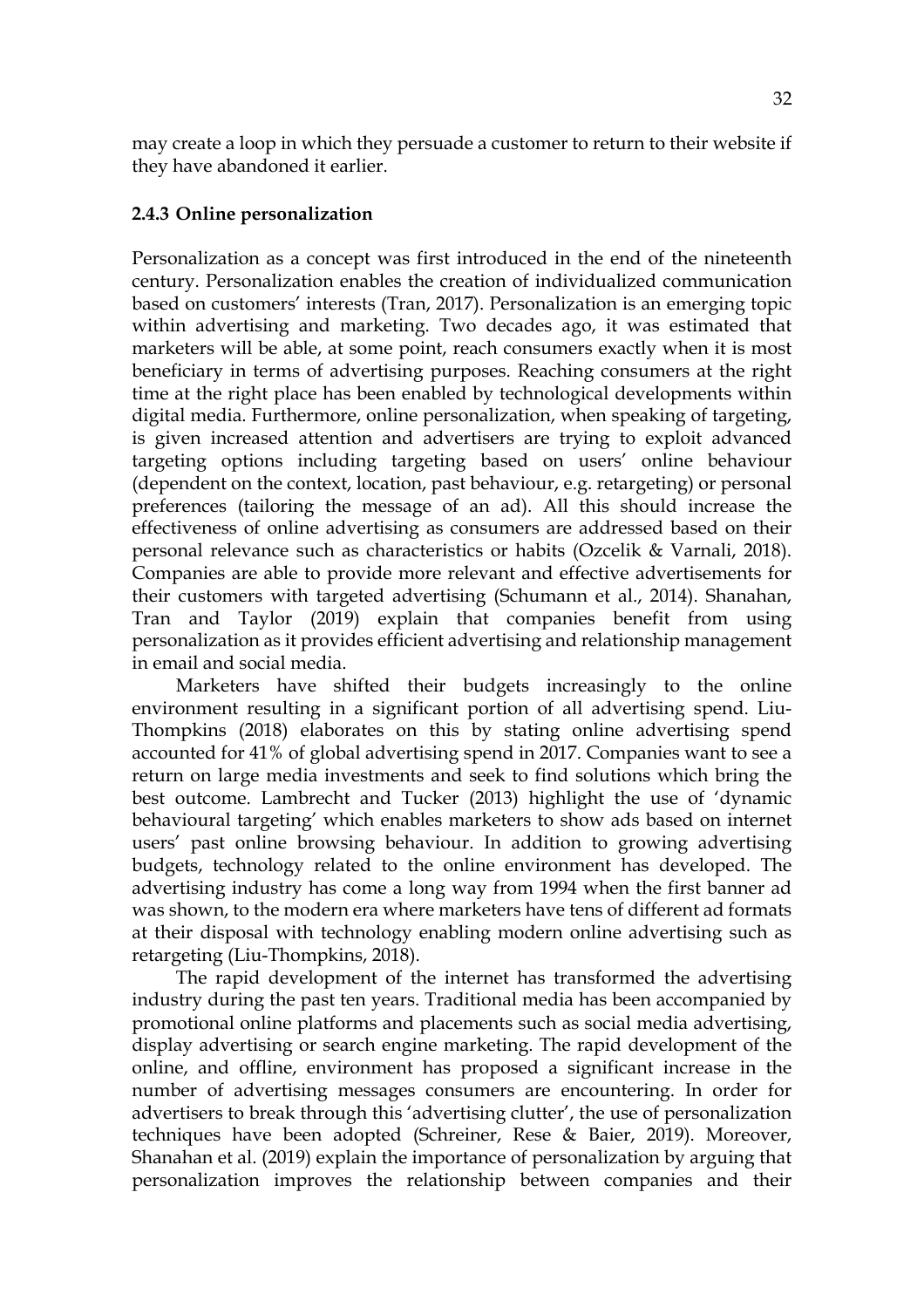may create a loop in which they persuade a customer to return to their website if they have abandoned it earlier.

### 2.4.3 Online personalization

Personalization as a concept was first introduced in the end of the nineteenth century. Personalization enables the creation of individualized communication based on customers' interests (Tran, 2017). Personalization is an emerging topic within advertising and marketing. Two decades ago, it was estimated that marketers will be able, at some point, reach consumers exactly when it is most beneficiary in terms of advertising purposes. Reaching consumers at the right time at the right place has been enabled by technological developments within digital media. Furthermore, online personalization, when speaking of targeting, is given increased attention and advertisers are trying to exploit advanced targeting options including targeting based on users' online behaviour (dependent on the context, location, past behaviour, e.g. retargeting) or personal preferences (tailoring the message of an ad). All this should increase the effectiveness of online advertising as consumers are addressed based on their personal relevance such as characteristics or habits (Ozcelik & Varnali, 2018). Companies are able to provide more relevant and effective advertisements for their customers with targeted advertising (Schumann et al., 2014). Shanahan, Tran and Taylor (2019) explain that companies benefit from using personalization as it provides efficient advertising and relationship management in email and social media.

Marketers have shifted their budgets increasingly to the online environment resulting in a significant portion of all advertising spend. Liu-Thompkins (2018) elaborates on this by stating online advertising spend accounted for 41% of global advertising spend in 2017. Companies want to see a return on large media investments and seek to find solutions which bring the best outcome. Lambrecht and Tucker (2013) highlight the use of 'dynamic behavioural targeting' which enables marketers to show ads based on internet users' past online browsing behaviour. In addition to growing advertising budgets, technology related to the online environment has developed. The advertising industry has come a long way from 1994 when the first banner ad was shown, to the modern era where marketers have tens of different ad formats at their disposal with technology enabling modern online advertising such as retargeting (Liu-Thompkins, 2018).

The rapid development of the internet has transformed the advertising industry during the past ten years. Traditional media has been accompanied by promotional online platforms and placements such as social media advertising, display advertising or search engine marketing. The rapid development of the online, and offline, environment has proposed a significant increase in the number of advertising messages consumers are encountering. In order for advertisers to break through this 'advertising clutter', the use of personalization techniques have been adopted (Schreiner, Rese & Baier, 2019). Moreover, Shanahan et al. (2019) explain the importance of personalization by arguing that personalization improves the relationship between companies and their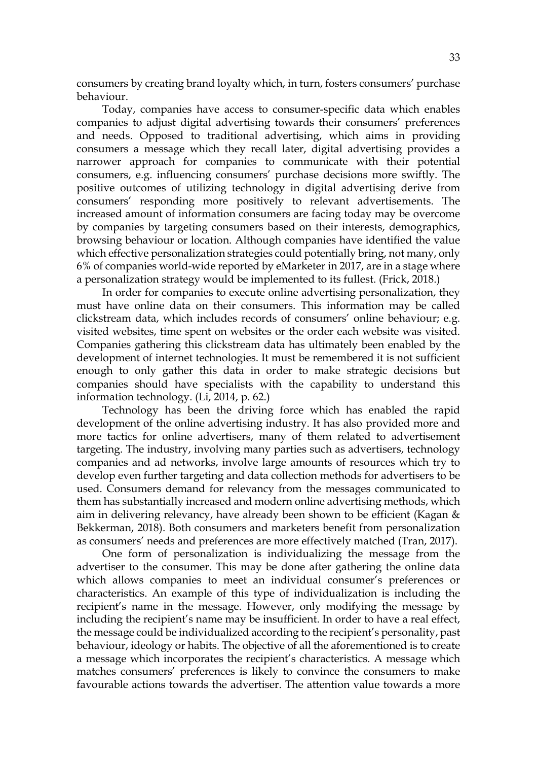consumers by creating brand loyalty which, in turn, fosters consumers' purchase behaviour.

Today, companies have access to consumer-specific data which enables companies to adjust digital advertising towards their consumers' preferences and needs. Opposed to traditional advertising, which aims in providing consumers a message which they recall later, digital advertising provides a narrower approach for companies to communicate with their potential consumers, e.g. influencing consumers' purchase decisions more swiftly. The positive outcomes of utilizing technology in digital advertising derive from consumers' responding more positively to relevant advertisements. The increased amount of information consumers are facing today may be overcome by companies by targeting consumers based on their interests, demographics, browsing behaviour or location. Although companies have identified the value which effective personalization strategies could potentially bring, not many, only 6% of companies world-wide reported by eMarketer in 2017, are in a stage where a personalization strategy would be implemented to its fullest. (Frick, 2018.)

In order for companies to execute online advertising personalization, they must have online data on their consumers. This information may be called clickstream data, which includes records of consumers' online behaviour; e.g. visited websites, time spent on websites or the order each website was visited. Companies gathering this clickstream data has ultimately been enabled by the development of internet technologies. It must be remembered it is not sufficient enough to only gather this data in order to make strategic decisions but companies should have specialists with the capability to understand this information technology. (Li, 2014, p. 62.)

Technology has been the driving force which has enabled the rapid development of the online advertising industry. It has also provided more and more tactics for online advertisers, many of them related to advertisement targeting. The industry, involving many parties such as advertisers, technology companies and ad networks, involve large amounts of resources which try to develop even further targeting and data collection methods for advertisers to be used. Consumers demand for relevancy from the messages communicated to them has substantially increased and modern online advertising methods, which aim in delivering relevancy, have already been shown to be efficient (Kagan & Bekkerman, 2018). Both consumers and marketers benefit from personalization as consumers' needs and preferences are more effectively matched (Tran, 2017).

One form of personalization is individualizing the message from the advertiser to the consumer. This may be done after gathering the online data which allows companies to meet an individual consumer's preferences or characteristics. An example of this type of individualization is including the recipient's name in the message. However, only modifying the message by including the recipient's name may be insufficient. In order to have a real effect, the message could be individualized according to the recipient's personality, past behaviour, ideology or habits. The objective of all the aforementioned is to create a message which incorporates the recipient's characteristics. A message which matches consumers' preferences is likely to convince the consumers to make favourable actions towards the advertiser. The attention value towards a more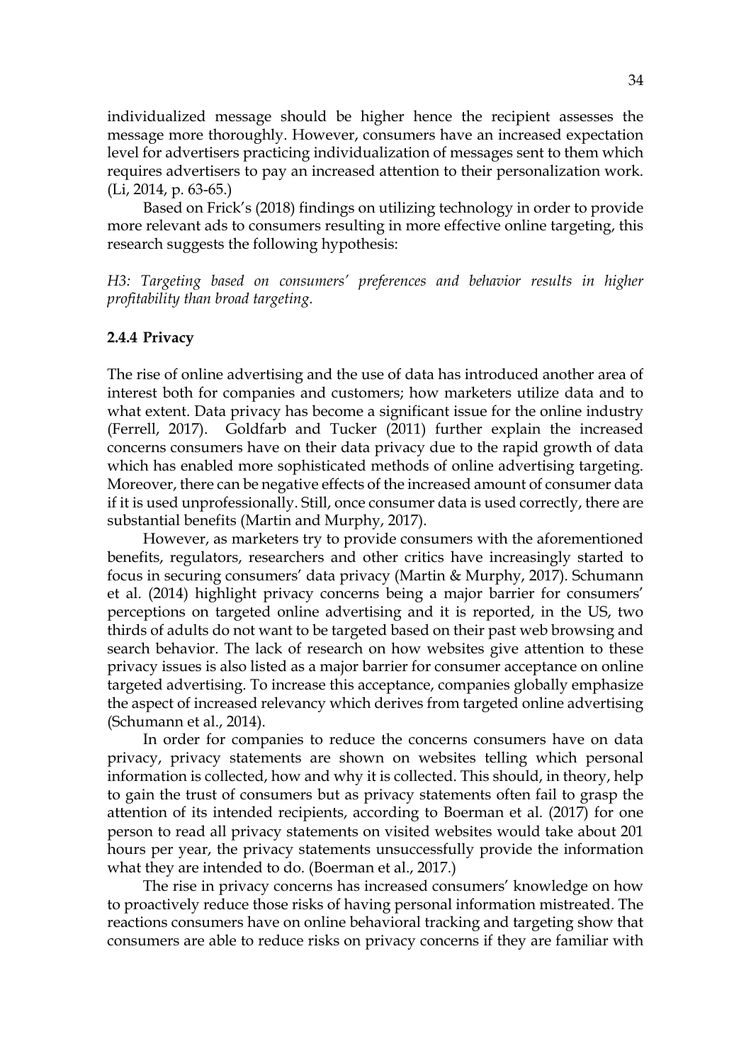individualized message should be higher hence the recipient assesses the message more thoroughly. However, consumers have an increased expectation level for advertisers practicing individualization of messages sent to them which requires advertisers to pay an increased attention to their personalization work. (Li, 2014, p. 63-65.)

Based on Frick's (2018) findings on utilizing technology in order to provide more relevant ads to consumers resulting in more effective online targeting, this research suggests the following hypothesis:

*H3: Targeting based on consumers' preferences and behavior results in higher profitability than broad targeting.*

### 2.4.4 Privacy

The rise of online advertising and the use of data has introduced another area of interest both for companies and customers; how marketers utilize data and to what extent. Data privacy has become a significant issue for the online industry (Ferrell, 2017). Goldfarb and Tucker (2011) further explain the increased concerns consumers have on their data privacy due to the rapid growth of data which has enabled more sophisticated methods of online advertising targeting. Moreover, there can be negative effects of the increased amount of consumer data if it is used unprofessionally. Still, once consumer data is used correctly, there are substantial benefits (Martin and Murphy, 2017).

However, as marketers try to provide consumers with the aforementioned benefits, regulators, researchers and other critics have increasingly started to focus in securing consumers' data privacy (Martin & Murphy, 2017). Schumann et al. (2014) highlight privacy concerns being a major barrier for consumers' perceptions on targeted online advertising and it is reported, in the US, two thirds of adults do not want to be targeted based on their past web browsing and search behavior. The lack of research on how websites give attention to these privacy issues is also listed as a major barrier for consumer acceptance on online targeted advertising. To increase this acceptance, companies globally emphasize the aspect of increased relevancy which derives from targeted online advertising (Schumann et al., 2014).

In order for companies to reduce the concerns consumers have on data privacy, privacy statements are shown on websites telling which personal information is collected, how and why it is collected. This should, in theory, help to gain the trust of consumers but as privacy statements often fail to grasp the attention of its intended recipients, according to Boerman et al. (2017) for one person to read all privacy statements on visited websites would take about 201 hours per year, the privacy statements unsuccessfully provide the information what they are intended to do. (Boerman et al., 2017.)

The rise in privacy concerns has increased consumers' knowledge on how to proactively reduce those risks of having personal information mistreated. The reactions consumers have on online behavioral tracking and targeting show that consumers are able to reduce risks on privacy concerns if they are familiar with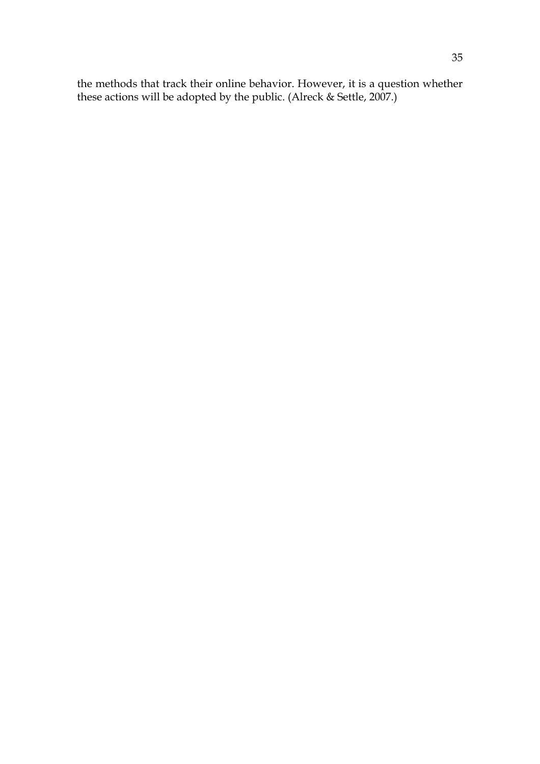the methods that track their online behavior. However, it is a question whether these actions will be adopted by the public. (Alreck & Settle, 2007.)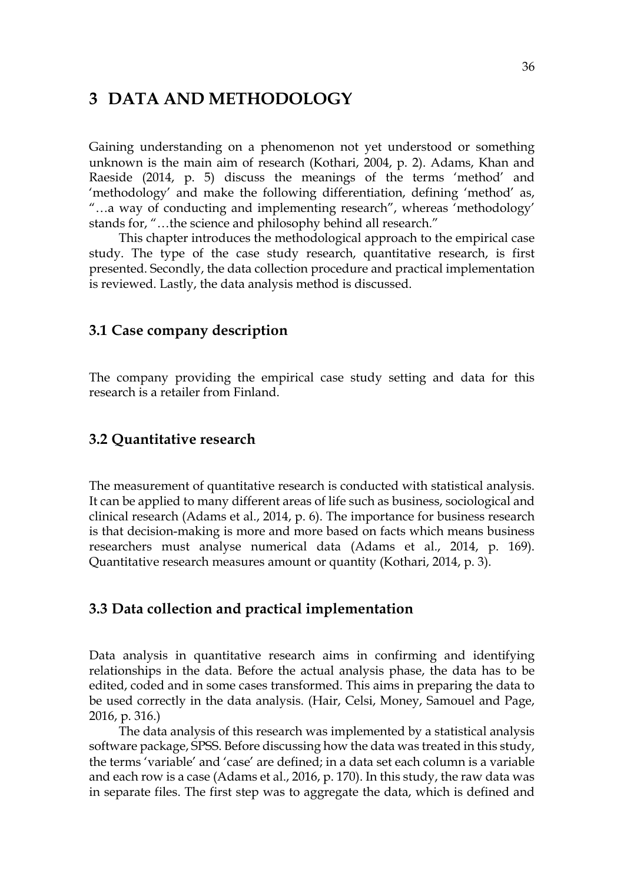# 3 DATA AND METHODOLOGY

Gaining understanding on a phenomenon not yet understood or something unknown is the main aim of research (Kothari, 2004, p. 2). Adams, Khan and Raeside (2014, p. 5) discuss the meanings of the terms 'method' and 'methodology' and make the following differentiation, defining 'method' as, "…a way of conducting and implementing research", whereas 'methodology' stands for, "…the science and philosophy behind all research."

This chapter introduces the methodological approach to the empirical case study. The type of the case study research, quantitative research, is first presented. Secondly, the data collection procedure and practical implementation is reviewed. Lastly, the data analysis method is discussed.

## 3.1 Case company description

The company providing the empirical case study setting and data for this research is a retailer from Finland.

## 3.2 Quantitative research

The measurement of quantitative research is conducted with statistical analysis. It can be applied to many different areas of life such as business, sociological and clinical research (Adams et al., 2014, p. 6). The importance for business research is that decision-making is more and more based on facts which means business researchers must analyse numerical data (Adams et al., 2014, p. 169). Quantitative research measures amount or quantity (Kothari, 2014, p. 3).

## 3.3 Data collection and practical implementation

Data analysis in quantitative research aims in confirming and identifying relationships in the data. Before the actual analysis phase, the data has to be edited, coded and in some cases transformed. This aims in preparing the data to be used correctly in the data analysis. (Hair, Celsi, Money, Samouel and Page, 2016, p. 316.)

The data analysis of this research was implemented by a statistical analysis software package, SPSS. Before discussing how the data was treated in this study, the terms 'variable' and 'case' are defined; in a data set each column is a variable and each row is a case (Adams et al., 2016, p. 170). In this study, the raw data was in separate files. The first step was to aggregate the data, which is defined and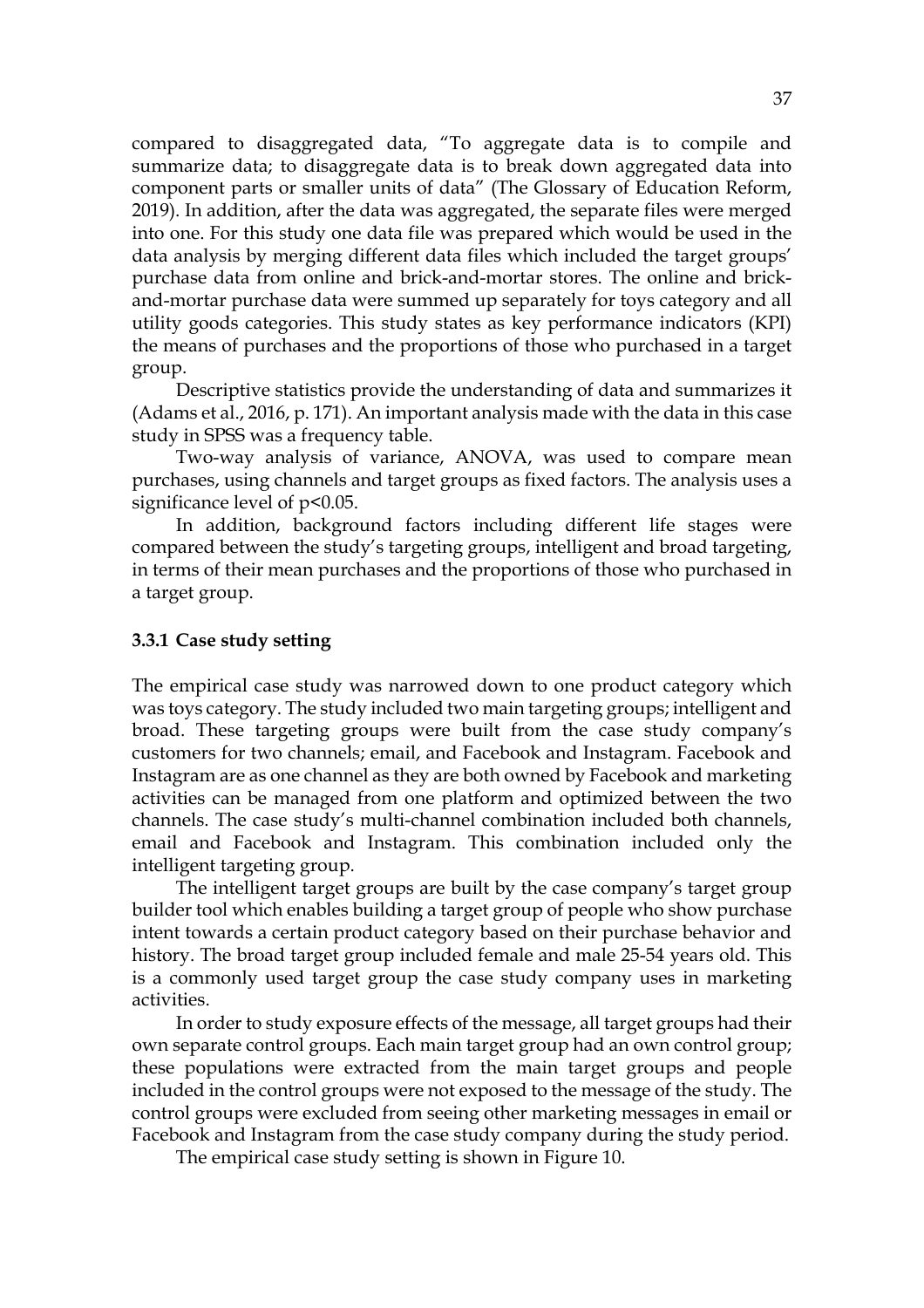compared to disaggregated data, "To aggregate data is to compile and summarize data; to disaggregate data is to break down aggregated data into component parts or smaller units of data" (The Glossary of Education Reform, 2019). In addition, after the data was aggregated, the separate files were merged into one. For this study one data file was prepared which would be used in the data analysis by merging different data files which included the target groups' purchase data from online and brick-and-mortar stores. The online and brick-and-mortar purchase data were summed up separately for toys category and all utility goods categories. This study states as key performance indicators (KPI) the means of purchases and the proportions of those who purchased in a target group.

Descriptive statistics provide the understanding of data and summarizes it (Adams et al., 2016, p. 171). An important analysis made with the data in this case study in SPSS was a frequency table.

Two-way analysis of variance, ANOVA, was used to compare mean purchases, using channels and target groups as fixed factors. The analysis uses a significance level of $p<0.05$.

In addition, background factors including different life stages were compared between the study's targeting groups, intelligent and broad targeting, in terms of their mean purchases and the proportions of those who purchased in a target group.

### 3.3.1 Case study setting

The empirical case study was narrowed down to one product category which was toys category. The study included two main targeting groups; intelligent and broad. These targeting groups were built from the case study company's customers for two channels; email, and Facebook and Instagram. Facebook and Instagram are as one channel as they are both owned by Facebook and marketing activities can be managed from one platform and optimized between the two channels. The case study's multi-channel combination included both channels, email and Facebook and Instagram. This combination included only the intelligent targeting group.

The intelligent target groups are built by the case company's target group builder tool which enables building a target group of people who show purchase intent towards a certain product category based on their purchase behavior and history. The broad target group included female and male 25-54 years old. This is a commonly used target group the case study company uses in marketing activities.

In order to study exposure effects of the message, all target groups had their own separate control groups. Each main target group had an own control group; these populations were extracted from the main target groups and people included in the control groups were not exposed to the message of the study. The control groups were excluded from seeing other marketing messages in email or Facebook and Instagram from the case study company during the study period.

The empirical case study setting is shown in Figure 10.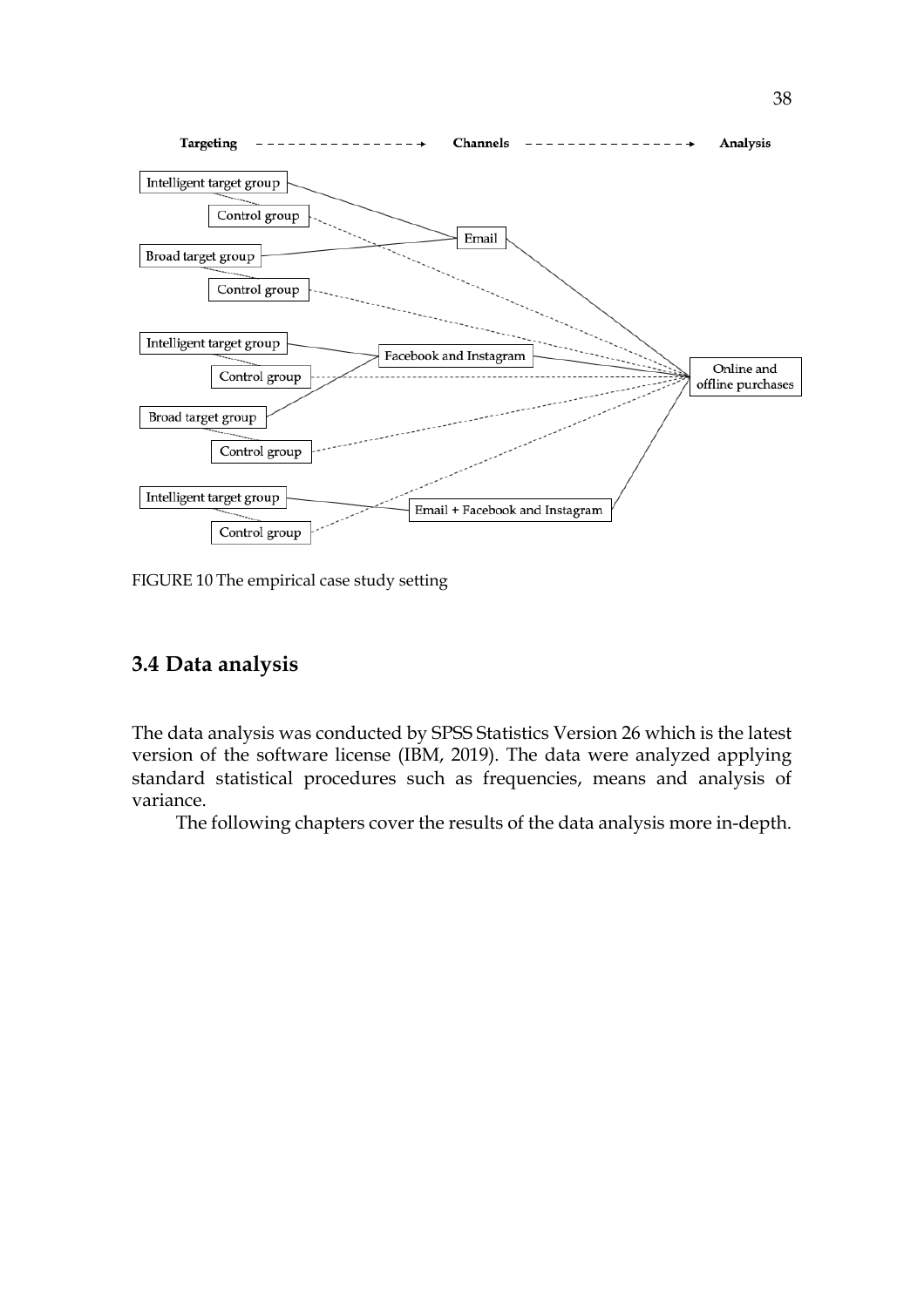Targeting → Channels → Analysis

Intelligent target group
Control group
Broad target group
Control group
Email

Intelligent target group
Control group
Broad target group
Control group
Facebook and Instagram

Intelligent target group
Control group
Email + Facebook and Instagram

Online and offline purchases

FIGURE 10 The empirical case study setting

## 3.4 Data analysis

The data analysis was conducted by SPSS Statistics Version 26 which is the latest version of the software license (IBM, 2019). The data were analyzed applying standard statistical procedures such as frequencies, means and analysis of variance.

The following chapters cover the results of the data analysis more in-depth.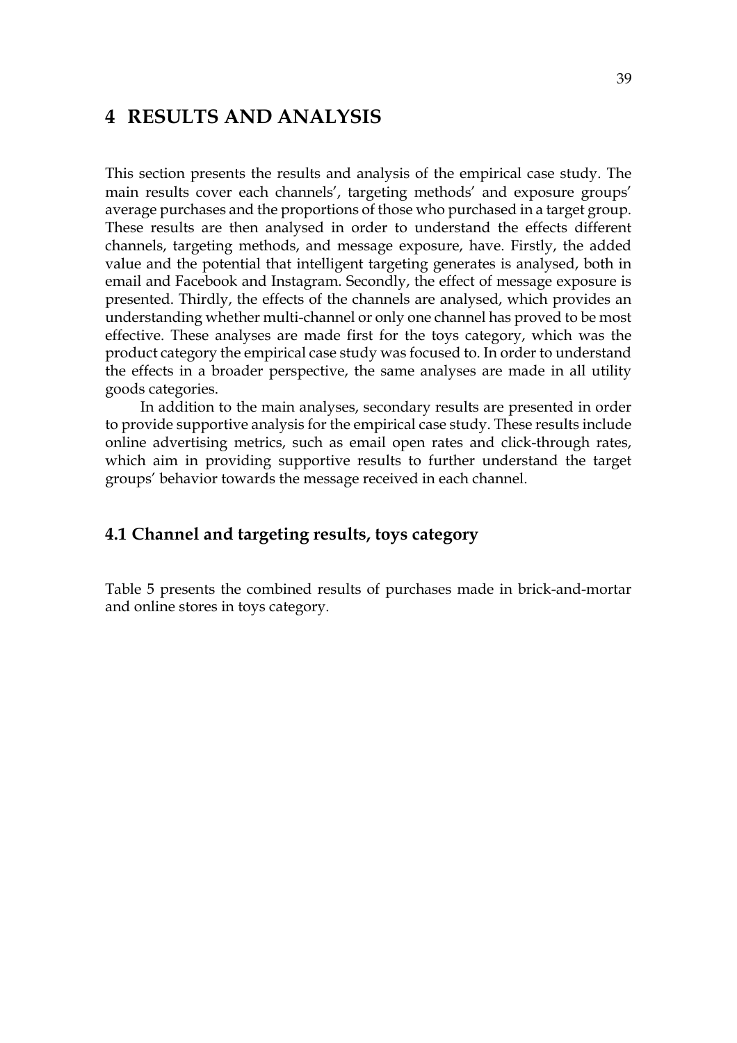# 4 RESULTS AND ANALYSIS

This section presents the results and analysis of the empirical case study. The main results cover each channels', targeting methods' and exposure groups' average purchases and the proportions of those who purchased in a target group. These results are then analysed in order to understand the effects different channels, targeting methods, and message exposure, have. Firstly, the added value and the potential that intelligent targeting generates is analysed, both in email and Facebook and Instagram. Secondly, the effect of message exposure is presented. Thirdly, the effects of the channels are analysed, which provides an understanding whether multi-channel or only one channel has proved to be most effective. These analyses are made first for the toys category, which was the product category the empirical case study was focused to. In order to understand the effects in a broader perspective, the same analyses are made in all utility goods categories.

In addition to the main analyses, secondary results are presented in order to provide supportive analysis for the empirical case study. These results include online advertising metrics, such as email open rates and click-through rates, which aim in providing supportive results to further understand the target groups' behavior towards the message received in each channel.

## 4.1 Channel and targeting results, toys category

Table 5 presents the combined results of purchases made in brick-and-mortar and online stores in toys category.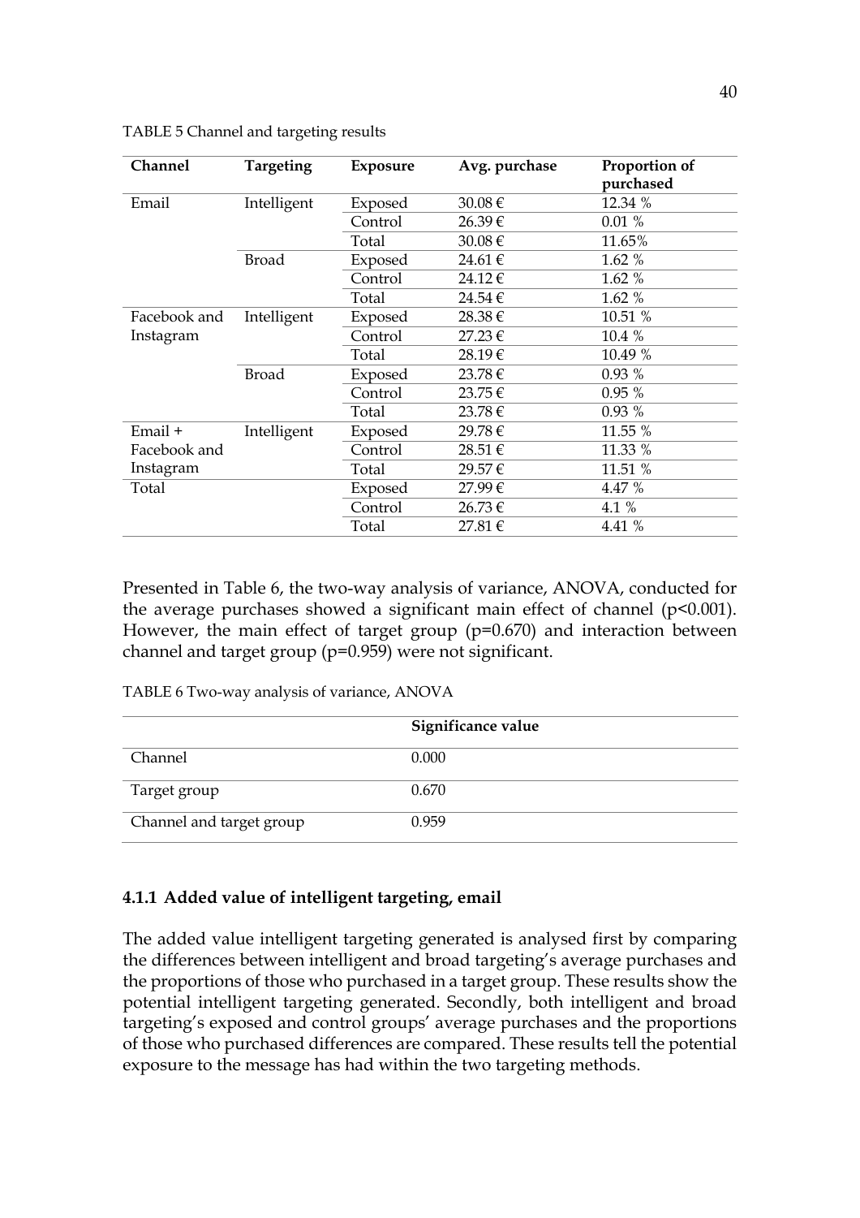TABLE 5 Channel and targeting results

| Channel | Targeting | Exposure | Avg. purchase | Proportion of purchased |
|---|---|---|---|---|
| Email | Intelligent | Exposed | 30.08 € | 12.34 % |
| | | Control | 26.39 € | 0.01 % |
| | | Total | 30.08 € | 11.65% |
| | Broad | Exposed | 24.61 € | 1.62 % |
| | | Control | 24.12 € | 1.62 % |
| | | Total | 24.54 € | 1.62 % |
| Facebook and Instagram | Intelligent | Exposed | 28.38 € | 10.51 % |
| | | Control | 27.23 € | 10.4 % |
| | | Total | 28.19 € | 10.49 % |
| | Broad | Exposed | 23.78 € | 0.93 % |
| | | Control | 23.75 € | 0.95 % |
| | | Total | 23.78 € | 0.93 % |
| Email + Facebook and Instagram | Intelligent | Exposed | 29.78 € | 11.55 % |
| | | Control | 28.51 € | 11.33 % |
| | | Total | 29.57 € | 11.51 % |
| Total | | Exposed | 27.99 € | 4.47 % |
| | | Control | 26.73 € | 4.1 % |
| | | Total | 27.81 € | 4.41 % |

Presented in Table 6, the two-way analysis of variance, ANOVA, conducted for the average purchases showed a significant main effect of channel ($p<0.001$). However, the main effect of target group ($p=0.670$) and interaction between channel and target group ($p=0.959$) were not significant.

TABLE 6 Two-way analysis of variance, ANOVA

| | Significance value |
|---|---|
| Channel | 0.000 |
| Target group | 0.670 |
| Channel and target group | 0.959 |

### 4.1.1 Added value of intelligent targeting, email

The added value intelligent targeting generated is analysed first by comparing the differences between intelligent and broad targeting's average purchases and the proportions of those who purchased in a target group. These results show the potential intelligent targeting generated. Secondly, both intelligent and broad targeting's exposed and control groups' average purchases and the proportions of those who purchased differences are compared. These results tell the potential exposure to the message has had within the two targeting methods.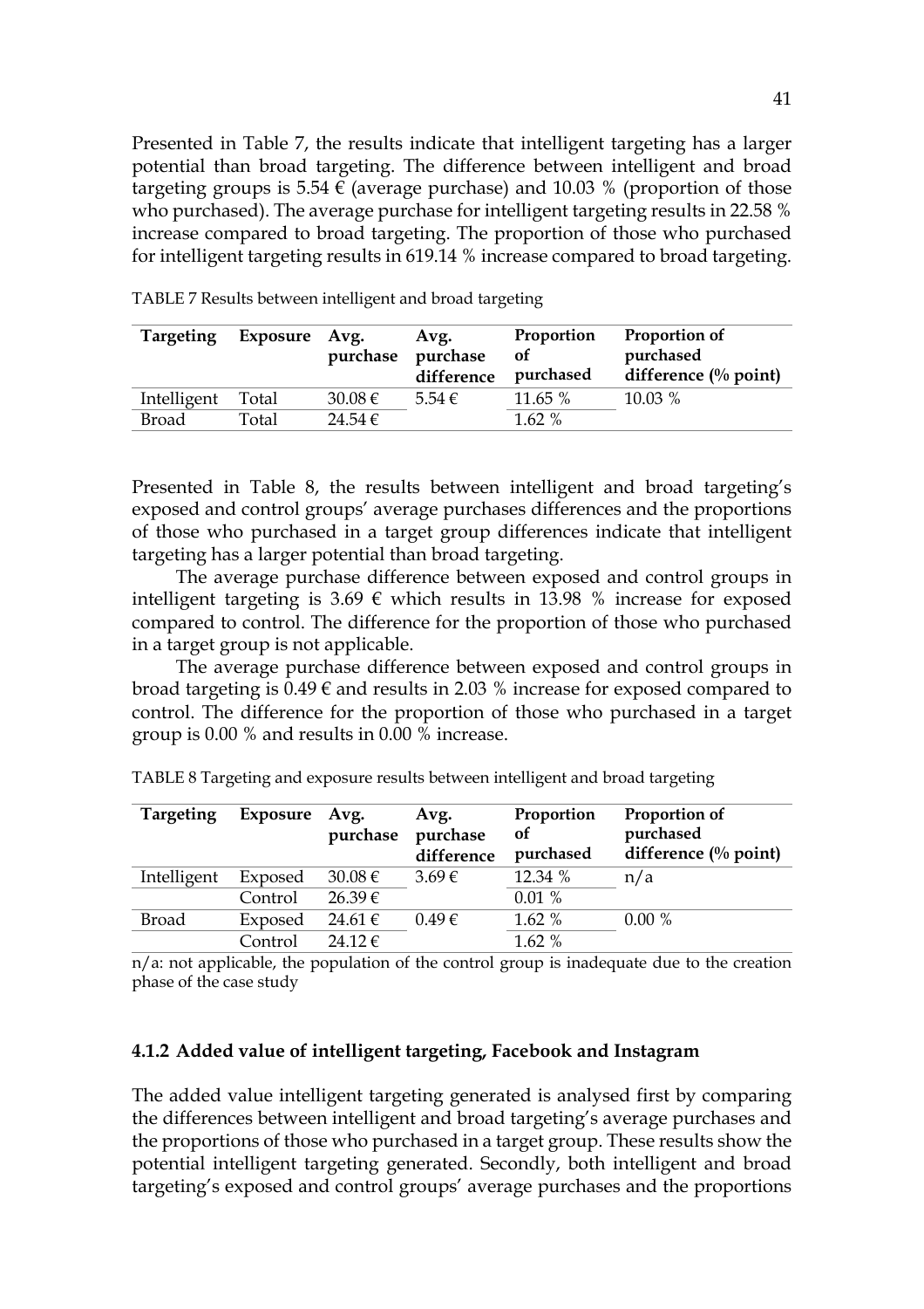Presented in Table 7, the results indicate that intelligent targeting has a larger potential than broad targeting. The difference between intelligent and broad targeting groups is 5.54 € (average purchase) and 10.03 % (proportion of those who purchased). The average purchase for intelligent targeting results in 22.58 % increase compared to broad targeting. The proportion of those who purchased for intelligent targeting results in 619.14 % increase compared to broad targeting.

TABLE 7 Results between intelligent and broad targeting

| Targeting | Exposure | Avg. purchase | Avg. purchase difference | Proportion of purchased | Proportion of purchased difference (% point) |
|---|---|---|---|---|---|
| Intelligent | Total | 30.08 € | 5.54 € | 11.65 % | 10.03 % |
| Broad | Total | 24.54 € | | 1.62 % | |

Presented in Table 8, the results between intelligent and broad targeting's exposed and control groups' average purchases differences and the proportions of those who purchased in a target group differences indicate that intelligent targeting has a larger potential than broad targeting.

The average purchase difference between exposed and control groups in intelligent targeting is 3.69 € which results in 13.98 % increase for exposed compared to control. The difference for the proportion of those who purchased in a target group is not applicable.

The average purchase difference between exposed and control groups in broad targeting is 0.49 € and results in 2.03 % increase for exposed compared to control. The difference for the proportion of those who purchased in a target group is 0.00 % and results in 0.00 % increase.

TABLE 8 Targeting and exposure results between intelligent and broad targeting

| Targeting | Exposure | Avg. purchase | Avg. purchase difference | Proportion of purchased | Proportion of purchased difference (% point) |
|---|---|---|---|---|---|
| Intelligent | Exposed | 30.08 € | 3.69 € | 12.34 % | n/a |
| | Control | 26.39 € | | 0.01 % | |
| Broad | Exposed | 24.61 € | 0.49 € | 1.62 % | 0.00 % |
| | Control | 24.12 € | | 1.62 % | |

n/a: not applicable, the population of the control group is inadequate due to the creation phase of the case study

### 4.1.2 Added value of intelligent targeting, Facebook and Instagram

The added value intelligent targeting generated is analysed first by comparing the differences between intelligent and broad targeting's average purchases and the proportions of those who purchased in a target group. These results show the potential intelligent targeting generated. Secondly, both intelligent and broad targeting's exposed and control groups' average purchases and the proportions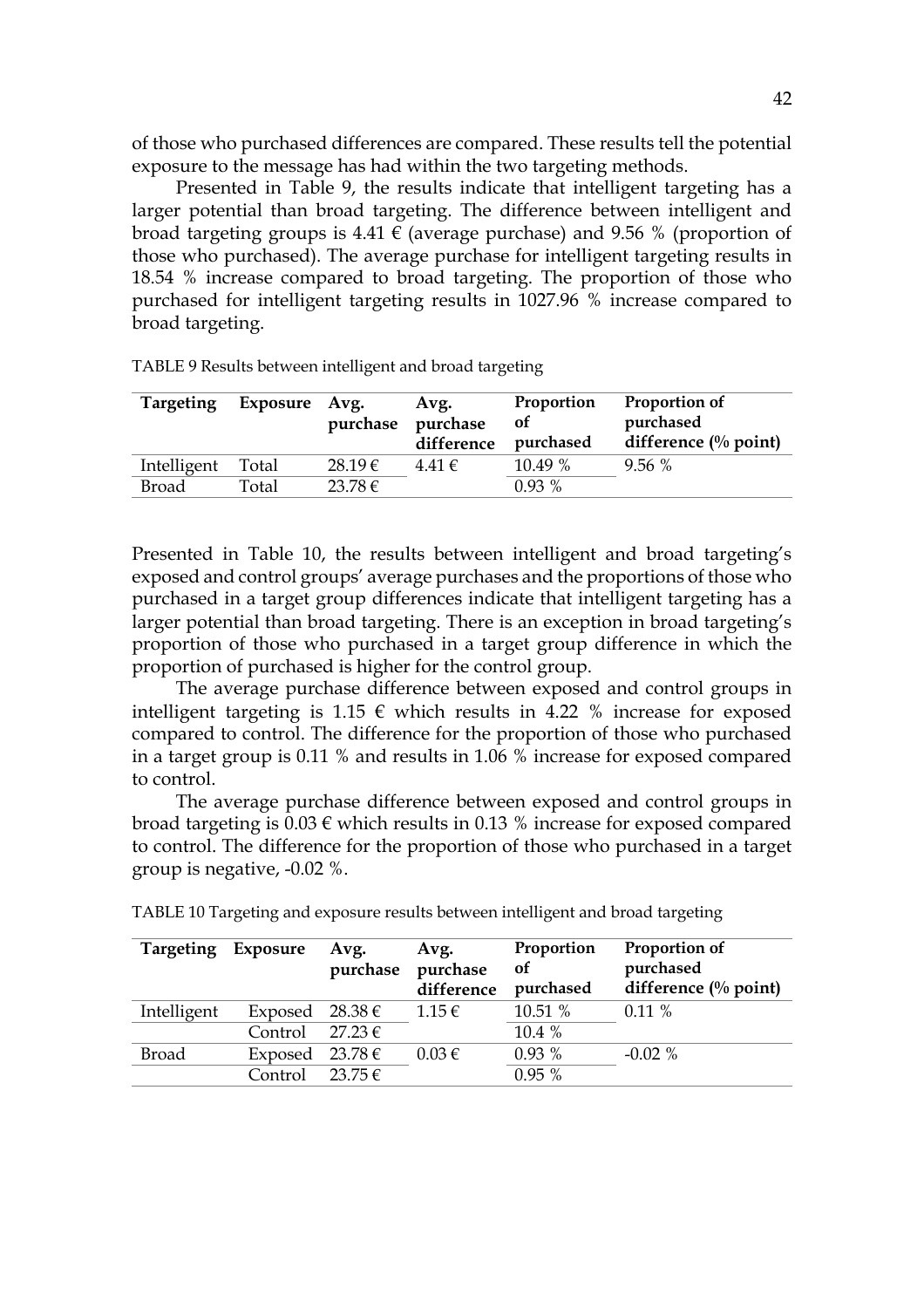of those who purchased differences are compared. These results tell the potential exposure to the message has had within the two targeting methods.

Presented in Table 9, the results indicate that intelligent targeting has a larger potential than broad targeting. The difference between intelligent and broad targeting groups is 4.41 € (average purchase) and 9.56 % (proportion of those who purchased). The average purchase for intelligent targeting results in 18.54 % increase compared to broad targeting. The proportion of those who purchased for intelligent targeting results in 1027.96 % increase compared to broad targeting.

TABLE 9 Results between intelligent and broad targeting

| Targeting | Exposure | Avg. purchase | Avg. purchase difference | Proportion of purchased | Proportion of purchased difference (% point) |
|---|---|---|---|---|---|
| Intelligent | Total | 28.19 € | 4.41 € | 10.49 % | 9.56 % |
| Broad | Total | 23.78 € | | 0.93 % | |

Presented in Table 10, the results between intelligent and broad targeting's exposed and control groups' average purchases and the proportions of those who purchased in a target group differences indicate that intelligent targeting has a larger potential than broad targeting. There is an exception in broad targeting's proportion of those who purchased in a target group difference in which the proportion of purchased is higher for the control group.

The average purchase difference between exposed and control groups in intelligent targeting is 1.15 € which results in 4.22 % increase for exposed compared to control. The difference for the proportion of those who purchased in a target group is 0.11 % and results in 1.06 % increase for exposed compared to control.

The average purchase difference between exposed and control groups in broad targeting is 0.03 € which results in 0.13 % increase for exposed compared to control. The difference for the proportion of those who purchased in a target group is negative, -0.02 %.

TABLE 10 Targeting and exposure results between intelligent and broad targeting

| Targeting | Exposure | Avg. purchase | Avg. purchase difference | Proportion of purchased | Proportion of purchased difference (% point) |
|---|---|---|---|---|---|
| Intelligent | Exposed | 28.38 € | 1.15 € | 10.51 % | 0.11 % |
| | Control | 27.23 € | | 10.4 % | |
| Broad | Exposed | 23.78 € | 0.03 € | 0.93 % | -0.02 % |
| | Control | 23.75 € | | 0.95 % | |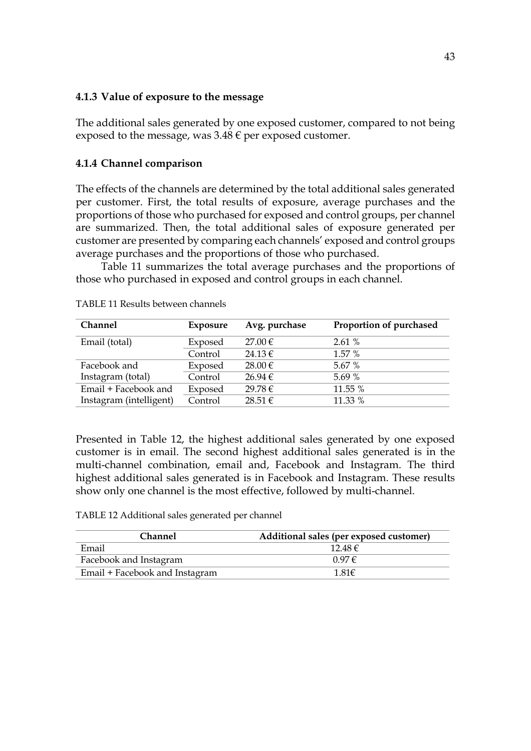### 4.1.3 Value of exposure to the message

The additional sales generated by one exposed customer, compared to not being exposed to the message, was 3.48 € per exposed customer.

### 4.1.4 Channel comparison

The effects of the channels are determined by the total additional sales generated per customer. First, the total results of exposure, average purchases and the proportions of those who purchased for exposed and control groups, per channel are summarized. Then, the total additional sales of exposure generated per customer are presented by comparing each channels' exposed and control groups average purchases and the proportions of those who purchased.

Table 11 summarizes the total average purchases and the proportions of those who purchased in exposed and control groups in each channel.

TABLE 11 Results between channels

| Channel | Exposure | Avg. purchase | Proportion of purchased |
|---|---|---|---|
| Email (total) | Exposed | 27.00 € | 2.61 % |
| | Control | 24.13 € | 1.57 % |
| Facebook and Instagram (total) | Exposed | 28.00 € | 5.67 % |
| | Control | 26.94 € | 5.69 % |
| Email + Facebook and Instagram (intelligent) | Exposed | 29.78 € | 11.55 % |
| | Control | 28.51 € | 11.33 % |

Presented in Table 12, the highest additional sales generated by one exposed customer is in email. The second highest additional sales generated is in the multi-channel combination, email and, Facebook and Instagram. The third highest additional sales generated is in Facebook and Instagram. These results show only one channel is the most effective, followed by multi-channel.

TABLE 12 Additional sales generated per channel

| Channel | Additional sales (per exposed customer) |
|---|---|
| Email | 12.48 € |
| Facebook and Instagram | 0.97 € |
| Email + Facebook and Instagram | 1.81€ |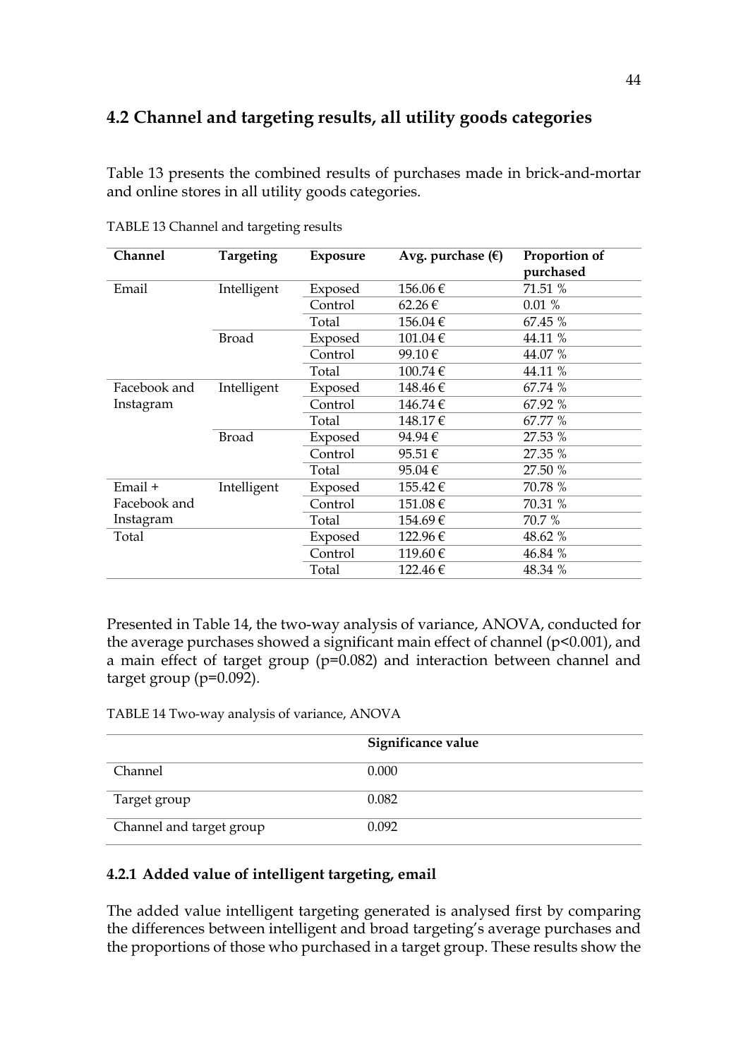## 4.2 Channel and targeting results, all utility goods categories

Table 13 presents the combined results of purchases made in brick-and-mortar and online stores in all utility goods categories.

TABLE 13 Channel and targeting results

| Channel | Targeting | Exposure | Avg. purchase (€) | Proportion of purchased |
|---|---|---|---|---|
| Email | Intelligent | Exposed | 156.06 € | 71.51 % |
| | | Control | 62.26 € | 0.01 % |
| | | Total | 156.04 € | 67.45 % |
| | Broad | Exposed | 101.04 € | 44.11 % |
| | | Control | 99.10 € | 44.07 % |
| | | Total | 100.74 € | 44.11 % |
| Facebook and Instagram | Intelligent | Exposed | 148.46 € | 67.74 % |
| | | Control | 146.74 € | 67.92 % |
| | | Total | 148.17 € | 67.77 % |
| | Broad | Exposed | 94.94 € | 27.53 % |
| | | Control | 95.51 € | 27.35 % |
| | | Total | 95.04 € | 27.50 % |
| Email + Facebook and Instagram | Intelligent | Exposed | 155.42 € | 70.78 % |
| | | Control | 151.08 € | 70.31 % |
| | | Total | 154.69 € | 70.7 % |
| Total | | Exposed | 122.96 € | 48.62 % |
| | | Control | 119.60 € | 46.84 % |
| | | Total | 122.46 € | 48.34 % |

Presented in Table 14, the two-way analysis of variance, ANOVA, conducted for the average purchases showed a significant main effect of channel ($p<0.001$), and a main effect of target group ($p=0.082$) and interaction between channel and target group ($p=0.092$).

TABLE 14 Two-way analysis of variance, ANOVA

| | Significance value |
|---|---|
| Channel | 0.000 |
| Target group | 0.082 |
| Channel and target group | 0.092 |

### 4.2.1 Added value of intelligent targeting, email

The added value intelligent targeting generated is analysed first by comparing the differences between intelligent and broad targeting's average purchases and the proportions of those who purchased in a target group. These results show the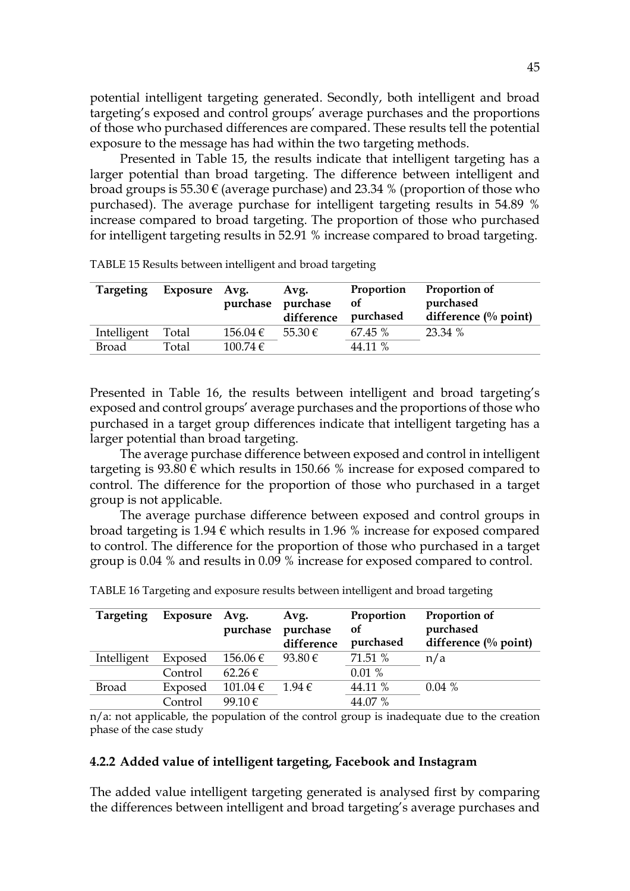potential intelligent targeting generated. Secondly, both intelligent and broad targeting's exposed and control groups' average purchases and the proportions of those who purchased differences are compared. These results tell the potential exposure to the message has had within the two targeting methods.

Presented in Table 15, the results indicate that intelligent targeting has a larger potential than broad targeting. The difference between intelligent and broad groups is 55.30 € (average purchase) and 23.34 % (proportion of those who purchased). The average purchase for intelligent targeting results in 54.89 % increase compared to broad targeting. The proportion of those who purchased for intelligent targeting results in 52.91 % increase compared to broad targeting.

TABLE 15 Results between intelligent and broad targeting

| Targeting | Exposure | Avg. purchase | Avg. purchase difference | Proportion of purchased | Proportion of purchased difference (% point) |
|---|---|---|---|---|---|
| Intelligent | Total | 156.04 € | 55.30 € | 67.45 % | 23.34 % |
| Broad | Total | 100.74 € | | 44.11 % | |

Presented in Table 16, the results between intelligent and broad targeting's exposed and control groups' average purchases and the proportions of those who purchased in a target group differences indicate that intelligent targeting has a larger potential than broad targeting.

The average purchase difference between exposed and control in intelligent targeting is 93.80 € which results in 150.66 % increase for exposed compared to control. The difference for the proportion of those who purchased in a target group is not applicable.

The average purchase difference between exposed and control groups in broad targeting is 1.94 € which results in 1.96 % increase for exposed compared to control. The difference for the proportion of those who purchased in a target group is 0.04 % and results in 0.09 % increase for exposed compared to control.

TABLE 16 Targeting and exposure results between intelligent and broad targeting

| Targeting | Exposure | Avg. purchase | Avg. purchase difference | Proportion of purchased | Proportion of purchased difference (% point) |
|---|---|---|---|---|---|
| Intelligent | Exposed | 156.06 € | 93.80 € | 71.51 % | n/a |
| | Control | 62.26 € | | 0.01 % | |
| Broad | Exposed | 101.04 € | 1.94 € | 44.11 % | 0.04 % |
| | Control | 99.10 € | | 44.07 % | |

n/a: not applicable, the population of the control group is inadequate due to the creation phase of the case study

### 4.2.2 Added value of intelligent targeting, Facebook and Instagram

The added value intelligent targeting generated is analysed first by comparing the differences between intelligent and broad targeting's average purchases and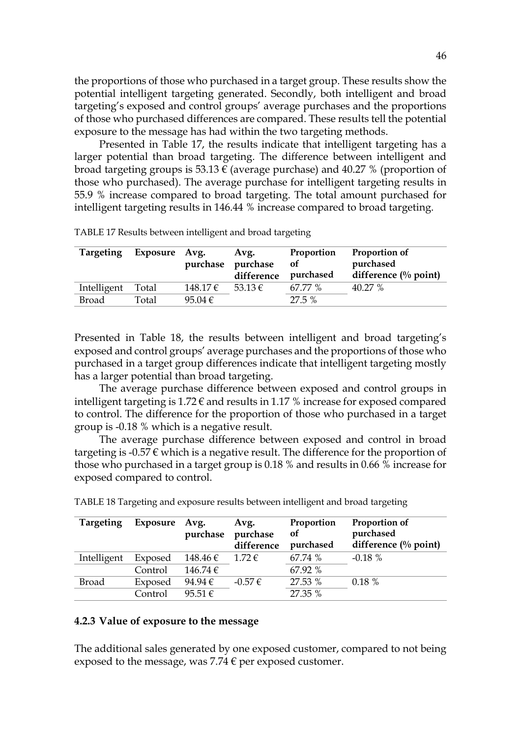the proportions of those who purchased in a target group. These results show the potential intelligent targeting generated. Secondly, both intelligent and broad targeting's exposed and control groups' average purchases and the proportions of those who purchased differences are compared. These results tell the potential exposure to the message has had within the two targeting methods.

Presented in Table 17, the results indicate that intelligent targeting has a larger potential than broad targeting. The difference between intelligent and broad targeting groups is 53.13 € (average purchase) and 40.27 % (proportion of those who purchased). The average purchase for intelligent targeting results in 55.9 % increase compared to broad targeting. The total amount purchased for intelligent targeting results in 146.44 % increase compared to broad targeting.

TABLE 17 Results between intelligent and broad targeting

| Targeting | Exposure | Avg. purchase | Avg. purchase difference | Proportion of purchased | Proportion of purchased difference (% point) |
|---|---|---|---|---|---|
| Intelligent | Total | 148.17 € | 53.13 € | 67.77 % | 40.27 % |
| Broad | Total | 95.04 € | | 27.5 % | |

Presented in Table 18, the results between intelligent and broad targeting's exposed and control groups' average purchases and the proportions of those who purchased in a target group differences indicate that intelligent targeting mostly has a larger potential than broad targeting.

The average purchase difference between exposed and control groups in intelligent targeting is 1.72 € and results in 1.17 % increase for exposed compared to control. The difference for the proportion of those who purchased in a target group is -0.18 % which is a negative result.

The average purchase difference between exposed and control in broad targeting is -0.57 € which is a negative result. The difference for the proportion of those who purchased in a target group is 0.18 % and results in 0.66 % increase for exposed compared to control.

TABLE 18 Targeting and exposure results between intelligent and broad targeting

| Targeting | Exposure | Avg. purchase | Avg. purchase difference | Proportion of purchased | Proportion of purchased difference (% point) |
|---|---|---|---|---|---|
| Intelligent | Exposed | 148.46 € | 1.72 € | 67.74 % | -0.18 % |
| | Control | 146.74 € | | 67.92 % | |
| Broad | Exposed | 94.94 € | -0.57 € | 27.53 % | 0.18 % |
| | Control | 95.51 € | | 27.35 % | |

### 4.2.3 Value of exposure to the message

The additional sales generated by one exposed customer, compared to not being exposed to the message, was 7.74 € per exposed customer.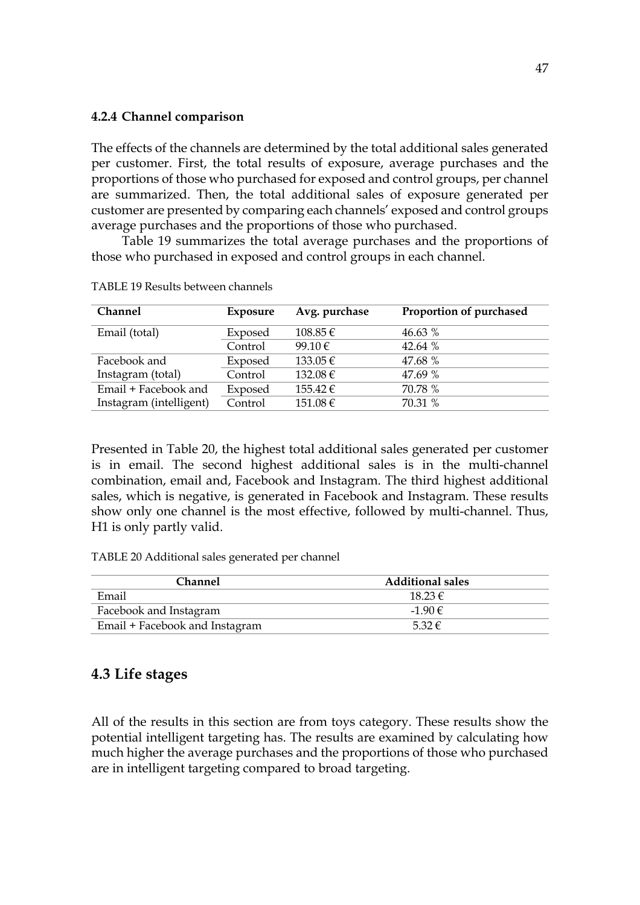### 4.2.4 Channel comparison

The effects of the channels are determined by the total additional sales generated per customer. First, the total results of exposure, average purchases and the proportions of those who purchased for exposed and control groups, per channel are summarized. Then, the total additional sales of exposure generated per customer are presented by comparing each channels' exposed and control groups average purchases and the proportions of those who purchased.

Table 19 summarizes the total average purchases and the proportions of those who purchased in exposed and control groups in each channel.

TABLE 19 Results between channels

| Channel | Exposure | Avg. purchase | Proportion of purchased |
|---|---|---|---|
| Email (total) | Exposed | 108.85 € | 46.63 % |
| | Control | 99.10 € | 42.64 % |
| Facebook and Instagram (total) | Exposed | 133.05 € | 47.68 % |
| | Control | 132.08 € | 47.69 % |
| Email + Facebook and Instagram (intelligent) | Exposed | 155.42 € | 70.78 % |
| | Control | 151.08 € | 70.31 % |

Presented in Table 20, the highest total additional sales generated per customer is in email. The second highest additional sales is in the multi-channel combination, email and, Facebook and Instagram. The third highest additional sales, which is negative, is generated in Facebook and Instagram. These results show only one channel is the most effective, followed by multi-channel. Thus, H1 is only partly valid.

TABLE 20 Additional sales generated per channel

| Channel | Additional sales |
|---|---|
| Email | 18.23 € |
| Facebook and Instagram | -1.90 € |
| Email + Facebook and Instagram | 5.32 € |

## 4.3 Life stages

All of the results in this section are from toys category. These results show the potential intelligent targeting has. The results are examined by calculating how much higher the average purchases and the proportions of those who purchased are in intelligent targeting compared to broad targeting.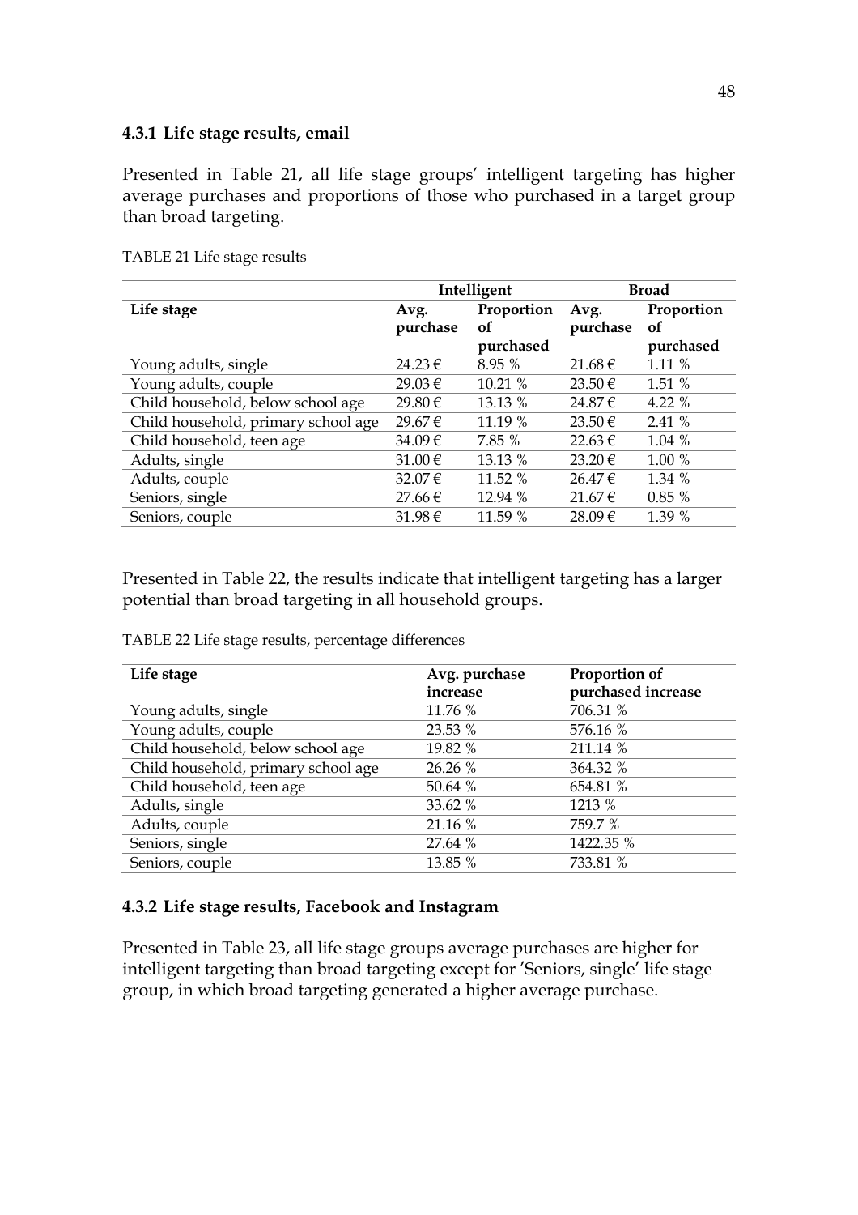### 4.3.1 Life stage results, email

Presented in Table 21, all life stage groups' intelligent targeting has higher average purchases and proportions of those who purchased in a target group than broad targeting.

TABLE 21 Life stage results

| | Intelligent | | Broad | |
|---|---|---|---|---|
| Life stage | Avg. purchase | Proportion of purchased | Avg. purchase | Proportion of purchased |
| Young adults, single | 24.23 € | 8.95 % | 21.68 € | 1.11 % |
| Young adults, couple | 29.03 € | 10.21 % | 23.50 € | 1.51 % |
| Child household, below school age | 29.80 € | 13.13 % | 24.87 € | 4.22 % |
| Child household, primary school age | 29.67 € | 11.19 % | 23.50 € | 2.41 % |
| Child household, teen age | 34.09 € | 7.85 % | 22.63 € | 1.04 % |
| Adults, single | 31.00 € | 13.13 % | 23.20 € | 1.00 % |
| Adults, couple | 32.07 € | 11.52 % | 26.47 € | 1.34 % |
| Seniors, single | 27.66 € | 12.94 % | 21.67 € | 0.85 % |
| Seniors, couple | 31.98 € | 11.59 % | 28.09 € | 1.39 % |

Presented in Table 22, the results indicate that intelligent targeting has a larger potential than broad targeting in all household groups.

TABLE 22 Life stage results, percentage differences

| Life stage | Avg. purchase increase | Proportion of purchased increase |
|---|---|---|
| Young adults, single | 11.76 % | 706.31 % |
| Young adults, couple | 23.53 % | 576.16 % |
| Child household, below school age | 19.82 % | 211.14 % |
| Child household, primary school age | 26.26 % | 364.32 % |
| Child household, teen age | 50.64 % | 654.81 % |
| Adults, single | 33.62 % | 1213 % |
| Adults, couple | 21.16 % | 759.7 % |
| Seniors, single | 27.64 % | 1422.35 % |
| Seniors, couple | 13.85 % | 733.81 % |

### 4.3.2 Life stage results, Facebook and Instagram

Presented in Table 23, all life stage groups average purchases are higher for intelligent targeting than broad targeting except for 'Seniors, single' life stage group, in which broad targeting generated a higher average purchase.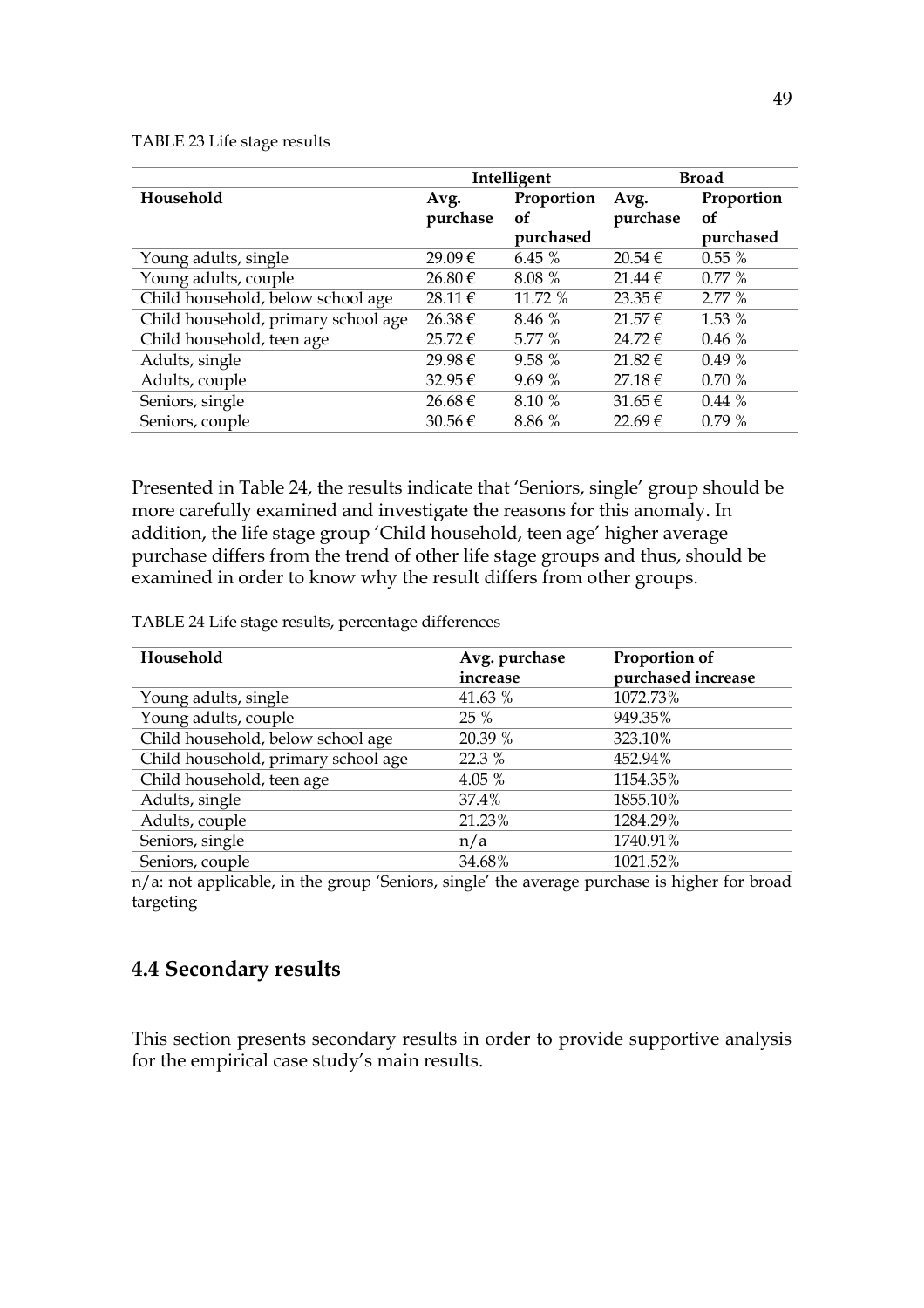TABLE 23 Life stage results

| | Intelligent | | Broad | |
|---|---|---|---|---|
| Household | Avg. purchase | Proportion of purchased | Avg. purchase | Proportion of purchased |
| Young adults, single | 29.09 € | 6.45 % | 20.54 € | 0.55 % |
| Young adults, couple | 26.80 € | 8.08 % | 21.44 € | 0.77 % |
| Child household, below school age | 28.11 € | 11.72 % | 23.35 € | 2.77 % |
| Child household, primary school age | 26.38 € | 8.46 % | 21.57 € | 1.53 % |
| Child household, teen age | 25.72 € | 5.77 % | 24.72 € | 0.46 % |
| Adults, single | 29.98 € | 9.58 % | 21.82 € | 0.49 % |
| Adults, couple | 32.95 € | 9.69 % | 27.18 € | 0.70 % |
| Seniors, single | 26.68 € | 8.10 % | 31.65 € | 0.44 % |
| Seniors, couple | 30.56 € | 8.86 % | 22.69 € | 0.79 % |

Presented in Table 24, the results indicate that 'Seniors, single' group should be more carefully examined and investigate the reasons for this anomaly. In addition, the life stage group 'Child household, teen age' higher average purchase differs from the trend of other life stage groups and thus, should be examined in order to know why the result differs from other groups.

TABLE 24 Life stage results, percentage differences

| Household | Avg. purchase increase | Proportion of purchased increase |
|---|---|---|
| Young adults, single | 41.63 % | 1072.73% |
| Young adults, couple | 25 % | 949.35% |
| Child household, below school age | 20.39 % | 323.10% |
| Child household, primary school age | 22.3 % | 452.94% |
| Child household, teen age | 4.05 % | 1154.35% |
| Adults, single | 37.4% | 1855.10% |
| Adults, couple | 21.23% | 1284.29% |
| Seniors, single | n/a | 1740.91% |
| Seniors, couple | 34.68% | 1021.52% |

n/a: not applicable, in the group 'Seniors, single' the average purchase is higher for broad targeting

## 4.4 Secondary results

This section presents secondary results in order to provide supportive analysis for the empirical case study's main results.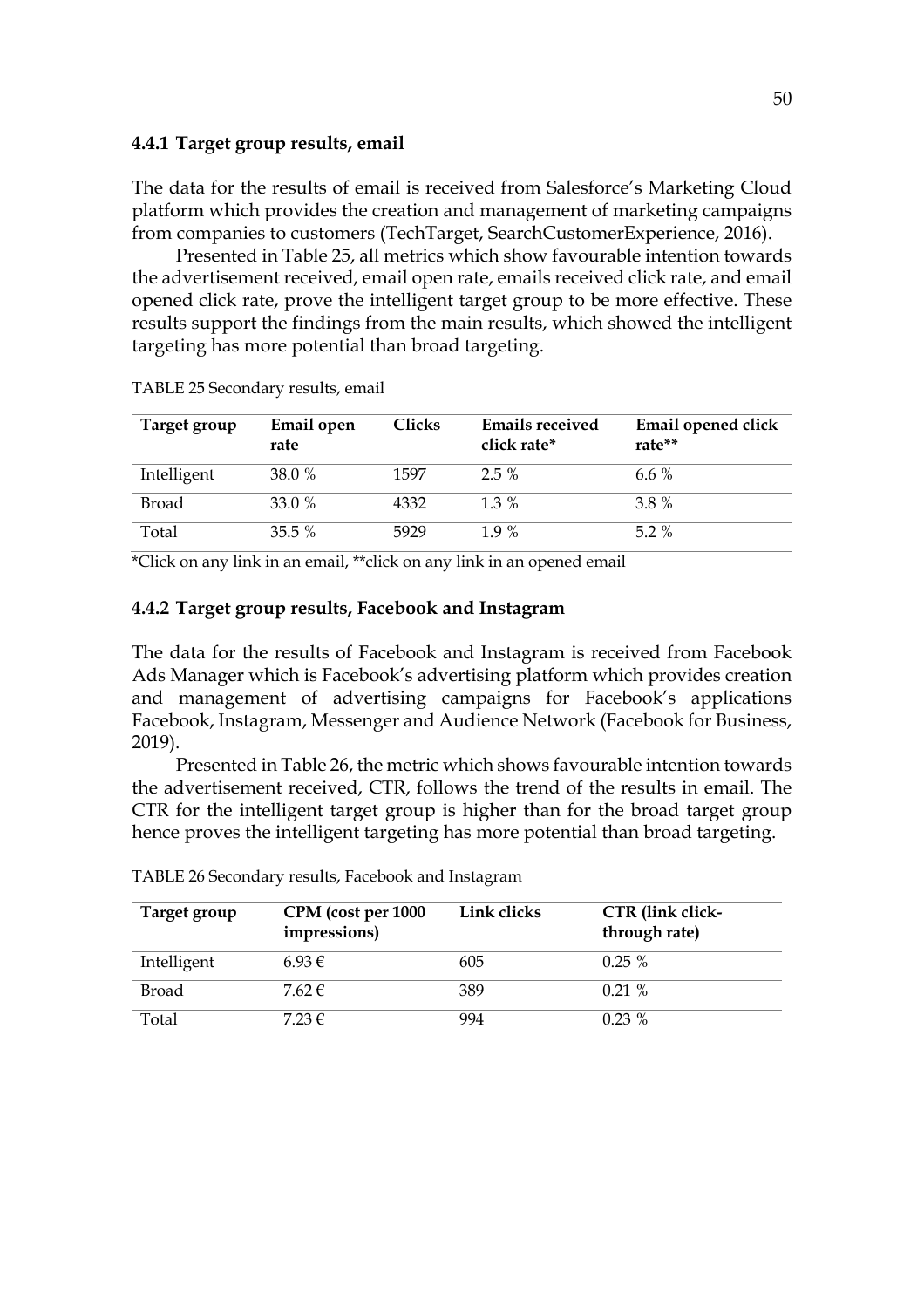### 4.4.1 Target group results, email

The data for the results of email is received from Salesforce's Marketing Cloud platform which provides the creation and management of marketing campaigns from companies to customers (TechTarget, SearchCustomerExperience, 2016).

Presented in Table 25, all metrics which show favourable intention towards the advertisement received, email open rate, emails received click rate, and email opened click rate, prove the intelligent target group to be more effective. These results support the findings from the main results, which showed the intelligent targeting has more potential than broad targeting.

TABLE 25 Secondary results, email

| Target group | Email open rate | Clicks | Emails received click rate* | Email opened click rate** |
|---|---|---|---|---|
| Intelligent | 38.0 % | 1597 | 2.5 % | 6.6 % |
| Broad | 33.0 % | 4332 | 1.3 % | 3.8 % |
| Total | 35.5 % | 5929 | 1.9 % | 5.2 % |

*Click on any link in an email, **click on any link in an opened email

### 4.4.2 Target group results, Facebook and Instagram

The data for the results of Facebook and Instagram is received from Facebook Ads Manager which is Facebook's advertising platform which provides creation and management of advertising campaigns for Facebook's applications Facebook, Instagram, Messenger and Audience Network (Facebook for Business, 2019).

Presented in Table 26, the metric which shows favourable intention towards the advertisement received, CTR, follows the trend of the results in email. The CTR for the intelligent target group is higher than for the broad target group hence proves the intelligent targeting has more potential than broad targeting.

TABLE 26 Secondary results, Facebook and Instagram

| Target group | CPM (cost per 1000 impressions) | Link clicks | CTR (link click-through rate) |
|---|---|---|---|
| Intelligent | 6.93 € | 605 | 0.25 % |
| Broad | 7.62 € | 389 | 0.21 % |
| Total | 7.23 € | 994 | 0.23 % |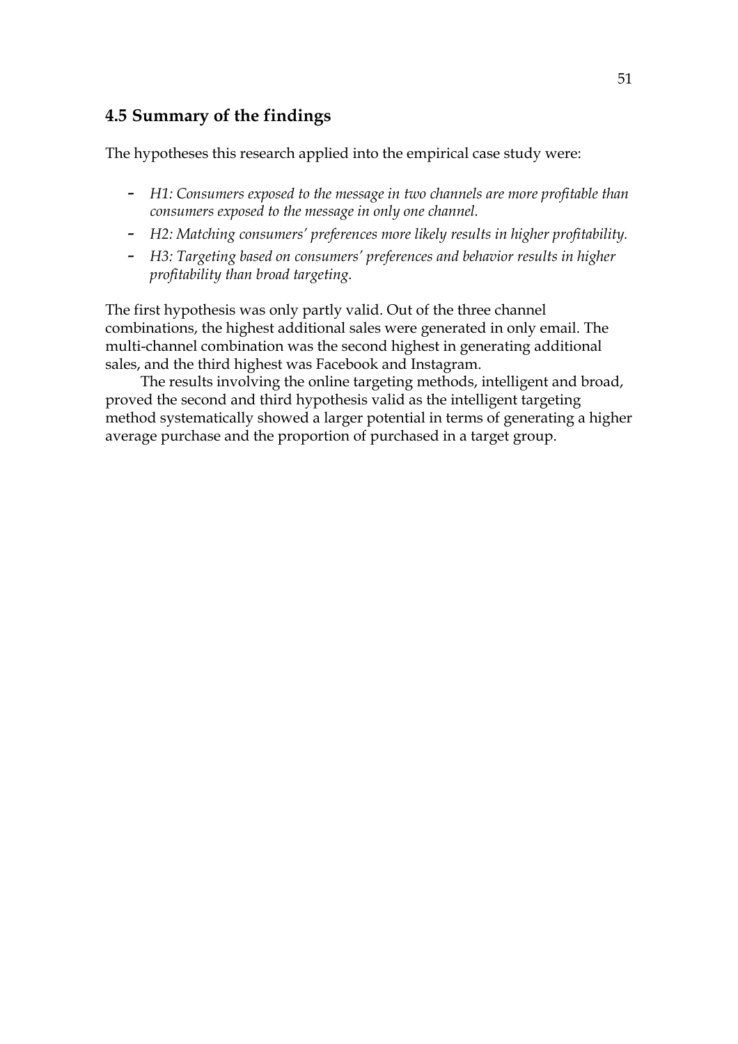## 4.5 Summary of the findings

The hypotheses this research applied into the empirical case study were:

- *H1: Consumers exposed to the message in two channels are more profitable than consumers exposed to the message in only one channel.*
- *H2: Matching consumers' preferences more likely results in higher profitability.*
- *H3: Targeting based on consumers' preferences and behavior results in higher profitability than broad targeting.*

The first hypothesis was only partly valid. Out of the three channel combinations, the highest additional sales were generated in only email. The multi-channel combination was the second highest in generating additional sales, and the third highest was Facebook and Instagram.

The results involving the online targeting methods, intelligent and broad, proved the second and third hypothesis valid as the intelligent targeting method systematically showed a larger potential in terms of generating a higher average purchase and the proportion of purchased in a target group.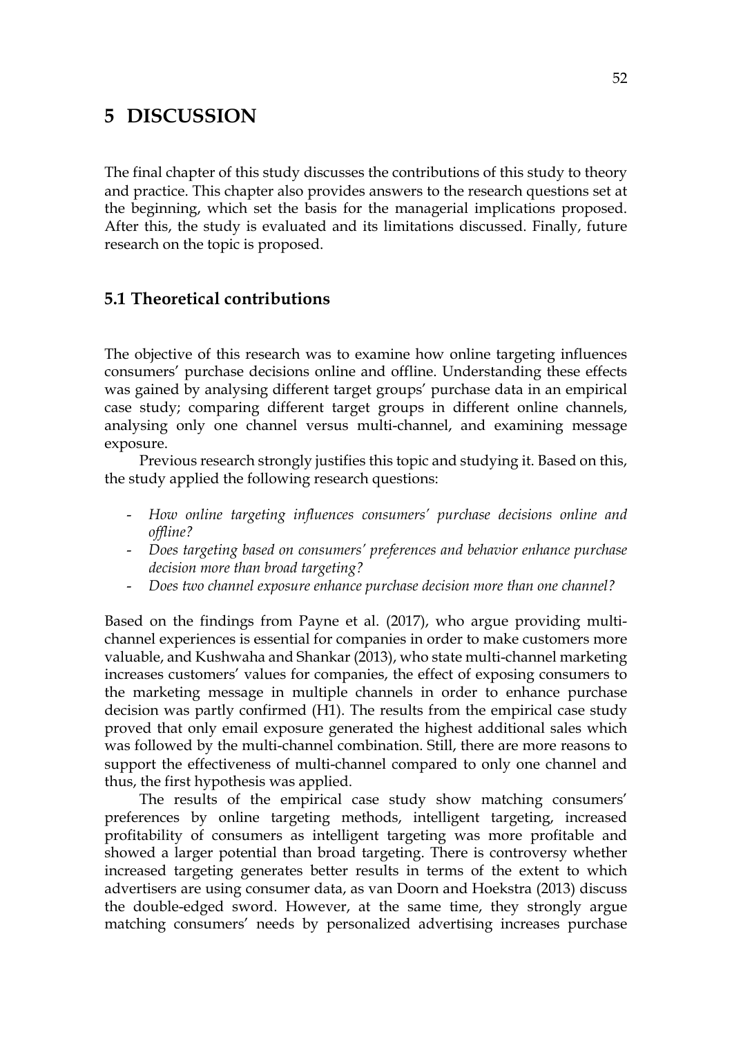# 5 DISCUSSION

The final chapter of this study discusses the contributions of this study to theory and practice. This chapter also provides answers to the research questions set at the beginning, which set the basis for the managerial implications proposed. After this, the study is evaluated and its limitations discussed. Finally, future research on the topic is proposed.

## 5.1 Theoretical contributions

The objective of this research was to examine how online targeting influences consumers' purchase decisions online and offline. Understanding these effects was gained by analysing different target groups' purchase data in an empirical case study; comparing different target groups in different online channels, analysing only one channel versus multi-channel, and examining message exposure.

Previous research strongly justifies this topic and studying it. Based on this, the study applied the following research questions:

- *How online targeting influences consumers' purchase decisions online and offline?*
- *Does targeting based on consumers' preferences and behavior enhance purchase decision more than broad targeting?*
- *Does two channel exposure enhance purchase decision more than one channel?*

Based on the findings from Payne et al. (2017), who argue providing multi-channel experiences is essential for companies in order to make customers more valuable, and Kushwaha and Shankar (2013), who state multi-channel marketing increases customers' values for companies, the effect of exposing consumers to the marketing message in multiple channels in order to enhance purchase decision was partly confirmed (H1). The results from the empirical case study proved that only email exposure generated the highest additional sales which was followed by the multi-channel combination. Still, there are more reasons to support the effectiveness of multi-channel compared to only one channel and thus, the first hypothesis was applied.

The results of the empirical case study show matching consumers' preferences by online targeting methods, intelligent targeting, increased profitability of consumers as intelligent targeting was more profitable and showed a larger potential than broad targeting. There is controversy whether increased targeting generates better results in terms of the extent to which advertisers are using consumer data, as van Doorn and Hoekstra (2013) discuss the double-edged sword. However, at the same time, they strongly argue matching consumers' needs by personalized advertising increases purchase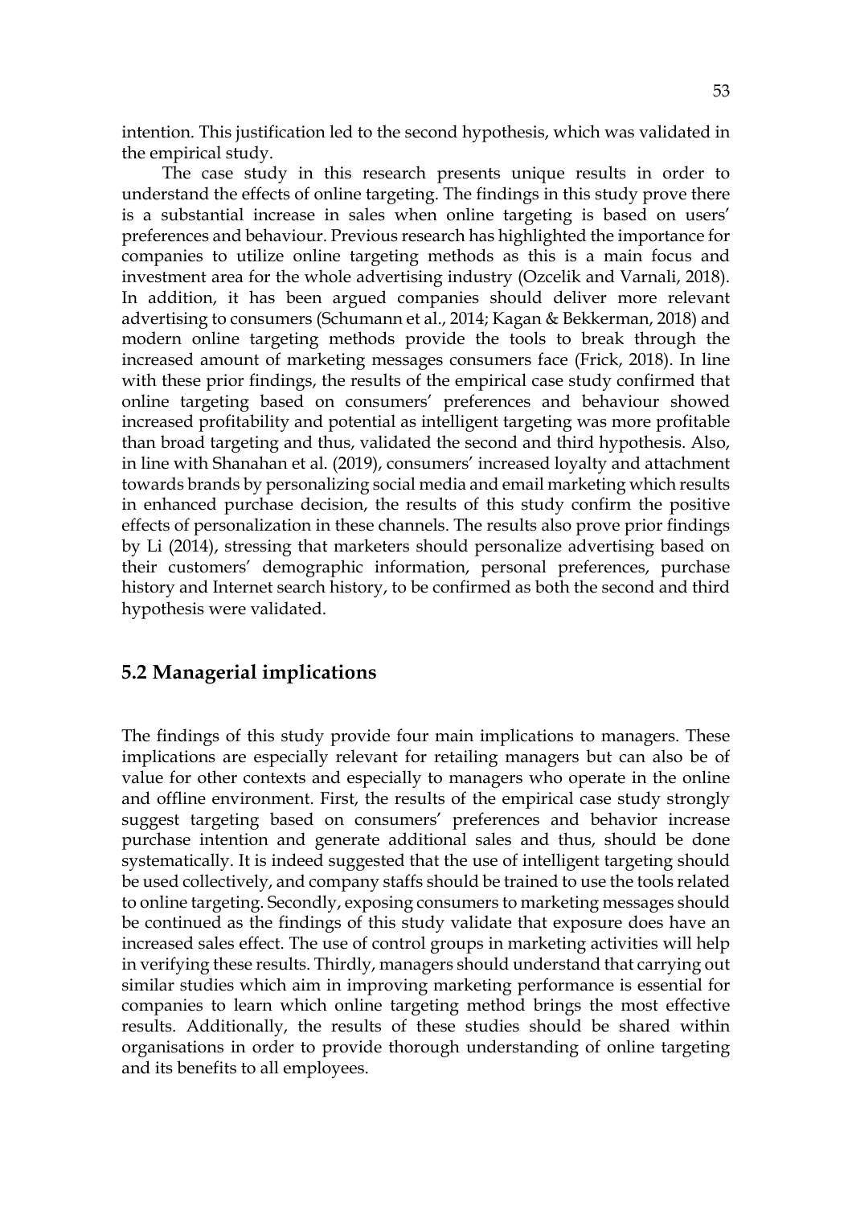intention. This justification led to the second hypothesis, which was validated in the empirical study.

The case study in this research presents unique results in order to understand the effects of online targeting. The findings in this study prove there is a substantial increase in sales when online targeting is based on users' preferences and behaviour. Previous research has highlighted the importance for companies to utilize online targeting methods as this is a main focus and investment area for the whole advertising industry (Ozcelik and Varnali, 2018). In addition, it has been argued companies should deliver more relevant advertising to consumers (Schumann et al., 2014; Kagan & Bekkerman, 2018) and modern online targeting methods provide the tools to break through the increased amount of marketing messages consumers face (Frick, 2018). In line with these prior findings, the results of the empirical case study confirmed that online targeting based on consumers' preferences and behaviour showed increased profitability and potential as intelligent targeting was more profitable than broad targeting and thus, validated the second and third hypothesis. Also, in line with Shanahan et al. (2019), consumers' increased loyalty and attachment towards brands by personalizing social media and email marketing which results in enhanced purchase decision, the results of this study confirm the positive effects of personalization in these channels. The results also prove prior findings by Li (2014), stressing that marketers should personalize advertising based on their customers' demographic information, personal preferences, purchase history and Internet search history, to be confirmed as both the second and third hypothesis were validated.

## 5.2 Managerial implications

The findings of this study provide four main implications to managers. These implications are especially relevant for retailing managers but can also be of value for other contexts and especially to managers who operate in the online and offline environment. First, the results of the empirical case study strongly suggest targeting based on consumers' preferences and behavior increase purchase intention and generate additional sales and thus, should be done systematically. It is indeed suggested that the use of intelligent targeting should be used collectively, and company staffs should be trained to use the tools related to online targeting. Secondly, exposing consumers to marketing messages should be continued as the findings of this study validate that exposure does have an increased sales effect. The use of control groups in marketing activities will help in verifying these results. Thirdly, managers should understand that carrying out similar studies which aim in improving marketing performance is essential for companies to learn which online targeting method brings the most effective results. Additionally, the results of these studies should be shared within organisations in order to provide thorough understanding of online targeting and its benefits to all employees.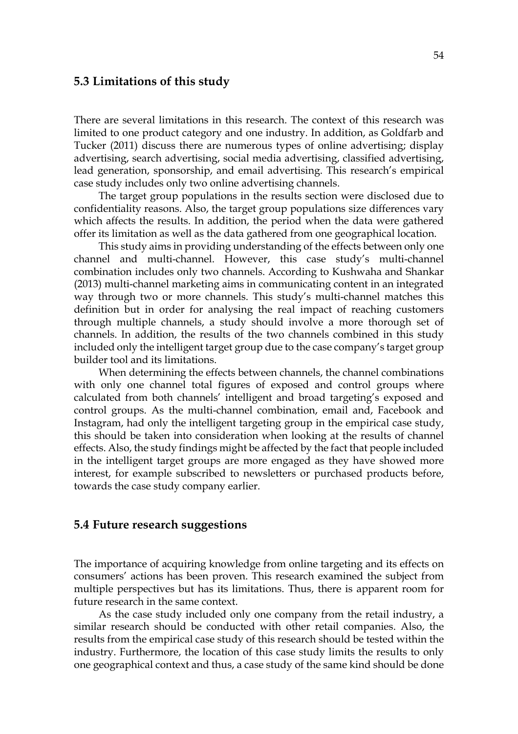## 5.3 Limitations of this study

There are several limitations in this research. The context of this research was limited to one product category and one industry. In addition, as Goldfarb and Tucker (2011) discuss there are numerous types of online advertising; display advertising, search advertising, social media advertising, classified advertising, lead generation, sponsorship, and email advertising. This research's empirical case study includes only two online advertising channels.

The target group populations in the results section were disclosed due to confidentiality reasons. Also, the target group populations size differences vary which affects the results. In addition, the period when the data were gathered offer its limitation as well as the data gathered from one geographical location.

This study aims in providing understanding of the effects between only one channel and multi-channel. However, this case study's multi-channel combination includes only two channels. According to Kushwaha and Shankar (2013) multi-channel marketing aims in communicating content in an integrated way through two or more channels. This study's multi-channel matches this definition but in order for analysing the real impact of reaching customers through multiple channels, a study should involve a more thorough set of channels. In addition, the results of the two channels combined in this study included only the intelligent target group due to the case company's target group builder tool and its limitations.

When determining the effects between channels, the channel combinations with only one channel total figures of exposed and control groups where calculated from both channels' intelligent and broad targeting's exposed and control groups. As the multi-channel combination, email and, Facebook and Instagram, had only the intelligent targeting group in the empirical case study, this should be taken into consideration when looking at the results of channel effects. Also, the study findings might be affected by the fact that people included in the intelligent target groups are more engaged as they have showed more interest, for example subscribed to newsletters or purchased products before, towards the case study company earlier.

## 5.4 Future research suggestions

The importance of acquiring knowledge from online targeting and its effects on consumers' actions has been proven. This research examined the subject from multiple perspectives but has its limitations. Thus, there is apparent room for future research in the same context.

As the case study included only one company from the retail industry, a similar research should be conducted with other retail companies. Also, the results from the empirical case study of this research should be tested within the industry. Furthermore, the location of this case study limits the results to only one geographical context and thus, a case study of the same kind should be done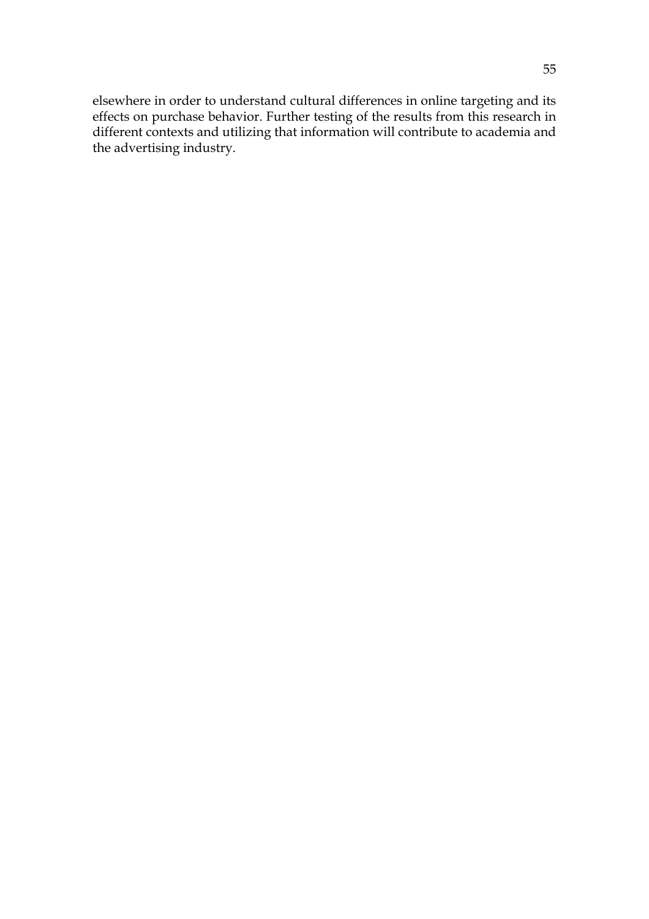elsewhere in order to understand cultural differences in online targeting and its effects on purchase behavior. Further testing of the results from this research in different contexts and utilizing that information will contribute to academia and the advertising industry.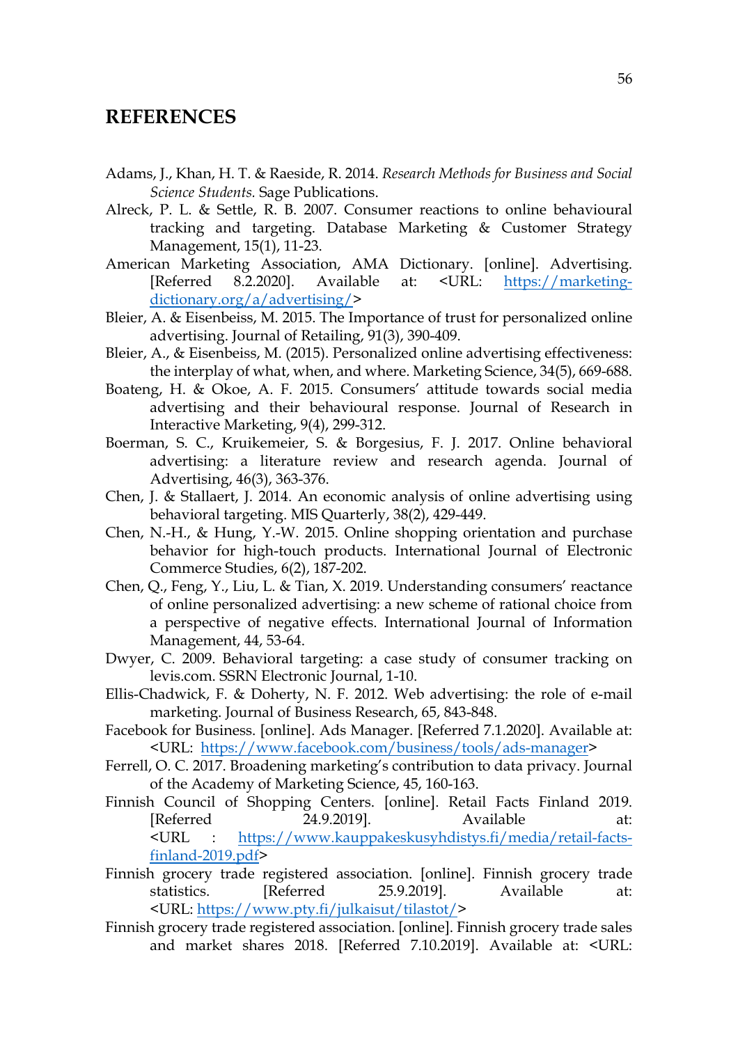# REFERENCES

Adams, J., Khan, H. T. & Raeside, R. 2014. *Research Methods for Business and Social Science Students.* Sage Publications.

Alreck, P. L. & Settle, R. B. 2007. Consumer reactions to online behavioural tracking and targeting. Database Marketing & Customer Strategy Management, 15(1), 11-23.

American Marketing Association, AMA Dictionary. [online]. Advertising. [Referred 8.2.2020]. Available at: <URL: https://marketing-dictionary.org/a/advertising/>

Bleier, A. & Eisenbeiss, M. 2015. The Importance of trust for personalized online advertising. Journal of Retailing, 91(3), 390-409.

Bleier, A., & Eisenbeiss, M. (2015). Personalized online advertising effectiveness: the interplay of what, when, and where. Marketing Science, 34(5), 669-688.

Boateng, H. & Okoe, A. F. 2015. Consumers' attitude towards social media advertising and their behavioural response. Journal of Research in Interactive Marketing, 9(4), 299-312.

Boerman, S. C., Kruikemeier, S. & Borgesius, F. J. 2017. Online behavioral advertising: a literature review and research agenda. Journal of Advertising, 46(3), 363-376.

Chen, J. & Stallaert, J. 2014. An economic analysis of online advertising using behavioral targeting. MIS Quarterly, 38(2), 429-449.

Chen, N.-H., & Hung, Y.-W. 2015. Online shopping orientation and purchase behavior for high-touch products. International Journal of Electronic Commerce Studies, 6(2), 187-202.

Chen, Q., Feng, Y., Liu, L. & Tian, X. 2019. Understanding consumers' reactance of online personalized advertising: a new scheme of rational choice from a perspective of negative effects. International Journal of Information Management, 44, 53-64.

Dwyer, C. 2009. Behavioral targeting: a case study of consumer tracking on levis.com. SSRN Electronic Journal, 1-10.

Ellis-Chadwick, F. & Doherty, N. F. 2012. Web advertising: the role of e-mail marketing. Journal of Business Research, 65, 843-848.

Facebook for Business. [online]. Ads Manager. [Referred 7.1.2020]. Available at: <URL: https://www.facebook.com/business/tools/ads-manager>

Ferrell, O. C. 2017. Broadening marketing's contribution to data privacy. Journal of the Academy of Marketing Science, 45, 160-163.

Finnish Council of Shopping Centers. [online]. Retail Facts Finland 2019. [Referred 24.9.2019]. Available at: <URL : https://www.kauppakeskusyhdistys.fi/media/retail-facts-finland-2019.pdf>

Finnish grocery trade registered association. [online]. Finnish grocery trade statistics. [Referred 25.9.2019]. Available at: <URL: https://www.pty.fi/julkaisut/tilastot/>

Finnish grocery trade registered association. [online]. Finnish grocery trade sales and market shares 2018. [Referred 7.10.2019]. Available at: <URL: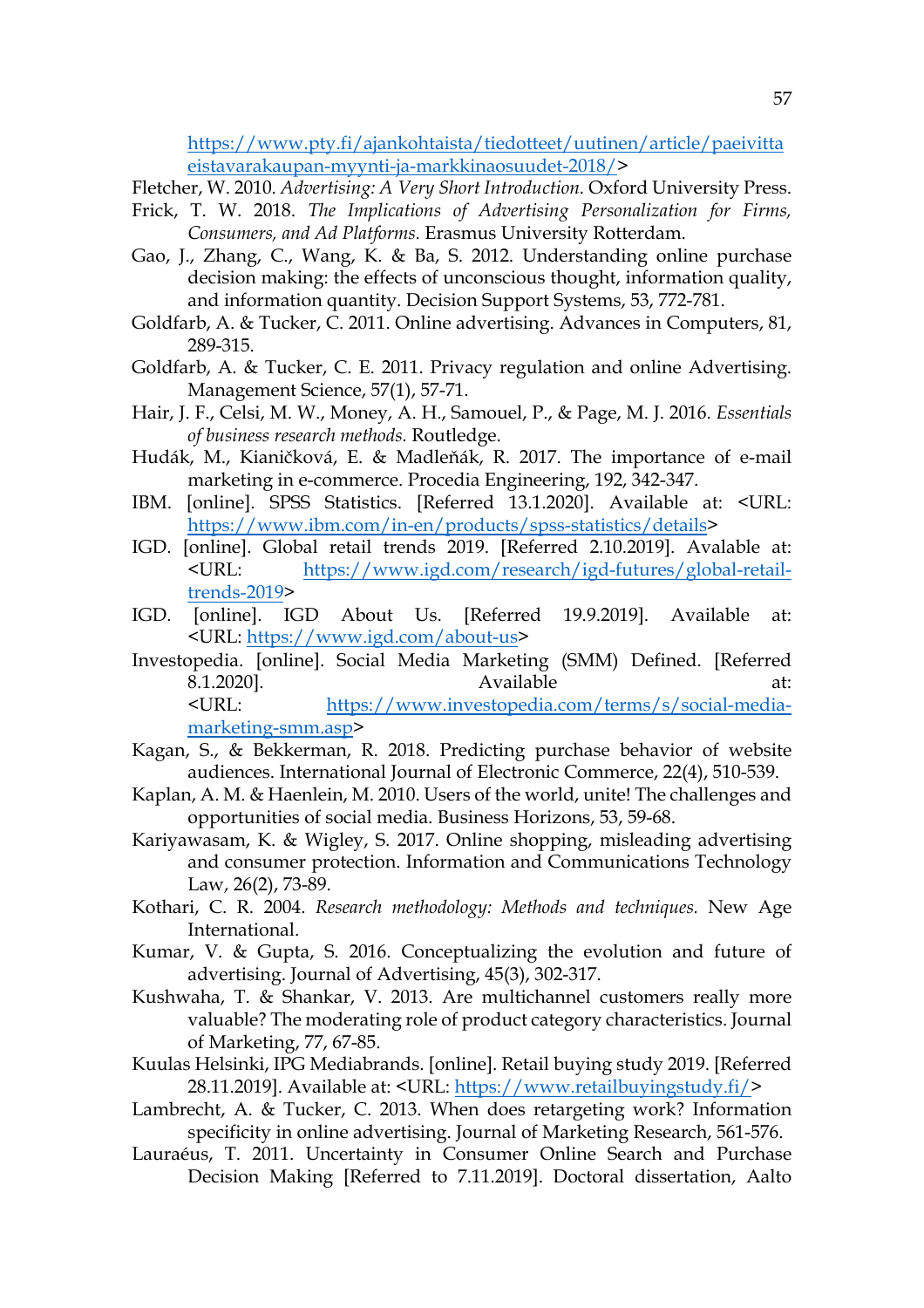https://www.pty.fi/ajankohtaista/tiedotteet/uutinen/article/paeivittaeistavarakaupan-myynti-ja-markkinaosuudet-2018/>

Fletcher, W. 2010. *Advertising: A Very Short Introduction.* Oxford University Press.

Frick, T. W. 2018. *The Implications of Advertising Personalization for Firms, Consumers, and Ad Platforms.* Erasmus University Rotterdam.

Gao, J., Zhang, C., Wang, K. & Ba, S. 2012. Understanding online purchase decision making: the effects of unconscious thought, information quality, and information quantity. Decision Support Systems, 53, 772-781.

Goldfarb, A. & Tucker, C. 2011. Online advertising. Advances in Computers, 81, 289-315.

Goldfarb, A. & Tucker, C. E. 2011. Privacy regulation and online Advertising. Management Science, 57(1), 57-71.

Hair, J. F., Celsi, M. W., Money, A. H., Samouel, P., & Page, M. J. 2016. *Essentials of business research methods.* Routledge.

Hudák, M., Kianičková, E. & Madleňák, R. 2017. The importance of e-mail marketing in e-commerce. Procedia Engineering, 192, 342-347.

IBM. [online]. SPSS Statistics. [Referred 13.1.2020]. Available at: <URL: https://www.ibm.com/in-en/products/spss-statistics/details>

IGD. [online]. Global retail trends 2019. [Referred 2.10.2019]. Avalable at: <URL: https://www.igd.com/research/igd-futures/global-retail-trends-2019>

IGD. [online]. IGD About Us. [Referred 19.9.2019]. Available at: <URL: https://www.igd.com/about-us>

Investopedia. [online]. Social Media Marketing (SMM) Defined. [Referred 8.1.2020]. Available at: <URL: https://www.investopedia.com/terms/s/social-media-marketing-smm.asp>

Kagan, S., & Bekkerman, R. 2018. Predicting purchase behavior of website audiences. International Journal of Electronic Commerce, 22(4), 510-539.

Kaplan, A. M. & Haenlein, M. 2010. Users of the world, unite! The challenges and opportunities of social media. Business Horizons, 53, 59-68.

Kariyawasam, K. & Wigley, S. 2017. Online shopping, misleading advertising and consumer protection. Information and Communications Technology Law, 26(2), 73-89.

Kothari, C. R. 2004. *Research methodology: Methods and techniques.* New Age International.

Kumar, V. & Gupta, S. 2016. Conceptualizing the evolution and future of advertising. Journal of Advertising, 45(3), 302-317.

Kushwaha, T. & Shankar, V. 2013. Are multichannel customers really more valuable? The moderating role of product category characteristics. Journal of Marketing, 77, 67-85.

Kuulas Helsinki, IPG Mediabrands. [online]. Retail buying study 2019. [Referred 28.11.2019]. Available at: <URL: https://www.retailbuyingstudy.fi/>

Lambrecht, A. & Tucker, C. 2013. When does retargeting work? Information specificity in online advertising. Journal of Marketing Research, 561-576.

Lauraéus, T. 2011. Uncertainty in Consumer Online Search and Purchase Decision Making [Referred to 7.11.2019]. Doctoral dissertation, Aalto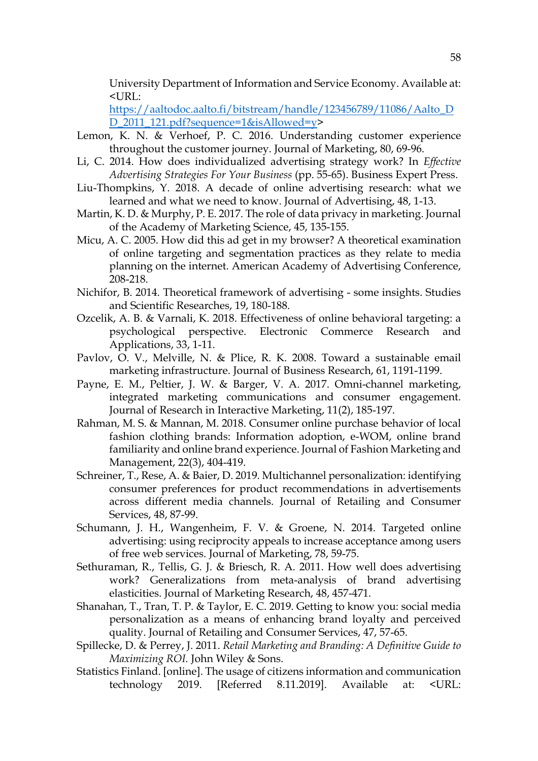University Department of Information and Service Economy. Available at: <URL: https://aaltodoc.aalto.fi/bitstream/handle/123456789/11086/Aalto_DD_2011_121.pdf?sequence=1&isAllowed=y>

Lemon, K. N. & Verhoef, P. C. 2016. Understanding customer experience throughout the customer journey. Journal of Marketing, 80, 69-96.

Li, C. 2014. How does individualized advertising strategy work? In *Effective Advertising Strategies For Your Business* (pp. 55-65). Business Expert Press.

Liu-Thompkins, Y. 2018. A decade of online advertising research: what we learned and what we need to know. Journal of Advertising, 48, 1-13.

Martin, K. D. & Murphy, P. E. 2017. The role of data privacy in marketing. Journal of the Academy of Marketing Science, 45, 135-155.

Micu, A. C. 2005. How did this ad get in my browser? A theoretical examination of online targeting and segmentation practices as they relate to media planning on the internet. American Academy of Advertising Conference, 208-218.

Nichifor, B. 2014. Theoretical framework of advertising - some insights. Studies and Scientific Researches, 19, 180-188.

Ozcelik, A. B. & Varnali, K. 2018. Effectiveness of online behavioral targeting: a psychological perspective. Electronic Commerce Research and Applications, 33, 1-11.

Pavlov, O. V., Melville, N. & Plice, R. K. 2008. Toward a sustainable email marketing infrastructure. Journal of Business Research, 61, 1191-1199.

Payne, E. M., Peltier, J. W. & Barger, V. A. 2017. Omni-channel marketing, integrated marketing communications and consumer engagement. Journal of Research in Interactive Marketing, 11(2), 185-197.

Rahman, M. S. & Mannan, M. 2018. Consumer online purchase behavior of local fashion clothing brands: Information adoption, e-WOM, online brand familiarity and online brand experience. Journal of Fashion Marketing and Management, 22(3), 404-419.

Schreiner, T., Rese, A. & Baier, D. 2019. Multichannel personalization: identifying consumer preferences for product recommendations in advertisements across different media channels. Journal of Retailing and Consumer Services, 48, 87-99.

Schumann, J. H., Wangenheim, F. V. & Groene, N. 2014. Targeted online advertising: using reciprocity appeals to increase acceptance among users of free web services. Journal of Marketing, 78, 59-75.

Sethuraman, R., Tellis, G. J. & Briesch, R. A. 2011. How well does advertising work? Generalizations from meta-analysis of brand advertising elasticities. Journal of Marketing Research, 48, 457-471.

Shanahan, T., Tran, T. P. & Taylor, E. C. 2019. Getting to know you: social media personalization as a means of enhancing brand loyalty and perceived quality. Journal of Retailing and Consumer Services, 47, 57-65.

Spillecke, D. & Perrey, J. 2011. *Retail Marketing and Branding: A Definitive Guide to Maximizing ROI.* John Wiley & Sons.

Statistics Finland. [online]. The usage of citizens information and communication technology 2019. [Referred 8.11.2019]. Available at: <URL: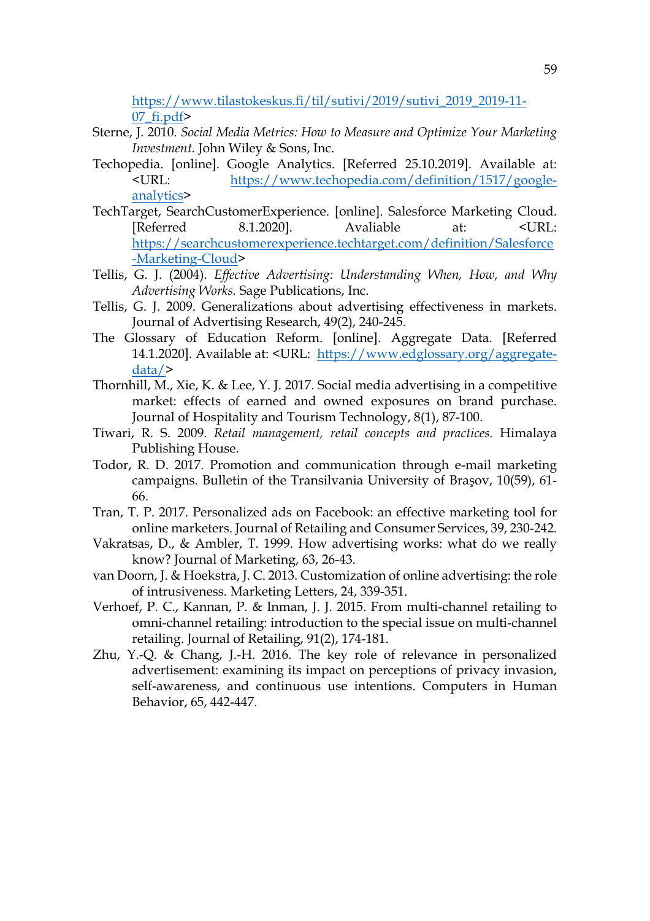https://www.tilastokeskus.fi/til/sutivi/2019/sutivi_2019_2019-11-07_fi.pdf>

Sterne, J. 2010. *Social Media Metrics: How to Measure and Optimize Your Marketing Investment.* John Wiley & Sons, Inc.

Techopedia. [online]. Google Analytics. [Referred 25.10.2019]. Available at: <URL: https://www.techopedia.com/definition/1517/google-analytics>

TechTarget, SearchCustomerExperience. [online]. Salesforce Marketing Cloud. [Referred 8.1.2020]. Avaliable at: <URL: https://searchcustomerexperience.techtarget.com/definition/Salesforce-Marketing-Cloud>

Tellis, G. J. (2004). *Effective Advertising: Understanding When, How, and Why Advertising Works.* Sage Publications, Inc.

Tellis, G. J. 2009. Generalizations about advertising effectiveness in markets. Journal of Advertising Research, 49(2), 240-245.

The Glossary of Education Reform. [online]. Aggregate Data. [Referred 14.1.2020]. Available at: <URL: https://www.edglossary.org/aggregate-data/>

Thornhill, M., Xie, K. & Lee, Y. J. 2017. Social media advertising in a competitive market: effects of earned and owned exposures on brand purchase. Journal of Hospitality and Tourism Technology, 8(1), 87-100.

Tiwari, R. S. 2009. *Retail management, retail concepts and practices.* Himalaya Publishing House.

Todor, R. D. 2017. Promotion and communication through e-mail marketing campaigns. Bulletin of the Transilvania University of Braşov, 10(59), 61-66.

Tran, T. P. 2017. Personalized ads on Facebook: an effective marketing tool for online marketers. Journal of Retailing and Consumer Services, 39, 230-242.

Vakratsas, D., & Ambler, T. 1999. How advertising works: what do we really know? Journal of Marketing, 63, 26-43.

van Doorn, J. & Hoekstra, J. C. 2013. Customization of online advertising: the role of intrusiveness. Marketing Letters, 24, 339-351.

Verhoef, P. C., Kannan, P. & Inman, J. J. 2015. From multi-channel retailing to omni-channel retailing: introduction to the special issue on multi-channel retailing. Journal of Retailing, 91(2), 174-181.

Zhu, Y.-Q. & Chang, J.-H. 2016. The key role of relevance in personalized advertisement: examining its impact on perceptions of privacy invasion, self-awareness, and continuous use intentions. Computers in Human Behavior, 65, 442-447.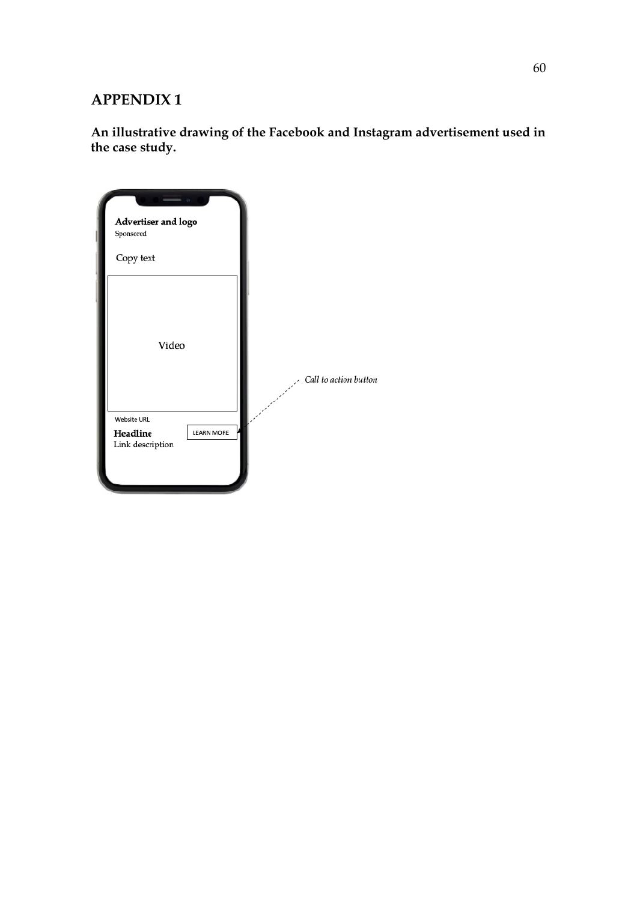# APPENDIX 1

**An illustrative drawing of the Facebook and Instagram advertisement used in the case study.**

Advertiser and logo
Sponsored

Copy text

Video

Website URL

Headline
Link description

LEARN MORE

*Call to action button*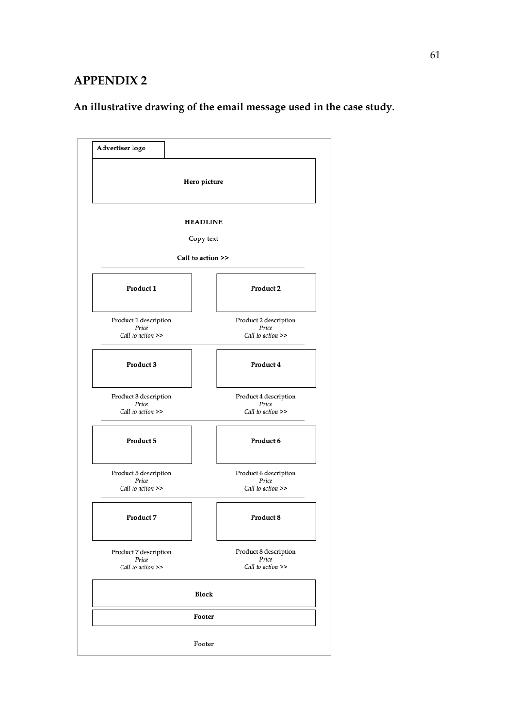## APPENDIX 2

**An illustrative drawing of the email message used in the case study.**

Advertiser logo

Hero picture

HEADLINE

Copy text

Call to action >>

Product 1

Product 1 description
*Price*
*Call to action >>*

Product 2

Product 2 description
*Price*
*Call to action >>*

Product 3

Product 3 description
*Price*
*Call to action >>*

Product 4

Product 4 description
*Price*
*Call to action >>*

Product 5

Product 5 description
*Price*
*Call to action >>*

Product 6

Product 6 description
*Price*
*Call to action >>*

Product 7

Product 7 description
*Price*
*Call to action >>*

Product 8

Product 8 description
*Price*
*Call to action >>*

Block

Footer

Footer